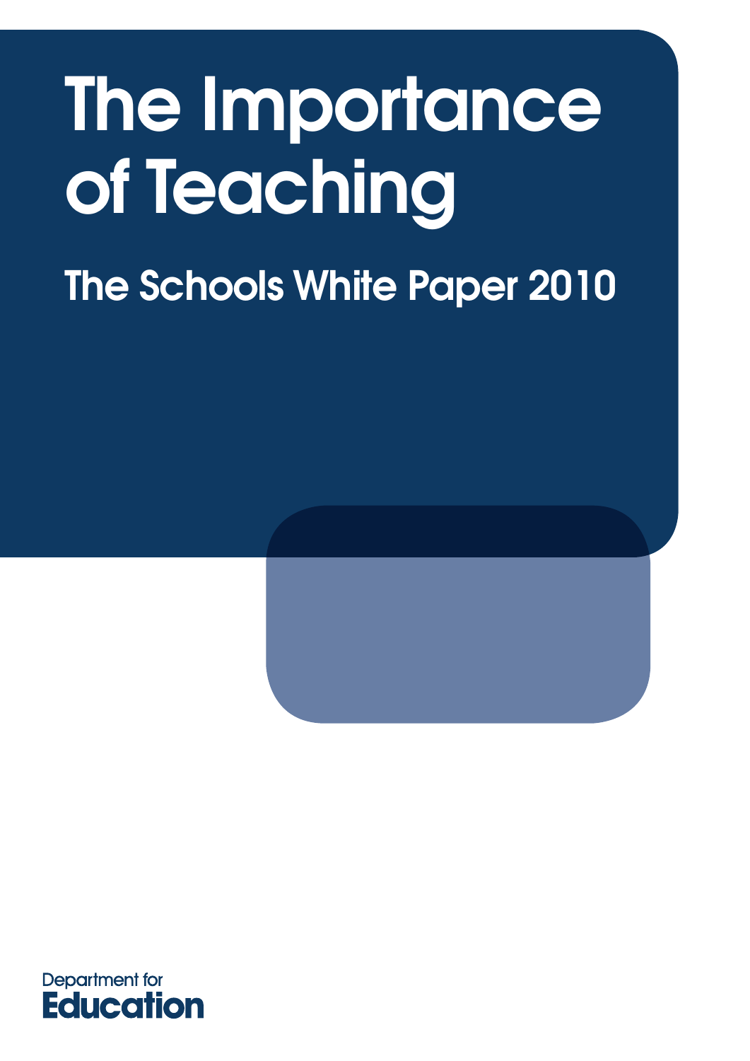# The Importance of Teaching

## The Schools White Paper 2010

Department for
**Education**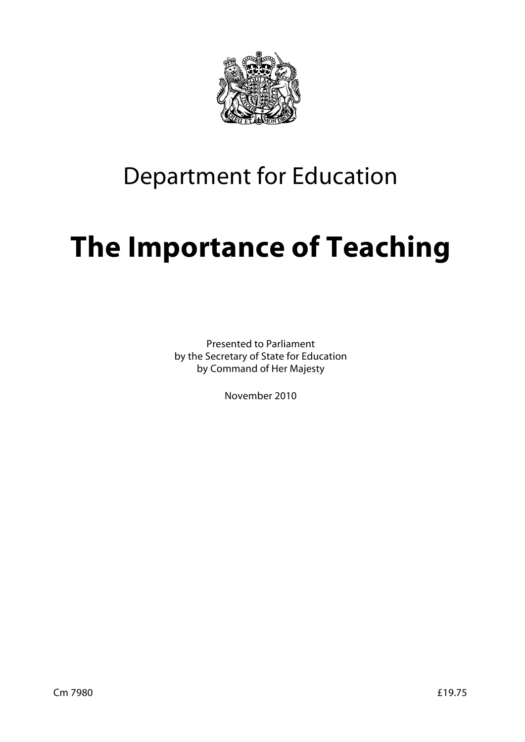Department for Education

# The Importance of Teaching

Presented to Parliament
by the Secretary of State for Education
by Command of Her Majesty

November 2010

Cm 7980

£19.75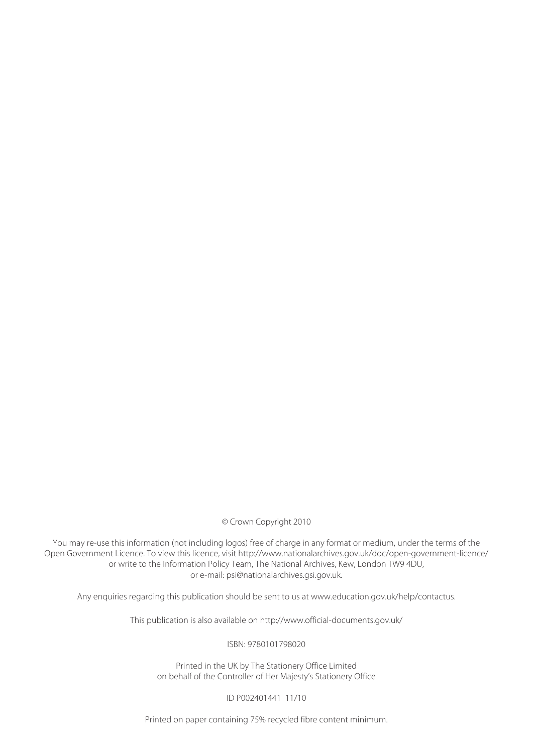© Crown Copyright 2010

You may re-use this information (not including logos) free of charge in any format or medium, under the terms of the Open Government Licence. To view this licence, visit http://www.nationalarchives.gov.uk/doc/open-government-licence/ or write to the Information Policy Team, The National Archives, Kew, London TW9 4DU, or e-mail: psi@nationalarchives.gsi.gov.uk.

Any enquiries regarding this publication should be sent to us at www.education.gov.uk/help/contactus.

This publication is also available on http://www.official-documents.gov.uk/

ISBN: 9780101798020

Printed in the UK by The Stationery Office Limited
on behalf of the Controller of Her Majesty's Stationery Office

ID P002401441 11/10

Printed on paper containing 75% recycled fibre content minimum.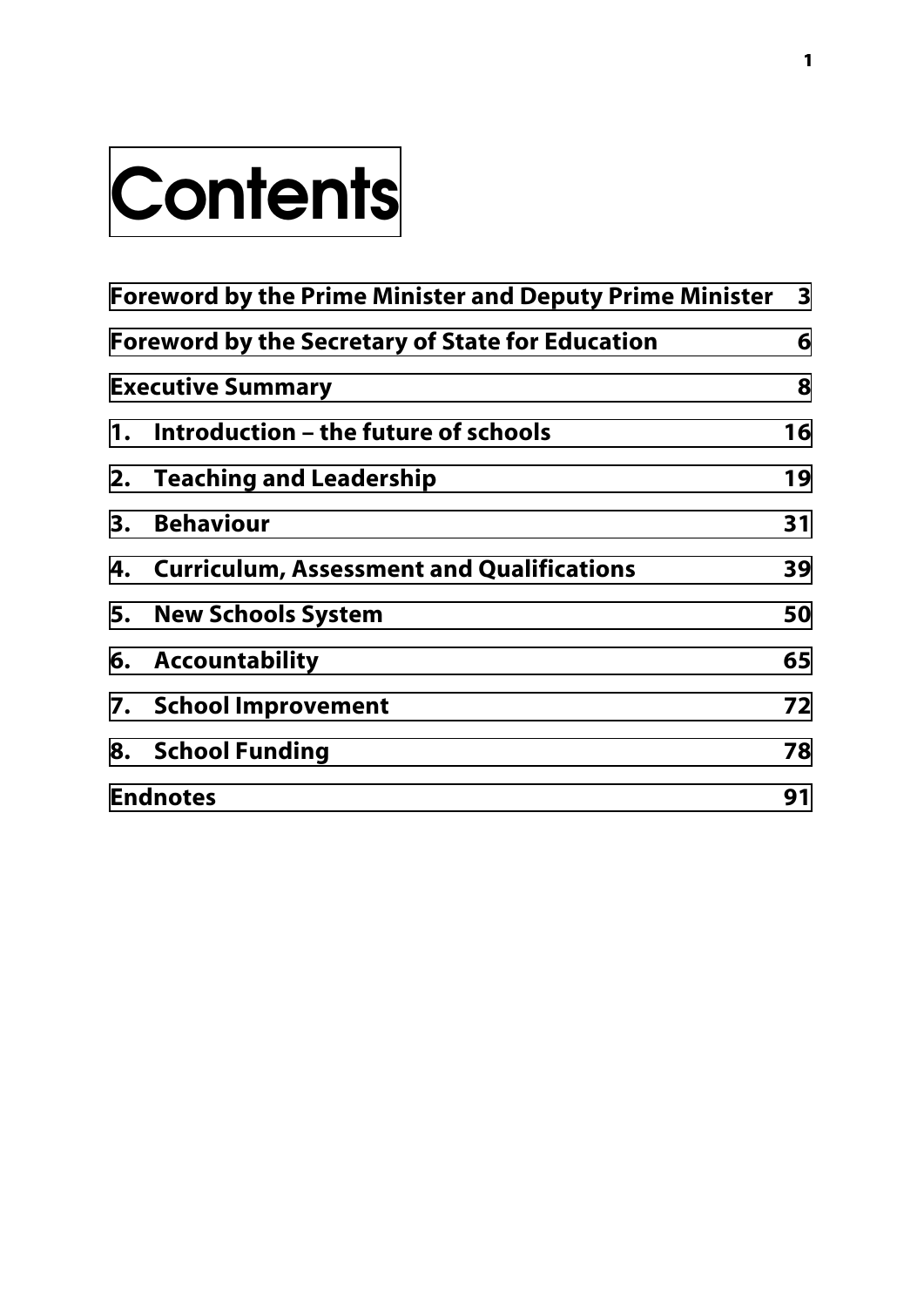# Contents

| | |
|---|---|
| Foreword by the Prime Minister and Deputy Prime Minister | 3 |
| Foreword by the Secretary of State for Education | 6 |
| Executive Summary | 8 |
| 1. Introduction – the future of schools | 16 |
| 2. Teaching and Leadership | 19 |
| 3. Behaviour | 31 |
| 4. Curriculum, Assessment and Qualifications | 39 |
| 5. New Schools System | 50 |
| 6. Accountability | 65 |
| 7. School Improvement | 72 |
| 8. School Funding | 78 |
| Endnotes | 91 |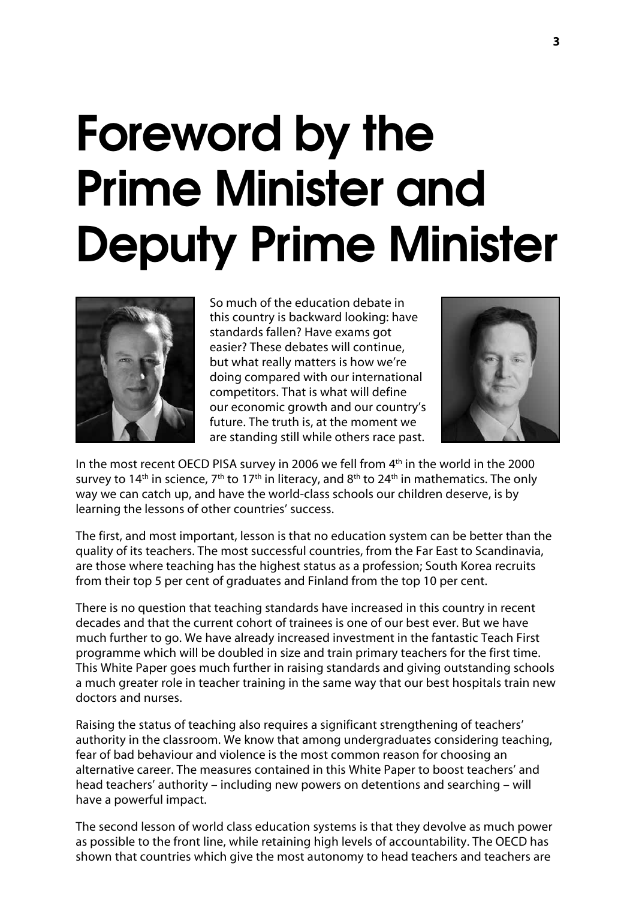# Foreword by the Prime Minister and Deputy Prime Minister

So much of the education debate in this country is backward looking: have standards fallen? Have exams got easier? These debates will continue, but what really matters is how we're doing compared with our international competitors. That is what will define our economic growth and our country's future. The truth is, at the moment we are standing still while others race past.

In the most recent OECD PISA survey in 2006 we fell from 4th in the world in the 2000 survey to 14th in science, 7th to 17th in literacy, and 8th to 24th in mathematics. The only way we can catch up, and have the world-class schools our children deserve, is by learning the lessons of other countries' success.

The first, and most important, lesson is that no education system can be better than the quality of its teachers. The most successful countries, from the Far East to Scandinavia, are those where teaching has the highest status as a profession; South Korea recruits from their top 5 per cent of graduates and Finland from the top 10 per cent.

There is no question that teaching standards have increased in this country in recent decades and that the current cohort of trainees is one of our best ever. But we have much further to go. We have already increased investment in the fantastic Teach First programme which will be doubled in size and train primary teachers for the first time. This White Paper goes much further in raising standards and giving outstanding schools a much greater role in teacher training in the same way that our best hospitals train new doctors and nurses.

Raising the status of teaching also requires a significant strengthening of teachers' authority in the classroom. We know that among undergraduates considering teaching, fear of bad behaviour and violence is the most common reason for choosing an alternative career. The measures contained in this White Paper to boost teachers' and head teachers' authority – including new powers on detentions and searching – will have a powerful impact.

The second lesson of world class education systems is that they devolve as much power as possible to the front line, while retaining high levels of accountability. The OECD has shown that countries which give the most autonomy to head teachers and teachers are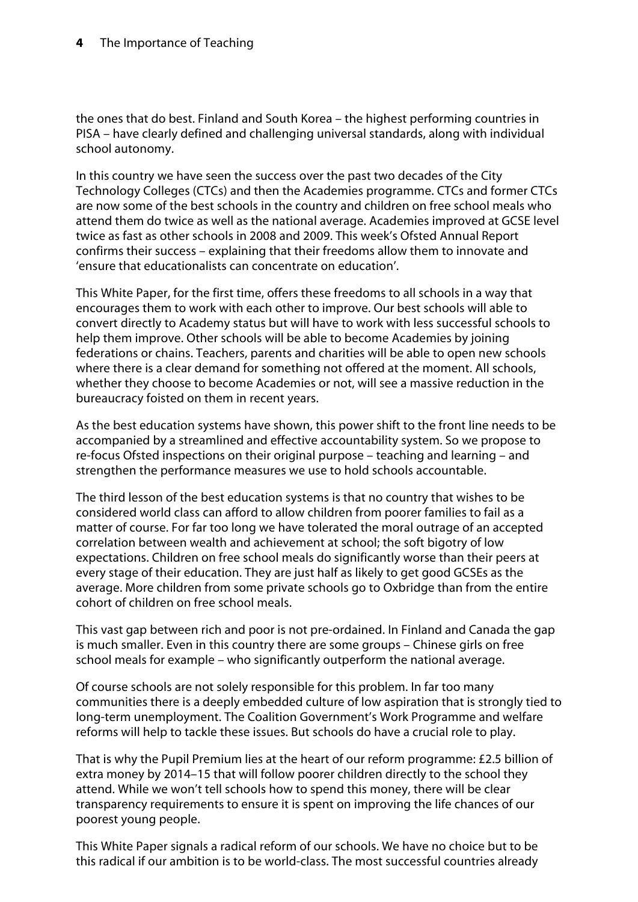the ones that do best. Finland and South Korea – the highest performing countries in PISA – have clearly defined and challenging universal standards, along with individual school autonomy.

In this country we have seen the success over the past two decades of the City Technology Colleges (CTCs) and then the Academies programme. CTCs and former CTCs are now some of the best schools in the country and children on free school meals who attend them do twice as well as the national average. Academies improved at GCSE level twice as fast as other schools in 2008 and 2009. This week's Ofsted Annual Report confirms their success – explaining that their freedoms allow them to innovate and 'ensure that educationalists can concentrate on education'.

This White Paper, for the first time, offers these freedoms to all schools in a way that encourages them to work with each other to improve. Our best schools will able to convert directly to Academy status but will have to work with less successful schools to help them improve. Other schools will be able to become Academies by joining federations or chains. Teachers, parents and charities will be able to open new schools where there is a clear demand for something not offered at the moment. All schools, whether they choose to become Academies or not, will see a massive reduction in the bureaucracy foisted on them in recent years.

As the best education systems have shown, this power shift to the front line needs to be accompanied by a streamlined and effective accountability system. So we propose to re-focus Ofsted inspections on their original purpose – teaching and learning – and strengthen the performance measures we use to hold schools accountable.

The third lesson of the best education systems is that no country that wishes to be considered world class can afford to allow children from poorer families to fail as a matter of course. For far too long we have tolerated the moral outrage of an accepted correlation between wealth and achievement at school; the soft bigotry of low expectations. Children on free school meals do significantly worse than their peers at every stage of their education. They are just half as likely to get good GCSEs as the average. More children from some private schools go to Oxbridge than from the entire cohort of children on free school meals.

This vast gap between rich and poor is not pre-ordained. In Finland and Canada the gap is much smaller. Even in this country there are some groups – Chinese girls on free school meals for example – who significantly outperform the national average.

Of course schools are not solely responsible for this problem. In far too many communities there is a deeply embedded culture of low aspiration that is strongly tied to long-term unemployment. The Coalition Government's Work Programme and welfare reforms will help to tackle these issues. But schools do have a crucial role to play.

That is why the Pupil Premium lies at the heart of our reform programme: £2.5 billion of extra money by 2014–15 that will follow poorer children directly to the school they attend. While we won't tell schools how to spend this money, there will be clear transparency requirements to ensure it is spent on improving the life chances of our poorest young people.

This White Paper signals a radical reform of our schools. We have no choice but to be this radical if our ambition is to be world-class. The most successful countries already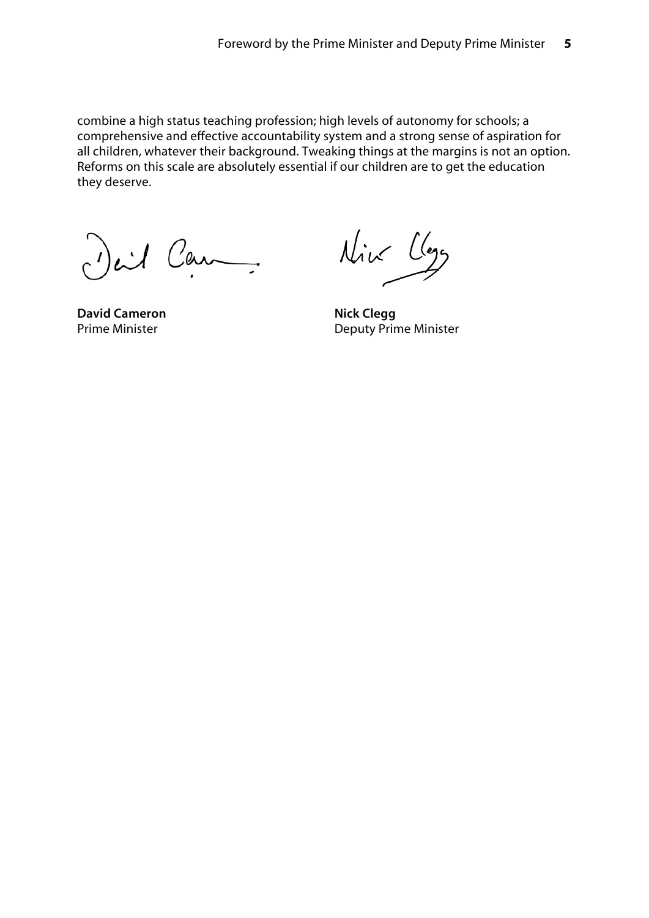combine a high status teaching profession; high levels of autonomy for schools; a comprehensive and effective accountability system and a strong sense of aspiration for all children, whatever their background. Tweaking things at the margins is not an option. Reforms on this scale are absolutely essential if our children are to get the education they deserve.

**David Cameron**
Prime Minister

**Nick Clegg**
Deputy Prime Minister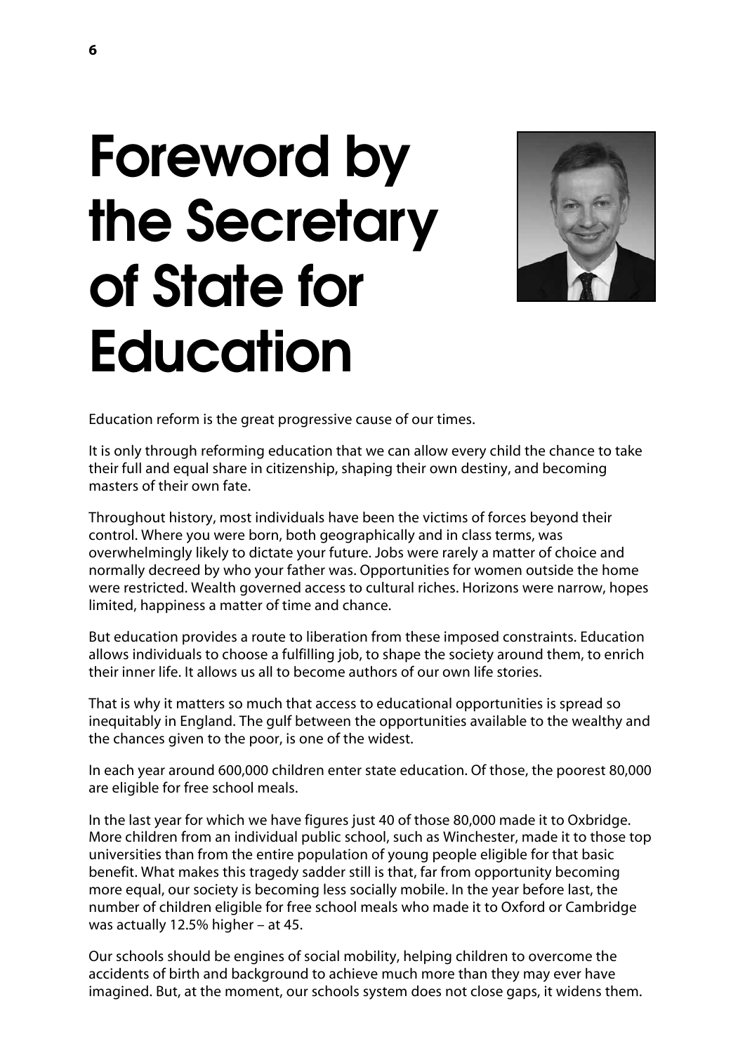# Foreword by the Secretary of State for Education

Education reform is the great progressive cause of our times.

It is only through reforming education that we can allow every child the chance to take their full and equal share in citizenship, shaping their own destiny, and becoming masters of their own fate.

Throughout history, most individuals have been the victims of forces beyond their control. Where you were born, both geographically and in class terms, was overwhelmingly likely to dictate your future. Jobs were rarely a matter of choice and normally decreed by who your father was. Opportunities for women outside the home were restricted. Wealth governed access to cultural riches. Horizons were narrow, hopes limited, happiness a matter of time and chance.

But education provides a route to liberation from these imposed constraints. Education allows individuals to choose a fulfilling job, to shape the society around them, to enrich their inner life. It allows us all to become authors of our own life stories.

That is why it matters so much that access to educational opportunities is spread so inequitably in England. The gulf between the opportunities available to the wealthy and the chances given to the poor, is one of the widest.

In each year around 600,000 children enter state education. Of those, the poorest 80,000 are eligible for free school meals.

In the last year for which we have figures just 40 of those 80,000 made it to Oxbridge. More children from an individual public school, such as Winchester, made it to those top universities than from the entire population of young people eligible for that basic benefit. What makes this tragedy sadder still is that, far from opportunity becoming more equal, our society is becoming less socially mobile. In the year before last, the number of children eligible for free school meals who made it to Oxford or Cambridge was actually 12.5% higher – at 45.

Our schools should be engines of social mobility, helping children to overcome the accidents of birth and background to achieve much more than they may ever have imagined. But, at the moment, our schools system does not close gaps, it widens them.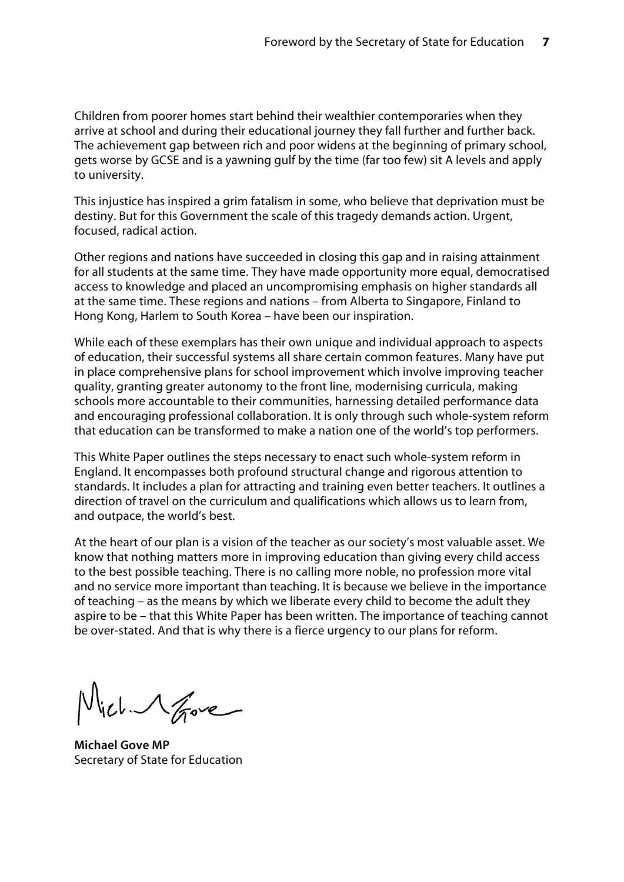Children from poorer homes start behind their wealthier contemporaries when they arrive at school and during their educational journey they fall further and further back. The achievement gap between rich and poor widens at the beginning of primary school, gets worse by GCSE and is a yawning gulf by the time (far too few) sit A levels and apply to university.

This injustice has inspired a grim fatalism in some, who believe that deprivation must be destiny. But for this Government the scale of this tragedy demands action. Urgent, focused, radical action.

Other regions and nations have succeeded in closing this gap and in raising attainment for all students at the same time. They have made opportunity more equal, democratised access to knowledge and placed an uncompromising emphasis on higher standards all at the same time. These regions and nations – from Alberta to Singapore, Finland to Hong Kong, Harlem to South Korea – have been our inspiration.

While each of these exemplars has their own unique and individual approach to aspects of education, their successful systems all share certain common features. Many have put in place comprehensive plans for school improvement which involve improving teacher quality, granting greater autonomy to the front line, modernising curricula, making schools more accountable to their communities, harnessing detailed performance data and encouraging professional collaboration. It is only through such whole-system reform that education can be transformed to make a nation one of the world's top performers.

This White Paper outlines the steps necessary to enact such whole-system reform in England. It encompasses both profound structural change and rigorous attention to standards. It includes a plan for attracting and training even better teachers. It outlines a direction of travel on the curriculum and qualifications which allows us to learn from, and outpace, the world's best.

At the heart of our plan is a vision of the teacher as our society's most valuable asset. We know that nothing matters more in improving education than giving every child access to the best possible teaching. There is no calling more noble, no profession more vital and no service more important than teaching. It is because we believe in the importance of teaching – as the means by which we liberate every child to become the adult they aspire to be – that this White Paper has been written. The importance of teaching cannot be over-stated. And that is why there is a fierce urgency to our plans for reform.

**Michael Gove MP**
Secretary of State for Education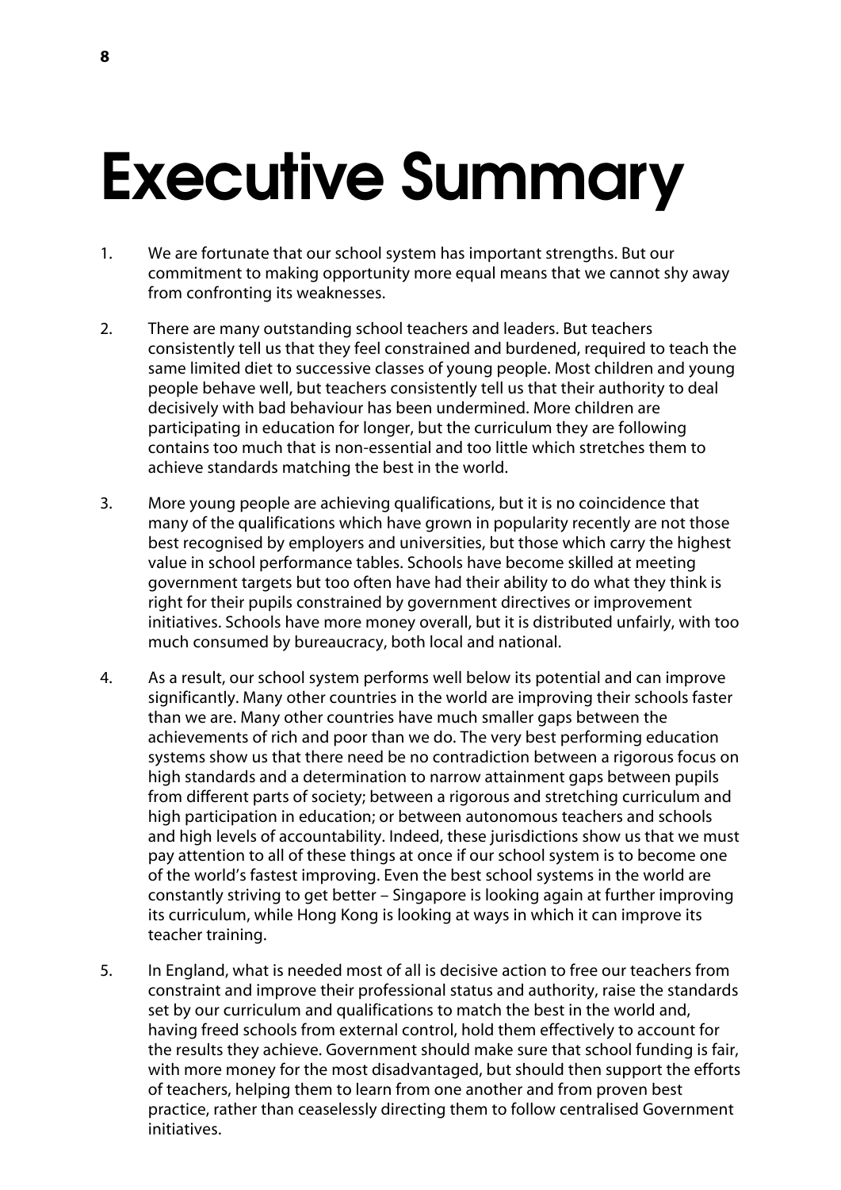# Executive Summary

1. We are fortunate that our school system has important strengths. But our commitment to making opportunity more equal means that we cannot shy away from confronting its weaknesses.

2. There are many outstanding school teachers and leaders. But teachers consistently tell us that they feel constrained and burdened, required to teach the same limited diet to successive classes of young people. Most children and young people behave well, but teachers consistently tell us that their authority to deal decisively with bad behaviour has been undermined. More children are participating in education for longer, but the curriculum they are following contains too much that is non-essential and too little which stretches them to achieve standards matching the best in the world.

3. More young people are achieving qualifications, but it is no coincidence that many of the qualifications which have grown in popularity recently are not those best recognised by employers and universities, but those which carry the highest value in school performance tables. Schools have become skilled at meeting government targets but too often have had their ability to do what they think is right for their pupils constrained by government directives or improvement initiatives. Schools have more money overall, but it is distributed unfairly, with too much consumed by bureaucracy, both local and national.

4. As a result, our school system performs well below its potential and can improve significantly. Many other countries in the world are improving their schools faster than we are. Many other countries have much smaller gaps between the achievements of rich and poor than we do. The very best performing education systems show us that there need be no contradiction between a rigorous focus on high standards and a determination to narrow attainment gaps between pupils from different parts of society; between a rigorous and stretching curriculum and high participation in education; or between autonomous teachers and schools and high levels of accountability. Indeed, these jurisdictions show us that we must pay attention to all of these things at once if our school system is to become one of the world's fastest improving. Even the best school systems in the world are constantly striving to get better – Singapore is looking again at further improving its curriculum, while Hong Kong is looking at ways in which it can improve its teacher training.

5. In England, what is needed most of all is decisive action to free our teachers from constraint and improve their professional status and authority, raise the standards set by our curriculum and qualifications to match the best in the world and, having freed schools from external control, hold them effectively to account for the results they achieve. Government should make sure that school funding is fair, with more money for the most disadvantaged, but should then support the efforts of teachers, helping them to learn from one another and from proven best practice, rather than ceaselessly directing them to follow centralised Government initiatives.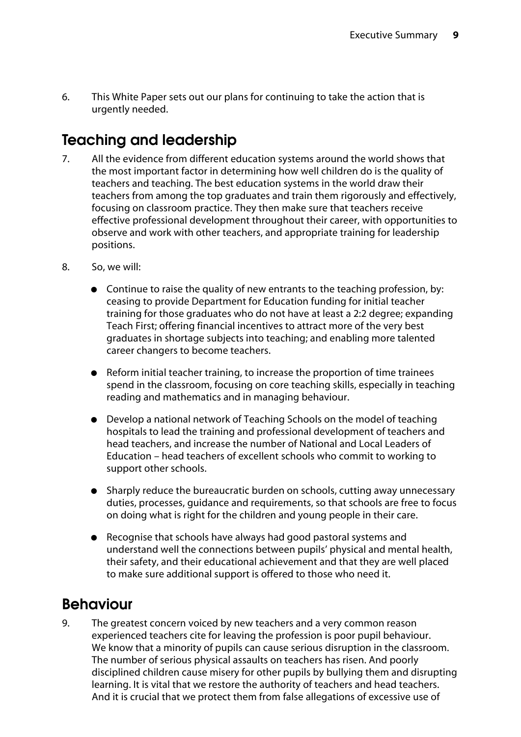6. This White Paper sets out our plans for continuing to take the action that is urgently needed.

## Teaching and leadership

7. All the evidence from different education systems around the world shows that the most important factor in determining how well children do is the quality of teachers and teaching. The best education systems in the world draw their teachers from among the top graduates and train them rigorously and effectively, focusing on classroom practice. They then make sure that teachers receive effective professional development throughout their career, with opportunities to observe and work with other teachers, and appropriate training for leadership positions.

8. So, we will:

   - Continue to raise the quality of new entrants to the teaching profession, by: ceasing to provide Department for Education funding for initial teacher training for those graduates who do not have at least a 2:2 degree; expanding Teach First; offering financial incentives to attract more of the very best graduates in shortage subjects into teaching; and enabling more talented career changers to become teachers.

   - Reform initial teacher training, to increase the proportion of time trainees spend in the classroom, focusing on core teaching skills, especially in teaching reading and mathematics and in managing behaviour.

   - Develop a national network of Teaching Schools on the model of teaching hospitals to lead the training and professional development of teachers and head teachers, and increase the number of National and Local Leaders of Education – head teachers of excellent schools who commit to working to support other schools.

   - Sharply reduce the bureaucratic burden on schools, cutting away unnecessary duties, processes, guidance and requirements, so that schools are free to focus on doing what is right for the children and young people in their care.

   - Recognise that schools have always had good pastoral systems and understand well the connections between pupils' physical and mental health, their safety, and their educational achievement and that they are well placed to make sure additional support is offered to those who need it.

## Behaviour

9. The greatest concern voiced by new teachers and a very common reason experienced teachers cite for leaving the profession is poor pupil behaviour. We know that a minority of pupils can cause serious disruption in the classroom. The number of serious physical assaults on teachers has risen. And poorly disciplined children cause misery for other pupils by bullying them and disrupting learning. It is vital that we restore the authority of teachers and head teachers. And it is crucial that we protect them from false allegations of excessive use of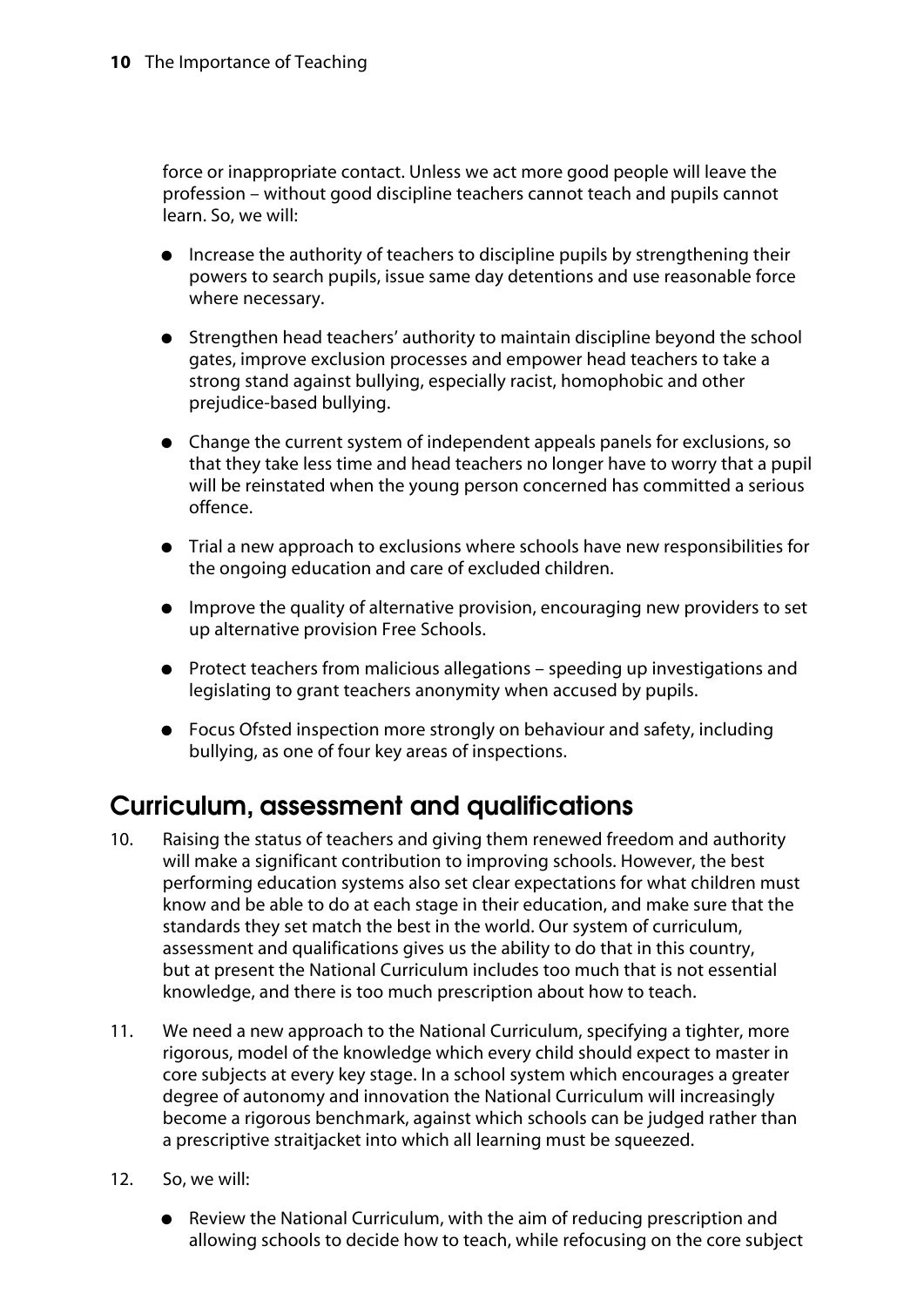force or inappropriate contact. Unless we act more good people will leave the profession – without good discipline teachers cannot teach and pupils cannot learn. So, we will:

- Increase the authority of teachers to discipline pupils by strengthening their powers to search pupils, issue same day detentions and use reasonable force where necessary.
- Strengthen head teachers' authority to maintain discipline beyond the school gates, improve exclusion processes and empower head teachers to take a strong stand against bullying, especially racist, homophobic and other prejudice-based bullying.
- Change the current system of independent appeals panels for exclusions, so that they take less time and head teachers no longer have to worry that a pupil will be reinstated when the young person concerned has committed a serious offence.
- Trial a new approach to exclusions where schools have new responsibilities for the ongoing education and care of excluded children.
- Improve the quality of alternative provision, encouraging new providers to set up alternative provision Free Schools.
- Protect teachers from malicious allegations – speeding up investigations and legislating to grant teachers anonymity when accused by pupils.
- Focus Ofsted inspection more strongly on behaviour and safety, including bullying, as one of four key areas of inspections.

## Curriculum, assessment and qualifications

10. Raising the status of teachers and giving them renewed freedom and authority will make a significant contribution to improving schools. However, the best performing education systems also set clear expectations for what children must know and be able to do at each stage in their education, and make sure that the standards they set match the best in the world. Our system of curriculum, assessment and qualifications gives us the ability to do that in this country, but at present the National Curriculum includes too much that is not essential knowledge, and there is too much prescription about how to teach.

11. We need a new approach to the National Curriculum, specifying a tighter, more rigorous, model of the knowledge which every child should expect to master in core subjects at every key stage. In a school system which encourages a greater degree of autonomy and innovation the National Curriculum will increasingly become a rigorous benchmark, against which schools can be judged rather than a prescriptive straitjacket into which all learning must be squeezed.

12. So, we will:

- Review the National Curriculum, with the aim of reducing prescription and allowing schools to decide how to teach, while refocusing on the core subject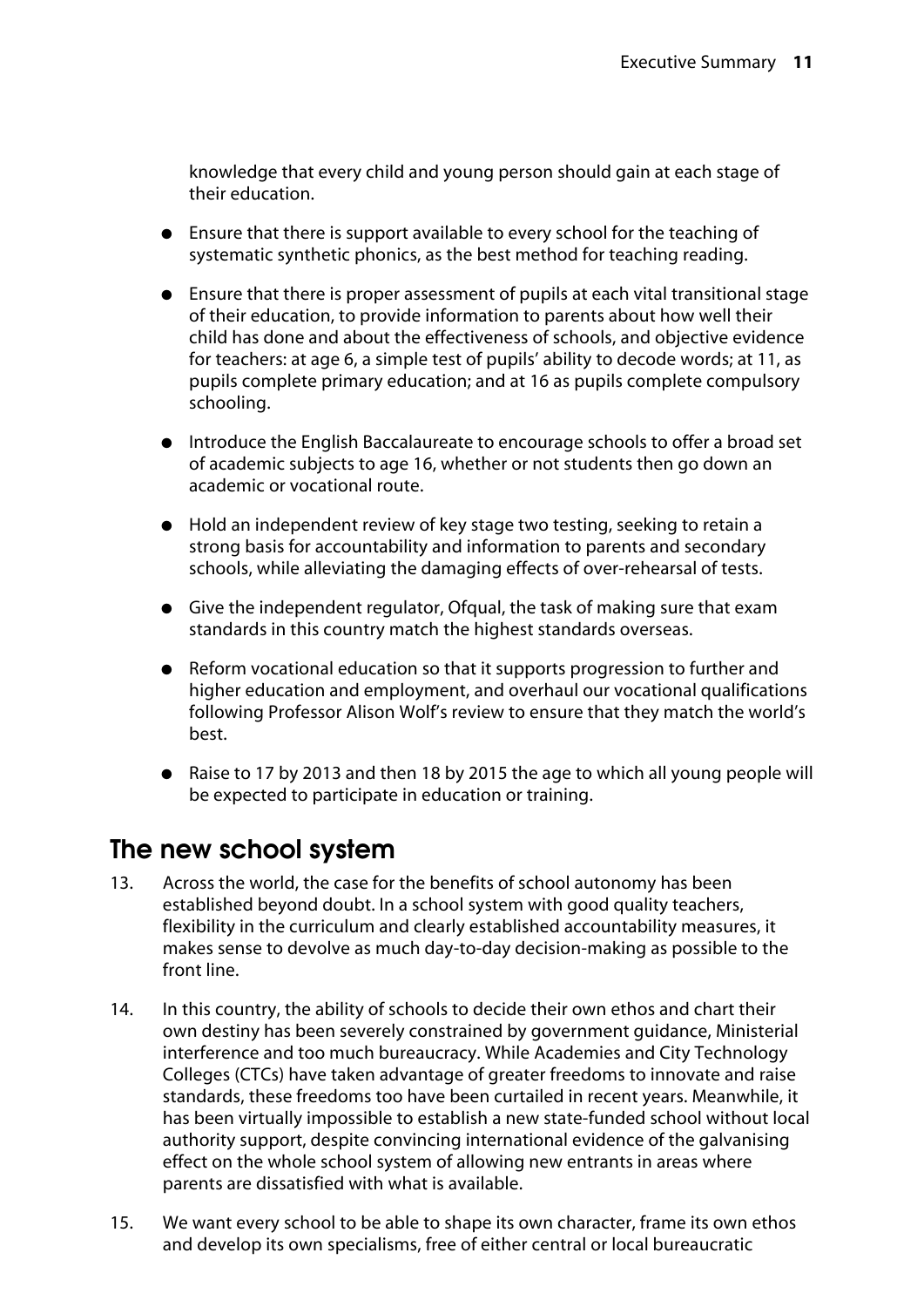knowledge that every child and young person should gain at each stage of their education.

- Ensure that there is support available to every school for the teaching of systematic synthetic phonics, as the best method for teaching reading.
- Ensure that there is proper assessment of pupils at each vital transitional stage of their education, to provide information to parents about how well their child has done and about the effectiveness of schools, and objective evidence for teachers: at age 6, a simple test of pupils' ability to decode words; at 11, as pupils complete primary education; and at 16 as pupils complete compulsory schooling.
- Introduce the English Baccalaureate to encourage schools to offer a broad set of academic subjects to age 16, whether or not students then go down an academic or vocational route.
- Hold an independent review of key stage two testing, seeking to retain a strong basis for accountability and information to parents and secondary schools, while alleviating the damaging effects of over-rehearsal of tests.
- Give the independent regulator, Ofqual, the task of making sure that exam standards in this country match the highest standards overseas.
- Reform vocational education so that it supports progression to further and higher education and employment, and overhaul our vocational qualifications following Professor Alison Wolf's review to ensure that they match the world's best.
- Raise to 17 by 2013 and then 18 by 2015 the age to which all young people will be expected to participate in education or training.

## The new school system

13. Across the world, the case for the benefits of school autonomy has been established beyond doubt. In a school system with good quality teachers, flexibility in the curriculum and clearly established accountability measures, it makes sense to devolve as much day-to-day decision-making as possible to the front line.

14. In this country, the ability of schools to decide their own ethos and chart their own destiny has been severely constrained by government guidance, Ministerial interference and too much bureaucracy. While Academies and City Technology Colleges (CTCs) have taken advantage of greater freedoms to innovate and raise standards, these freedoms too have been curtailed in recent years. Meanwhile, it has been virtually impossible to establish a new state-funded school without local authority support, despite convincing international evidence of the galvanising effect on the whole school system of allowing new entrants in areas where parents are dissatisfied with what is available.

15. We want every school to be able to shape its own character, frame its own ethos and develop its own specialisms, free of either central or local bureaucratic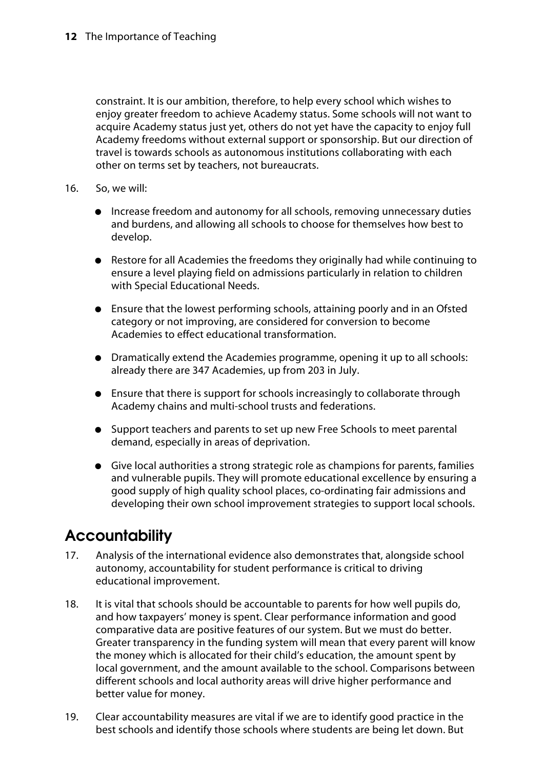constraint. It is our ambition, therefore, to help every school which wishes to enjoy greater freedom to achieve Academy status. Some schools will not want to acquire Academy status just yet, others do not yet have the capacity to enjoy full Academy freedoms without external support or sponsorship. But our direction of travel is towards schools as autonomous institutions collaborating with each other on terms set by teachers, not bureaucrats.

16. So, we will:

- Increase freedom and autonomy for all schools, removing unnecessary duties and burdens, and allowing all schools to choose for themselves how best to develop.
- Restore for all Academies the freedoms they originally had while continuing to ensure a level playing field on admissions particularly in relation to children with Special Educational Needs.
- Ensure that the lowest performing schools, attaining poorly and in an Ofsted category or not improving, are considered for conversion to become Academies to effect educational transformation.
- Dramatically extend the Academies programme, opening it up to all schools: already there are 347 Academies, up from 203 in July.
- Ensure that there is support for schools increasingly to collaborate through Academy chains and multi-school trusts and federations.
- Support teachers and parents to set up new Free Schools to meet parental demand, especially in areas of deprivation.
- Give local authorities a strong strategic role as champions for parents, families and vulnerable pupils. They will promote educational excellence by ensuring a good supply of high quality school places, co-ordinating fair admissions and developing their own school improvement strategies to support local schools.

## Accountability

17. Analysis of the international evidence also demonstrates that, alongside school autonomy, accountability for student performance is critical to driving educational improvement.

18. It is vital that schools should be accountable to parents for how well pupils do, and how taxpayers' money is spent. Clear performance information and good comparative data are positive features of our system. But we must do better. Greater transparency in the funding system will mean that every parent will know the money which is allocated for their child's education, the amount spent by local government, and the amount available to the school. Comparisons between different schools and local authority areas will drive higher performance and better value for money.

19. Clear accountability measures are vital if we are to identify good practice in the best schools and identify those schools where students are being let down. But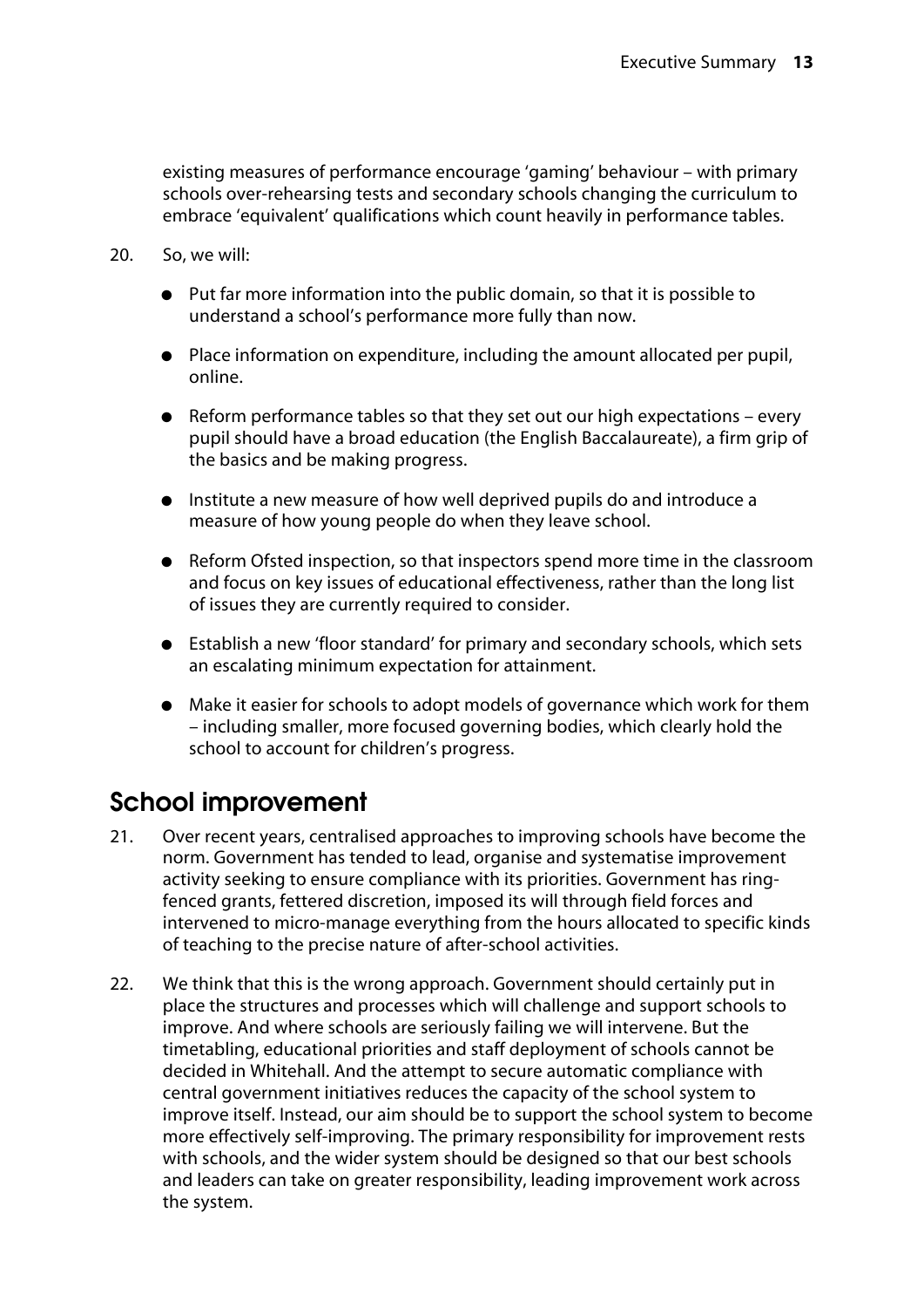existing measures of performance encourage 'gaming' behaviour – with primary schools over-rehearsing tests and secondary schools changing the curriculum to embrace 'equivalent' qualifications which count heavily in performance tables.

20. So, we will:

- Put far more information into the public domain, so that it is possible to understand a school's performance more fully than now.
- Place information on expenditure, including the amount allocated per pupil, online.
- Reform performance tables so that they set out our high expectations – every pupil should have a broad education (the English Baccalaureate), a firm grip of the basics and be making progress.
- Institute a new measure of how well deprived pupils do and introduce a measure of how young people do when they leave school.
- Reform Ofsted inspection, so that inspectors spend more time in the classroom and focus on key issues of educational effectiveness, rather than the long list of issues they are currently required to consider.
- Establish a new 'floor standard' for primary and secondary schools, which sets an escalating minimum expectation for attainment.
- Make it easier for schools to adopt models of governance which work for them – including smaller, more focused governing bodies, which clearly hold the school to account for children's progress.

## School improvement

21. Over recent years, centralised approaches to improving schools have become the norm. Government has tended to lead, organise and systematise improvement activity seeking to ensure compliance with its priorities. Government has ring-fenced grants, fettered discretion, imposed its will through field forces and intervened to micro-manage everything from the hours allocated to specific kinds of teaching to the precise nature of after-school activities.

22. We think that this is the wrong approach. Government should certainly put in place the structures and processes which will challenge and support schools to improve. And where schools are seriously failing we will intervene. But the timetabling, educational priorities and staff deployment of schools cannot be decided in Whitehall. And the attempt to secure automatic compliance with central government initiatives reduces the capacity of the school system to improve itself. Instead, our aim should be to support the school system to become more effectively self-improving. The primary responsibility for improvement rests with schools, and the wider system should be designed so that our best schools and leaders can take on greater responsibility, leading improvement work across the system.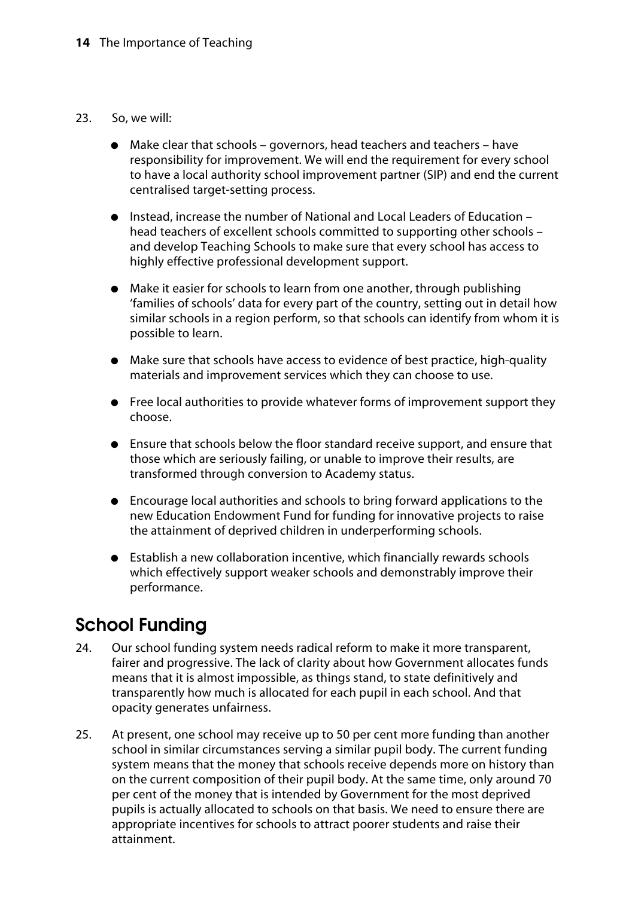23. So, we will:

- Make clear that schools – governors, head teachers and teachers – have responsibility for improvement. We will end the requirement for every school to have a local authority school improvement partner (SIP) and end the current centralised target-setting process.
- Instead, increase the number of National and Local Leaders of Education – head teachers of excellent schools committed to supporting other schools – and develop Teaching Schools to make sure that every school has access to highly effective professional development support.
- Make it easier for schools to learn from one another, through publishing 'families of schools' data for every part of the country, setting out in detail how similar schools in a region perform, so that schools can identify from whom it is possible to learn.
- Make sure that schools have access to evidence of best practice, high-quality materials and improvement services which they can choose to use.
- Free local authorities to provide whatever forms of improvement support they choose.
- Ensure that schools below the floor standard receive support, and ensure that those which are seriously failing, or unable to improve their results, are transformed through conversion to Academy status.
- Encourage local authorities and schools to bring forward applications to the new Education Endowment Fund for funding for innovative projects to raise the attainment of deprived children in underperforming schools.
- Establish a new collaboration incentive, which financially rewards schools which effectively support weaker schools and demonstrably improve their performance.

## School Funding

24. Our school funding system needs radical reform to make it more transparent, fairer and progressive. The lack of clarity about how Government allocates funds means that it is almost impossible, as things stand, to state definitively and transparently how much is allocated for each pupil in each school. And that opacity generates unfairness.

25. At present, one school may receive up to 50 per cent more funding than another school in similar circumstances serving a similar pupil body. The current funding system means that the money that schools receive depends more on history than on the current composition of their pupil body. At the same time, only around 70 per cent of the money that is intended by Government for the most deprived pupils is actually allocated to schools on that basis. We need to ensure there are appropriate incentives for schools to attract poorer students and raise their attainment.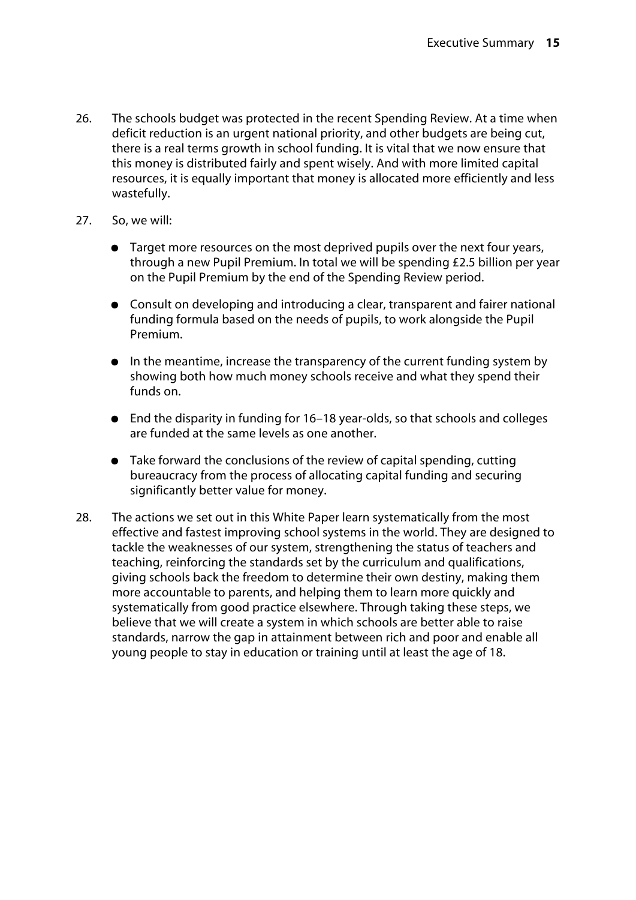26. The schools budget was protected in the recent Spending Review. At a time when deficit reduction is an urgent national priority, and other budgets are being cut, there is a real terms growth in school funding. It is vital that we now ensure that this money is distributed fairly and spent wisely. And with more limited capital resources, it is equally important that money is allocated more efficiently and less wastefully.

27. So, we will:

    - Target more resources on the most deprived pupils over the next four years, through a new Pupil Premium. In total we will be spending £2.5 billion per year on the Pupil Premium by the end of the Spending Review period.
    - Consult on developing and introducing a clear, transparent and fairer national funding formula based on the needs of pupils, to work alongside the Pupil Premium.
    - In the meantime, increase the transparency of the current funding system by showing both how much money schools receive and what they spend their funds on.
    - End the disparity in funding for 16–18 year-olds, so that schools and colleges are funded at the same levels as one another.
    - Take forward the conclusions of the review of capital spending, cutting bureaucracy from the process of allocating capital funding and securing significantly better value for money.

28. The actions we set out in this White Paper learn systematically from the most effective and fastest improving school systems in the world. They are designed to tackle the weaknesses of our system, strengthening the status of teachers and teaching, reinforcing the standards set by the curriculum and qualifications, giving schools back the freedom to determine their own destiny, making them more accountable to parents, and helping them to learn more quickly and systematically from good practice elsewhere. Through taking these steps, we believe that we will create a system in which schools are better able to raise standards, narrow the gap in attainment between rich and poor and enable all young people to stay in education or training until at least the age of 18.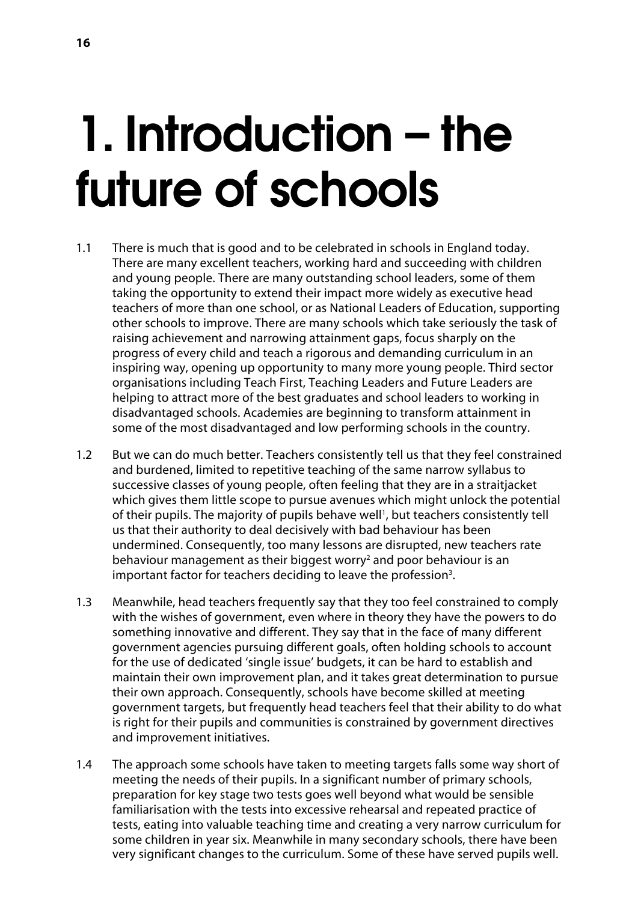# 1. Introduction – the future of schools

1.1 There is much that is good and to be celebrated in schools in England today. There are many excellent teachers, working hard and succeeding with children and young people. There are many outstanding school leaders, some of them taking the opportunity to extend their impact more widely as executive head teachers of more than one school, or as National Leaders of Education, supporting other schools to improve. There are many schools which take seriously the task of raising achievement and narrowing attainment gaps, focus sharply on the progress of every child and teach a rigorous and demanding curriculum in an inspiring way, opening up opportunity to many more young people. Third sector organisations including Teach First, Teaching Leaders and Future Leaders are helping to attract more of the best graduates and school leaders to working in disadvantaged schools. Academies are beginning to transform attainment in some of the most disadvantaged and low performing schools in the country.

1.2 But we can do much better. Teachers consistently tell us that they feel constrained and burdened, limited to repetitive teaching of the same narrow syllabus to successive classes of young people, often feeling that they are in a straitjacket which gives them little scope to pursue avenues which might unlock the potential of their pupils. The majority of pupils behave well[1], but teachers consistently tell us that their authority to deal decisively with bad behaviour has been undermined. Consequently, too many lessons are disrupted, new teachers rate behaviour management as their biggest worry[2] and poor behaviour is an important factor for teachers deciding to leave the profession[3].

1.3 Meanwhile, head teachers frequently say that they too feel constrained to comply with the wishes of government, even where in theory they have the powers to do something innovative and different. They say that in the face of many different government agencies pursuing different goals, often holding schools to account for the use of dedicated 'single issue' budgets, it can be hard to establish and maintain their own improvement plan, and it takes great determination to pursue their own approach. Consequently, schools have become skilled at meeting government targets, but frequently head teachers feel that their ability to do what is right for their pupils and communities is constrained by government directives and improvement initiatives.

1.4 The approach some schools have taken to meeting targets falls some way short of meeting the needs of their pupils. In a significant number of primary schools, preparation for key stage two tests goes well beyond what would be sensible familiarisation with the tests into excessive rehearsal and repeated practice of tests, eating into valuable teaching time and creating a very narrow curriculum for some children in year six. Meanwhile in many secondary schools, there have been very significant changes to the curriculum. Some of these have served pupils well.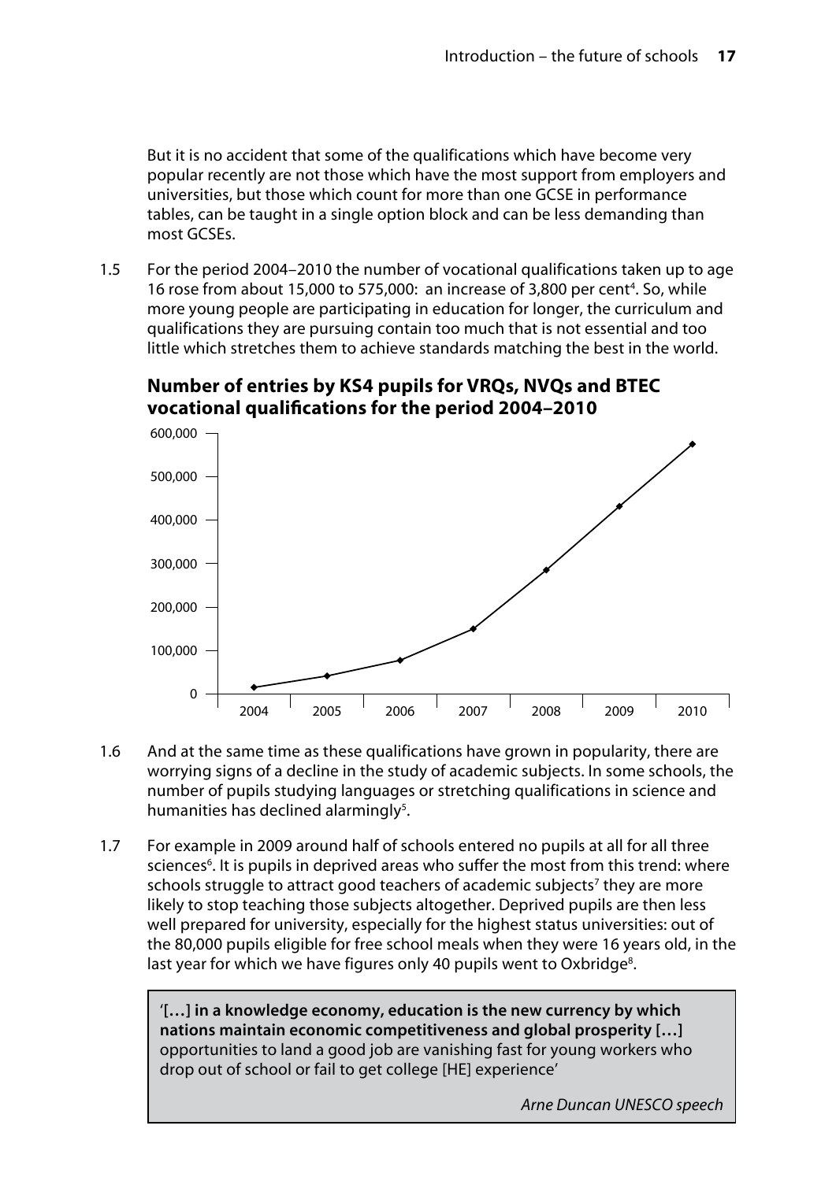But it is no accident that some of the qualifications which have become very popular recently are not those which have the most support from employers and universities, but those which count for more than one GCSE in performance tables, can be taught in a single option block and can be less demanding than most GCSEs.

1.5 For the period 2004–2010 the number of vocational qualifications taken up to age 16 rose from about 15,000 to 575,000: an increase of 3,800 per cent[4]. So, while more young people are participating in education for longer, the curriculum and qualifications they are pursuing contain too much that is not essential and too little which stretches them to achieve standards matching the best in the world.

**Number of entries by KS4 pupils for VRQs, NVQs and BTEC vocational qualifications for the period 2004–2010**

1.6 And at the same time as these qualifications have grown in popularity, there are worrying signs of a decline in the study of academic subjects. In some schools, the number of pupils studying languages or stretching qualifications in science and humanities has declined alarmingly[5].

1.7 For example in 2009 around half of schools entered no pupils at all for all three sciences[6]. It is pupils in deprived areas who suffer the most from this trend: where schools struggle to attract good teachers of academic subjects[7] they are more likely to stop teaching those subjects altogether. Deprived pupils are then less well prepared for university, especially for the highest status universities: out of the 80,000 pupils eligible for free school meals when they were 16 years old, in the last year for which we have figures only 40 pupils went to Oxbridge[8].

> '**[…] in a knowledge economy, education is the new currency by which nations maintain economic competitiveness and global prosperity […]** opportunities to land a good job are vanishing fast for young workers who drop out of school or fail to get college [HE] experience'
>
> *Arne Duncan UNESCO speech*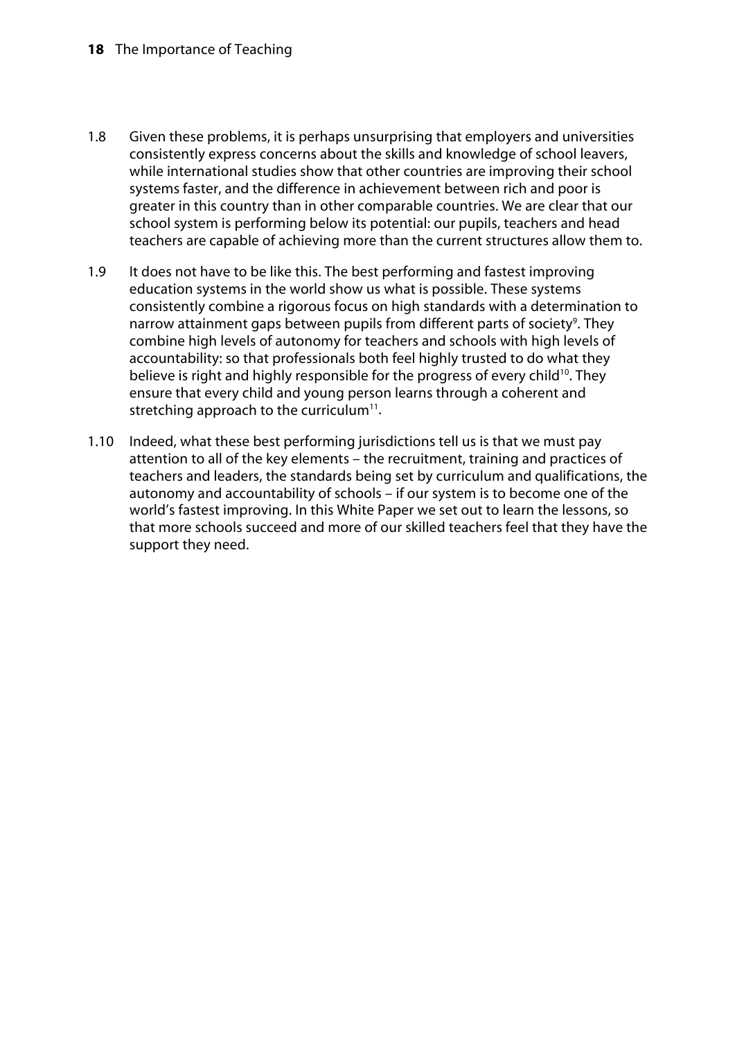1.8 Given these problems, it is perhaps unsurprising that employers and universities consistently express concerns about the skills and knowledge of school leavers, while international studies show that other countries are improving their school systems faster, and the difference in achievement between rich and poor is greater in this country than in other comparable countries. We are clear that our school system is performing below its potential: our pupils, teachers and head teachers are capable of achieving more than the current structures allow them to.

1.9 It does not have to be like this. The best performing and fastest improving education systems in the world show us what is possible. These systems consistently combine a rigorous focus on high standards with a determination to narrow attainment gaps between pupils from different parts of society[9]. They combine high levels of autonomy for teachers and schools with high levels of accountability: so that professionals both feel highly trusted to do what they believe is right and highly responsible for the progress of every child[10]. They ensure that every child and young person learns through a coherent and stretching approach to the curriculum[11].

1.10 Indeed, what these best performing jurisdictions tell us is that we must pay attention to all of the key elements – the recruitment, training and practices of teachers and leaders, the standards being set by curriculum and qualifications, the autonomy and accountability of schools – if our system is to become one of the world's fastest improving. In this White Paper we set out to learn the lessons, so that more schools succeed and more of our skilled teachers feel that they have the support they need.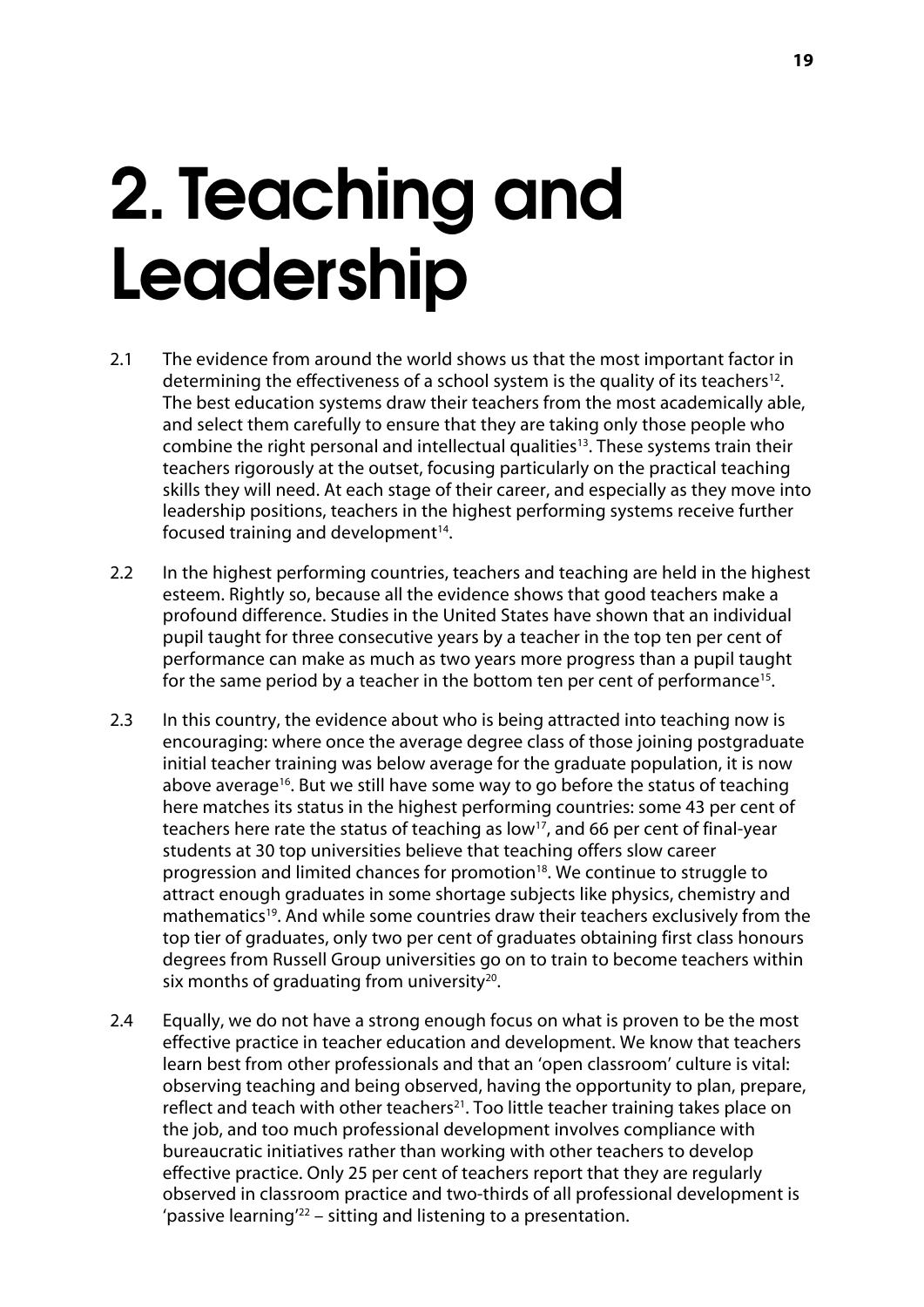# 2. Teaching and Leadership

2.1 The evidence from around the world shows us that the most important factor in determining the effectiveness of a school system is the quality of its teachers[12]. The best education systems draw their teachers from the most academically able, and select them carefully to ensure that they are taking only those people who combine the right personal and intellectual qualities[13]. These systems train their teachers rigorously at the outset, focusing particularly on the practical teaching skills they will need. At each stage of their career, and especially as they move into leadership positions, teachers in the highest performing systems receive further focused training and development[14].

2.2 In the highest performing countries, teachers and teaching are held in the highest esteem. Rightly so, because all the evidence shows that good teachers make a profound difference. Studies in the United States have shown that an individual pupil taught for three consecutive years by a teacher in the top ten per cent of performance can make as much as two years more progress than a pupil taught for the same period by a teacher in the bottom ten per cent of performance[15].

2.3 In this country, the evidence about who is being attracted into teaching now is encouraging: where once the average degree class of those joining postgraduate initial teacher training was below average for the graduate population, it is now above average[16]. But we still have some way to go before the status of teaching here matches its status in the highest performing countries: some 43 per cent of teachers here rate the status of teaching as low[17], and 66 per cent of final-year students at 30 top universities believe that teaching offers slow career progression and limited chances for promotion[18]. We continue to struggle to attract enough graduates in some shortage subjects like physics, chemistry and mathematics[19]. And while some countries draw their teachers exclusively from the top tier of graduates, only two per cent of graduates obtaining first class honours degrees from Russell Group universities go on to train to become teachers within six months of graduating from university[20].

2.4 Equally, we do not have a strong enough focus on what is proven to be the most effective practice in teacher education and development. We know that teachers learn best from other professionals and that an 'open classroom' culture is vital: observing teaching and being observed, having the opportunity to plan, prepare, reflect and teach with other teachers[21]. Too little teacher training takes place on the job, and too much professional development involves compliance with bureaucratic initiatives rather than working with other teachers to develop effective practice. Only 25 per cent of teachers report that they are regularly observed in classroom practice and two-thirds of all professional development is 'passive learning'[22] – sitting and listening to a presentation.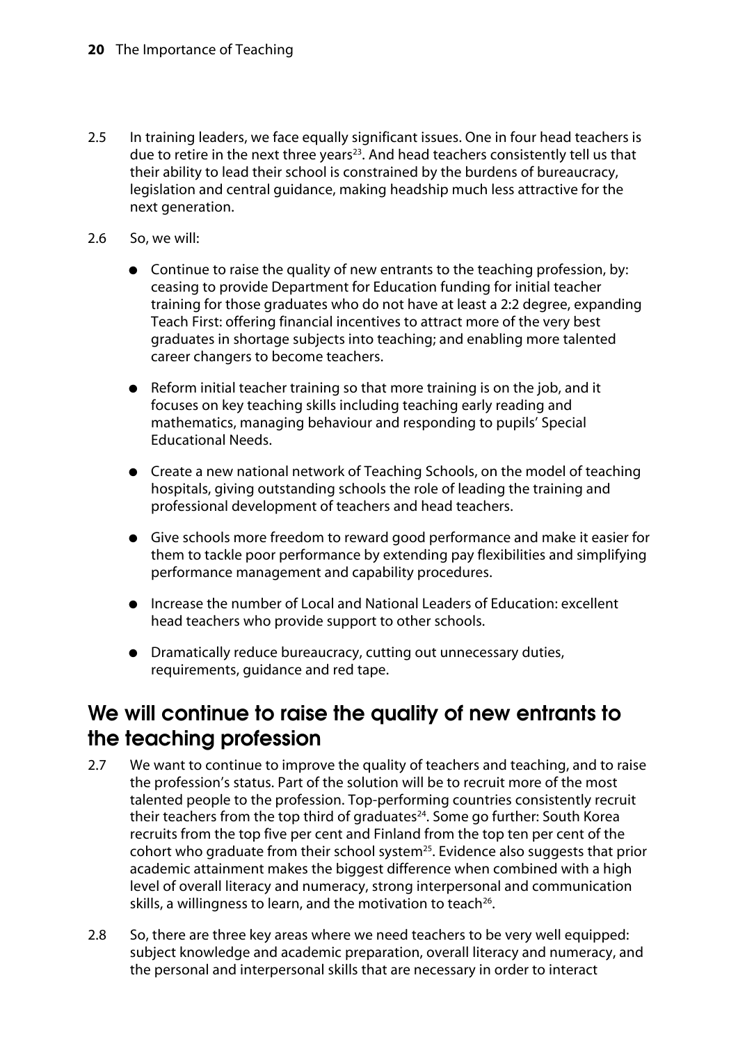2.5 In training leaders, we face equally significant issues. One in four head teachers is due to retire in the next three years[23]. And head teachers consistently tell us that their ability to lead their school is constrained by the burdens of bureaucracy, legislation and central guidance, making headship much less attractive for the next generation.

2.6 So, we will:

- Continue to raise the quality of new entrants to the teaching profession, by: ceasing to provide Department for Education funding for initial teacher training for those graduates who do not have at least a 2:2 degree, expanding Teach First: offering financial incentives to attract more of the very best graduates in shortage subjects into teaching; and enabling more talented career changers to become teachers.
- Reform initial teacher training so that more training is on the job, and it focuses on key teaching skills including teaching early reading and mathematics, managing behaviour and responding to pupils' Special Educational Needs.
- Create a new national network of Teaching Schools, on the model of teaching hospitals, giving outstanding schools the role of leading the training and professional development of teachers and head teachers.
- Give schools more freedom to reward good performance and make it easier for them to tackle poor performance by extending pay flexibilities and simplifying performance management and capability procedures.
- Increase the number of Local and National Leaders of Education: excellent head teachers who provide support to other schools.
- Dramatically reduce bureaucracy, cutting out unnecessary duties, requirements, guidance and red tape.

## We will continue to raise the quality of new entrants to the teaching profession

2.7 We want to continue to improve the quality of teachers and teaching, and to raise the profession's status. Part of the solution will be to recruit more of the most talented people to the profession. Top-performing countries consistently recruit their teachers from the top third of graduates[24]. Some go further: South Korea recruits from the top five per cent and Finland from the top ten per cent of the cohort who graduate from their school system[25]. Evidence also suggests that prior academic attainment makes the biggest difference when combined with a high level of overall literacy and numeracy, strong interpersonal and communication skills, a willingness to learn, and the motivation to teach[26].

2.8 So, there are three key areas where we need teachers to be very well equipped: subject knowledge and academic preparation, overall literacy and numeracy, and the personal and interpersonal skills that are necessary in order to interact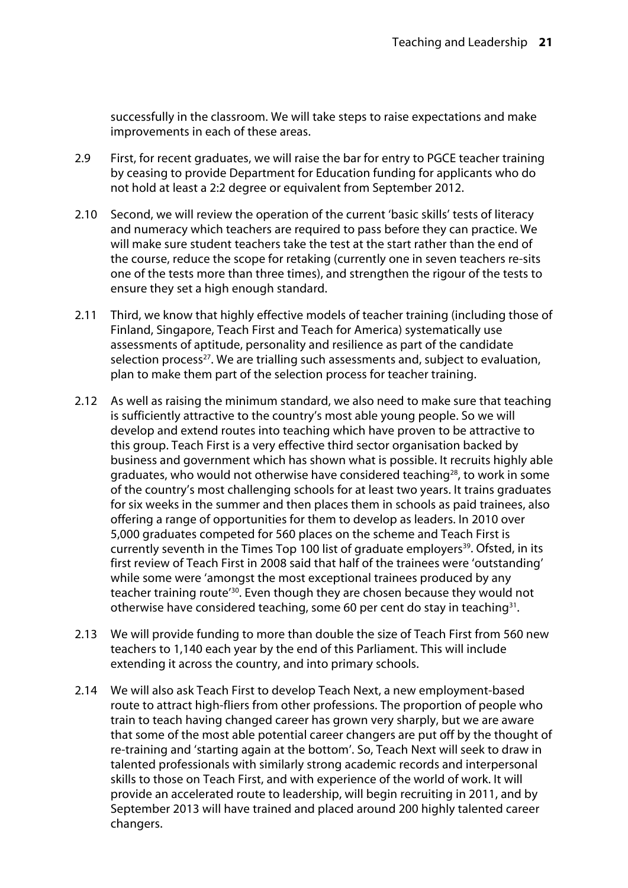successfully in the classroom. We will take steps to raise expectations and make improvements in each of these areas.

2.9 First, for recent graduates, we will raise the bar for entry to PGCE teacher training by ceasing to provide Department for Education funding for applicants who do not hold at least a 2:2 degree or equivalent from September 2012.

2.10 Second, we will review the operation of the current 'basic skills' tests of literacy and numeracy which teachers are required to pass before they can practice. We will make sure student teachers take the test at the start rather than the end of the course, reduce the scope for retaking (currently one in seven teachers re-sits one of the tests more than three times), and strengthen the rigour of the tests to ensure they set a high enough standard.

2.11 Third, we know that highly effective models of teacher training (including those of Finland, Singapore, Teach First and Teach for America) systematically use assessments of aptitude, personality and resilience as part of the candidate selection process[27]. We are trialling such assessments and, subject to evaluation, plan to make them part of the selection process for teacher training.

2.12 As well as raising the minimum standard, we also need to make sure that teaching is sufficiently attractive to the country's most able young people. So we will develop and extend routes into teaching which have proven to be attractive to this group. Teach First is a very effective third sector organisation backed by business and government which has shown what is possible. It recruits highly able graduates, who would not otherwise have considered teaching[28], to work in some of the country's most challenging schools for at least two years. It trains graduates for six weeks in the summer and then places them in schools as paid trainees, also offering a range of opportunities for them to develop as leaders. In 2010 over 5,000 graduates competed for 560 places on the scheme and Teach First is currently seventh in the Times Top 100 list of graduate employers[39]. Ofsted, in its first review of Teach First in 2008 said that half of the trainees were 'outstanding' while some were 'amongst the most exceptional trainees produced by any teacher training route'[30]. Even though they are chosen because they would not otherwise have considered teaching, some 60 per cent do stay in teaching[31].

2.13 We will provide funding to more than double the size of Teach First from 560 new teachers to 1,140 each year by the end of this Parliament. This will include extending it across the country, and into primary schools.

2.14 We will also ask Teach First to develop Teach Next, a new employment-based route to attract high-fliers from other professions. The proportion of people who train to teach having changed career has grown very sharply, but we are aware that some of the most able potential career changers are put off by the thought of re-training and 'starting again at the bottom'. So, Teach Next will seek to draw in talented professionals with similarly strong academic records and interpersonal skills to those on Teach First, and with experience of the world of work. It will provide an accelerated route to leadership, will begin recruiting in 2011, and by September 2013 will have trained and placed around 200 highly talented career changers.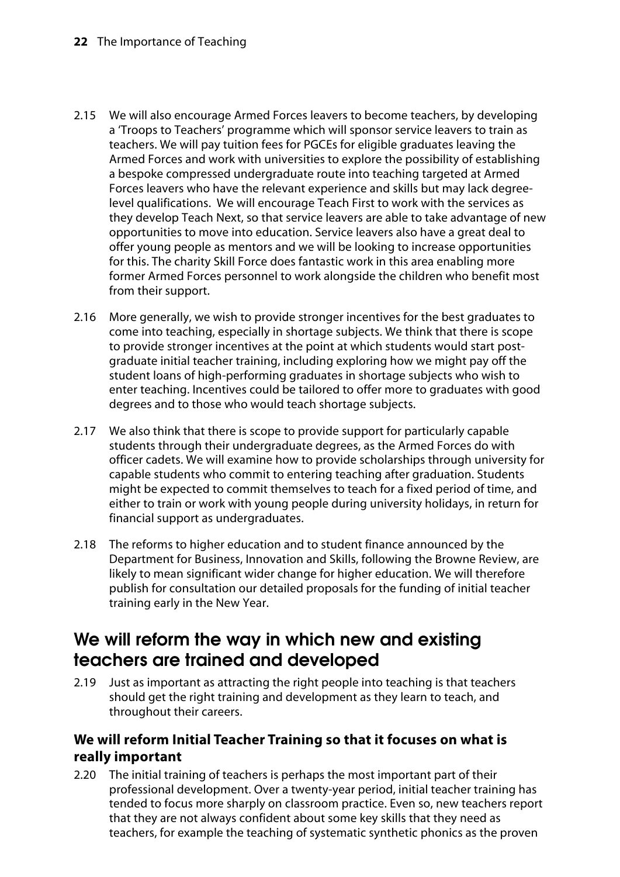2.15 We will also encourage Armed Forces leavers to become teachers, by developing a 'Troops to Teachers' programme which will sponsor service leavers to train as teachers. We will pay tuition fees for PGCEs for eligible graduates leaving the Armed Forces and work with universities to explore the possibility of establishing a bespoke compressed undergraduate route into teaching targeted at Armed Forces leavers who have the relevant experience and skills but may lack degree-level qualifications. We will encourage Teach First to work with the services as they develop Teach Next, so that service leavers are able to take advantage of new opportunities to move into education. Service leavers also have a great deal to offer young people as mentors and we will be looking to increase opportunities for this. The charity Skill Force does fantastic work in this area enabling more former Armed Forces personnel to work alongside the children who benefit most from their support.

2.16 More generally, we wish to provide stronger incentives for the best graduates to come into teaching, especially in shortage subjects. We think that there is scope to provide stronger incentives at the point at which students would start post-graduate initial teacher training, including exploring how we might pay off the student loans of high-performing graduates in shortage subjects who wish to enter teaching. Incentives could be tailored to offer more to graduates with good degrees and to those who would teach shortage subjects.

2.17 We also think that there is scope to provide support for particularly capable students through their undergraduate degrees, as the Armed Forces do with officer cadets. We will examine how to provide scholarships through university for capable students who commit to entering teaching after graduation. Students might be expected to commit themselves to teach for a fixed period of time, and either to train or work with young people during university holidays, in return for financial support as undergraduates.

2.18 The reforms to higher education and to student finance announced by the Department for Business, Innovation and Skills, following the Browne Review, are likely to mean significant wider change for higher education. We will therefore publish for consultation our detailed proposals for the funding of initial teacher training early in the New Year.

## We will reform the way in which new and existing teachers are trained and developed

2.19 Just as important as attracting the right people into teaching is that teachers should get the right training and development as they learn to teach, and throughout their careers.

### We will reform Initial Teacher Training so that it focuses on what is really important

2.20 The initial training of teachers is perhaps the most important part of their professional development. Over a twenty-year period, initial teacher training has tended to focus more sharply on classroom practice. Even so, new teachers report that they are not always confident about some key skills that they need as teachers, for example the teaching of systematic synthetic phonics as the proven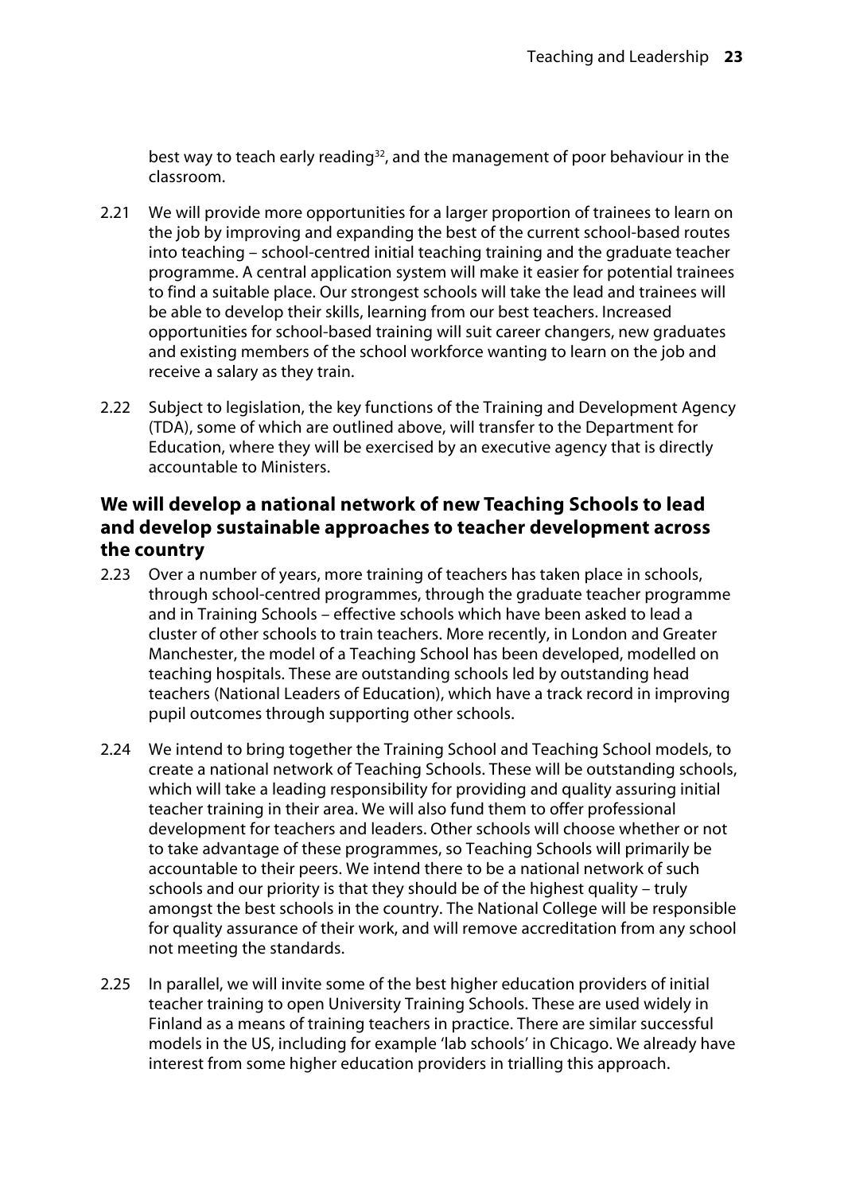best way to teach early reading[32], and the management of poor behaviour in the classroom.

2.21 We will provide more opportunities for a larger proportion of trainees to learn on the job by improving and expanding the best of the current school-based routes into teaching – school-centred initial teaching training and the graduate teacher programme. A central application system will make it easier for potential trainees to find a suitable place. Our strongest schools will take the lead and trainees will be able to develop their skills, learning from our best teachers. Increased opportunities for school-based training will suit career changers, new graduates and existing members of the school workforce wanting to learn on the job and receive a salary as they train.

2.22 Subject to legislation, the key functions of the Training and Development Agency (TDA), some of which are outlined above, will transfer to the Department for Education, where they will be exercised by an executive agency that is directly accountable to Ministers.

## We will develop a national network of new Teaching Schools to lead and develop sustainable approaches to teacher development across the country

2.23 Over a number of years, more training of teachers has taken place in schools, through school-centred programmes, through the graduate teacher programme and in Training Schools – effective schools which have been asked to lead a cluster of other schools to train teachers. More recently, in London and Greater Manchester, the model of a Teaching School has been developed, modelled on teaching hospitals. These are outstanding schools led by outstanding head teachers (National Leaders of Education), which have a track record in improving pupil outcomes through supporting other schools.

2.24 We intend to bring together the Training School and Teaching School models, to create a national network of Teaching Schools. These will be outstanding schools, which will take a leading responsibility for providing and quality assuring initial teacher training in their area. We will also fund them to offer professional development for teachers and leaders. Other schools will choose whether or not to take advantage of these programmes, so Teaching Schools will primarily be accountable to their peers. We intend there to be a national network of such schools and our priority is that they should be of the highest quality – truly amongst the best schools in the country. The National College will be responsible for quality assurance of their work, and will remove accreditation from any school not meeting the standards.

2.25 In parallel, we will invite some of the best higher education providers of initial teacher training to open University Training Schools. These are used widely in Finland as a means of training teachers in practice. There are similar successful models in the US, including for example 'lab schools' in Chicago. We already have interest from some higher education providers in trialling this approach.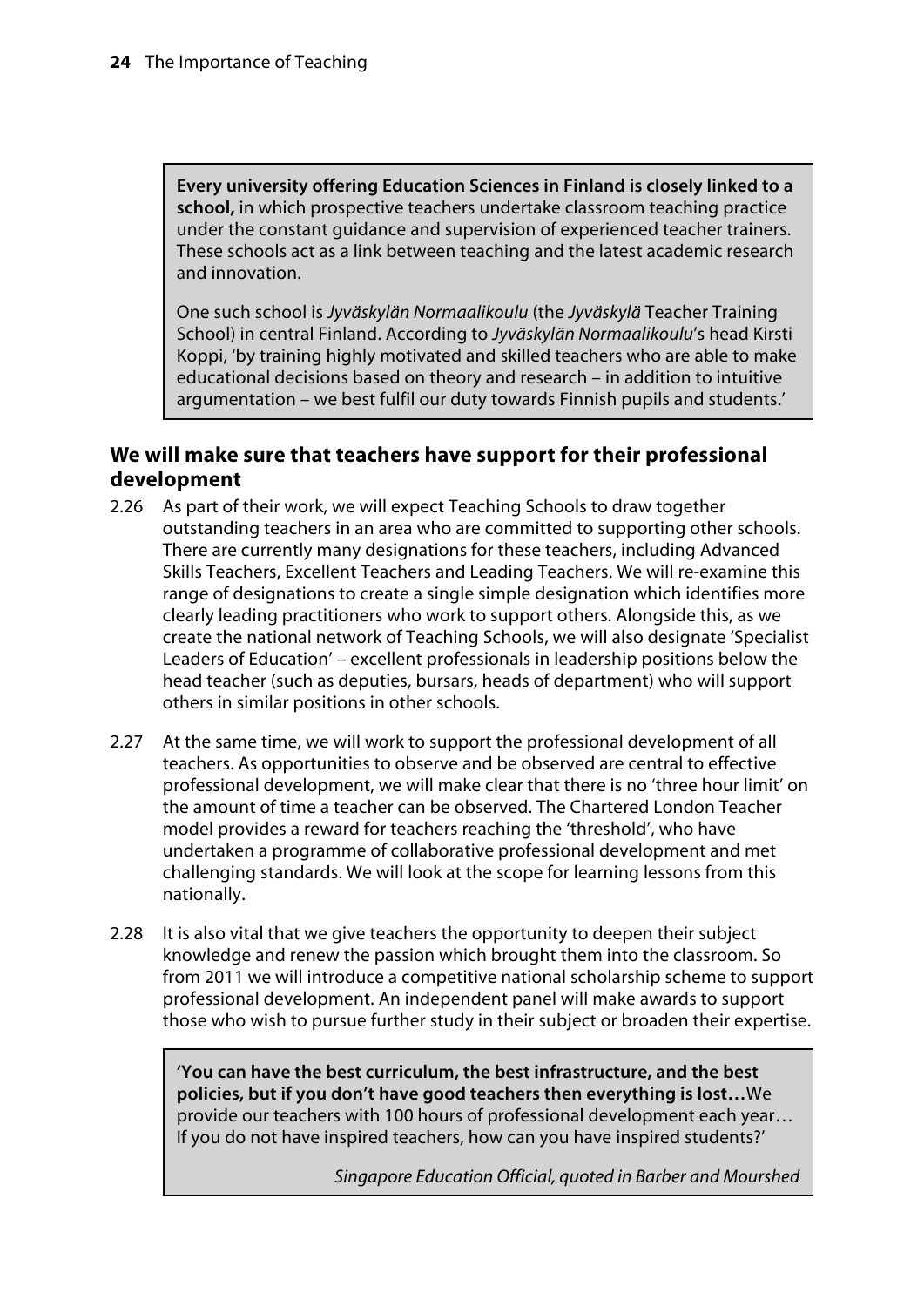**Every university offering Education Sciences in Finland is closely linked to a school,** in which prospective teachers undertake classroom teaching practice under the constant guidance and supervision of experienced teacher trainers. These schools act as a link between teaching and the latest academic research and innovation.

One such school is *Jyväskylän Normaalikoulu* (the *Jyväskylä* Teacher Training School) in central Finland. According to *Jyväskylän Normaalikoulu*'s head Kirsti Koppi, 'by training highly motivated and skilled teachers who are able to make educational decisions based on theory and research – in addition to intuitive argumentation – we best fulfil our duty towards Finnish pupils and students.'

### We will make sure that teachers have support for their professional development

2.26 As part of their work, we will expect Teaching Schools to draw together outstanding teachers in an area who are committed to supporting other schools. There are currently many designations for these teachers, including Advanced Skills Teachers, Excellent Teachers and Leading Teachers. We will re-examine this range of designations to create a single simple designation which identifies more clearly leading practitioners who work to support others. Alongside this, as we create the national network of Teaching Schools, we will also designate 'Specialist Leaders of Education' – excellent professionals in leadership positions below the head teacher (such as deputies, bursars, heads of department) who will support others in similar positions in other schools.

2.27 At the same time, we will work to support the professional development of all teachers. As opportunities to observe and be observed are central to effective professional development, we will make clear that there is no 'three hour limit' on the amount of time a teacher can be observed. The Chartered London Teacher model provides a reward for teachers reaching the 'threshold', who have undertaken a programme of collaborative professional development and met challenging standards. We will look at the scope for learning lessons from this nationally.

2.28 It is also vital that we give teachers the opportunity to deepen their subject knowledge and renew the passion which brought them into the classroom. So from 2011 we will introduce a competitive national scholarship scheme to support professional development. An independent panel will make awards to support those who wish to pursue further study in their subject or broaden their expertise.

**'You can have the best curriculum, the best infrastructure, and the best policies, but if you don't have good teachers then everything is lost…**We provide our teachers with 100 hours of professional development each year… If you do not have inspired teachers, how can you have inspired students?'

*Singapore Education Official, quoted in Barber and Mourshed*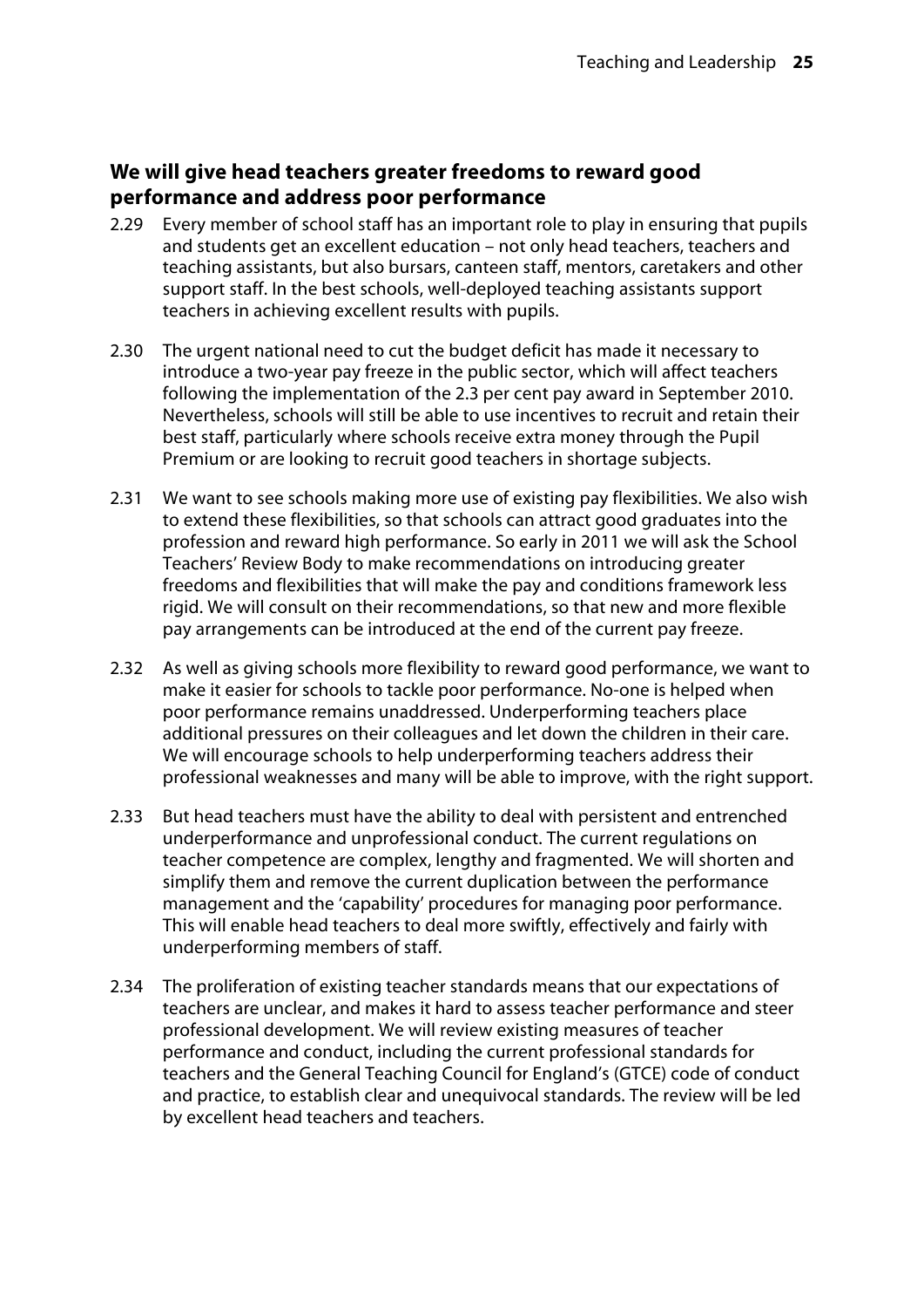## We will give head teachers greater freedoms to reward good performance and address poor performance

2.29 Every member of school staff has an important role to play in ensuring that pupils and students get an excellent education – not only head teachers, teachers and teaching assistants, but also bursars, canteen staff, mentors, caretakers and other support staff. In the best schools, well-deployed teaching assistants support teachers in achieving excellent results with pupils.

2.30 The urgent national need to cut the budget deficit has made it necessary to introduce a two-year pay freeze in the public sector, which will affect teachers following the implementation of the 2.3 per cent pay award in September 2010. Nevertheless, schools will still be able to use incentives to recruit and retain their best staff, particularly where schools receive extra money through the Pupil Premium or are looking to recruit good teachers in shortage subjects.

2.31 We want to see schools making more use of existing pay flexibilities. We also wish to extend these flexibilities, so that schools can attract good graduates into the profession and reward high performance. So early in 2011 we will ask the School Teachers' Review Body to make recommendations on introducing greater freedoms and flexibilities that will make the pay and conditions framework less rigid. We will consult on their recommendations, so that new and more flexible pay arrangements can be introduced at the end of the current pay freeze.

2.32 As well as giving schools more flexibility to reward good performance, we want to make it easier for schools to tackle poor performance. No-one is helped when poor performance remains unaddressed. Underperforming teachers place additional pressures on their colleagues and let down the children in their care. We will encourage schools to help underperforming teachers address their professional weaknesses and many will be able to improve, with the right support.

2.33 But head teachers must have the ability to deal with persistent and entrenched underperformance and unprofessional conduct. The current regulations on teacher competence are complex, lengthy and fragmented. We will shorten and simplify them and remove the current duplication between the performance management and the 'capability' procedures for managing poor performance. This will enable head teachers to deal more swiftly, effectively and fairly with underperforming members of staff.

2.34 The proliferation of existing teacher standards means that our expectations of teachers are unclear, and makes it hard to assess teacher performance and steer professional development. We will review existing measures of teacher performance and conduct, including the current professional standards for teachers and the General Teaching Council for England's (GTCE) code of conduct and practice, to establish clear and unequivocal standards. The review will be led by excellent head teachers and teachers.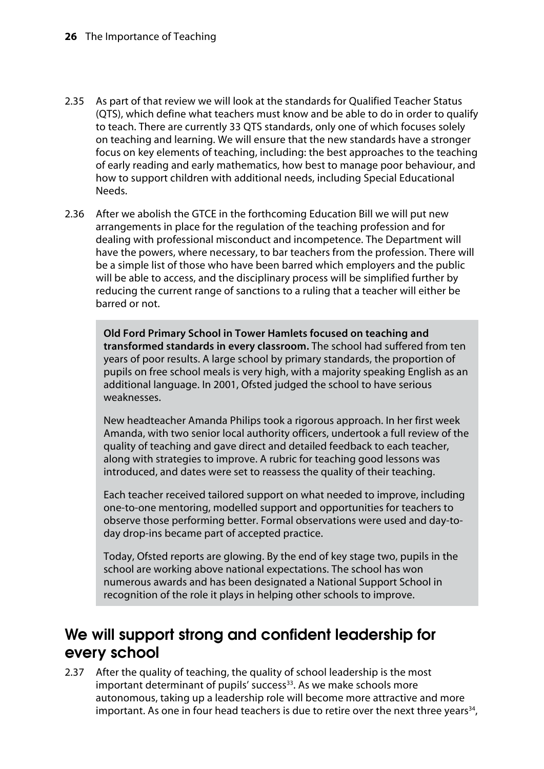2.35 As part of that review we will look at the standards for Qualified Teacher Status (QTS), which define what teachers must know and be able to do in order to qualify to teach. There are currently 33 QTS standards, only one of which focuses solely on teaching and learning. We will ensure that the new standards have a stronger focus on key elements of teaching, including: the best approaches to the teaching of early reading and early mathematics, how best to manage poor behaviour, and how to support children with additional needs, including Special Educational Needs.

2.36 After we abolish the GTCE in the forthcoming Education Bill we will put new arrangements in place for the regulation of the teaching profession and for dealing with professional misconduct and incompetence. The Department will have the powers, where necessary, to bar teachers from the profession. There will be a simple list of those who have been barred which employers and the public will be able to access, and the disciplinary process will be simplified further by reducing the current range of sanctions to a ruling that a teacher will either be barred or not.

> **Old Ford Primary School in Tower Hamlets focused on teaching and transformed standards in every classroom.** The school had suffered from ten years of poor results. A large school by primary standards, the proportion of pupils on free school meals is very high, with a majority speaking English as an additional language. In 2001, Ofsted judged the school to have serious weaknesses.
>
> New headteacher Amanda Philips took a rigorous approach. In her first week Amanda, with two senior local authority officers, undertook a full review of the quality of teaching and gave direct and detailed feedback to each teacher, along with strategies to improve. A rubric for teaching good lessons was introduced, and dates were set to reassess the quality of their teaching.
>
> Each teacher received tailored support on what needed to improve, including one-to-one mentoring, modelled support and opportunities for teachers to observe those performing better. Formal observations were used and day-to-day drop-ins became part of accepted practice.
>
> Today, Ofsted reports are glowing. By the end of key stage two, pupils in the school are working above national expectations. The school has won numerous awards and has been designated a National Support School in recognition of the role it plays in helping other schools to improve.

## We will support strong and confident leadership for every school

2.37 After the quality of teaching, the quality of school leadership is the most important determinant of pupils' success[33]. As we make schools more autonomous, taking up a leadership role will become more attractive and more important. As one in four head teachers is due to retire over the next three years[34],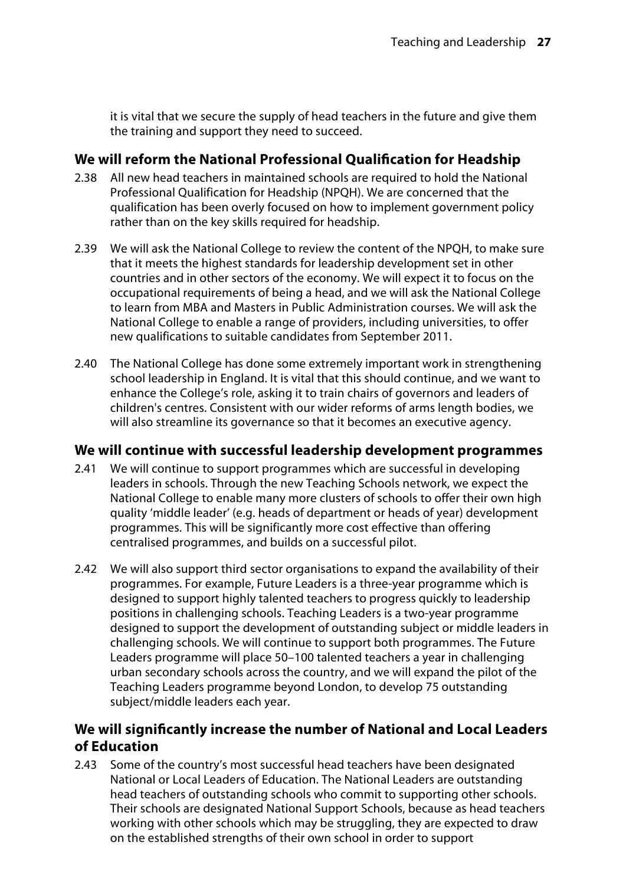it is vital that we secure the supply of head teachers in the future and give them the training and support they need to succeed.

### We will reform the National Professional Qualification for Headship

2.38 All new head teachers in maintained schools are required to hold the National Professional Qualification for Headship (NPQH). We are concerned that the qualification has been overly focused on how to implement government policy rather than on the key skills required for headship.

2.39 We will ask the National College to review the content of the NPQH, to make sure that it meets the highest standards for leadership development set in other countries and in other sectors of the economy. We will expect it to focus on the occupational requirements of being a head, and we will ask the National College to learn from MBA and Masters in Public Administration courses. We will ask the National College to enable a range of providers, including universities, to offer new qualifications to suitable candidates from September 2011.

2.40 The National College has done some extremely important work in strengthening school leadership in England. It is vital that this should continue, and we want to enhance the College's role, asking it to train chairs of governors and leaders of children's centres. Consistent with our wider reforms of arms length bodies, we will also streamline its governance so that it becomes an executive agency.

### We will continue with successful leadership development programmes

2.41 We will continue to support programmes which are successful in developing leaders in schools. Through the new Teaching Schools network, we expect the National College to enable many more clusters of schools to offer their own high quality 'middle leader' (e.g. heads of department or heads of year) development programmes. This will be significantly more cost effective than offering centralised programmes, and builds on a successful pilot.

2.42 We will also support third sector organisations to expand the availability of their programmes. For example, Future Leaders is a three-year programme which is designed to support highly talented teachers to progress quickly to leadership positions in challenging schools. Teaching Leaders is a two-year programme designed to support the development of outstanding subject or middle leaders in challenging schools. We will continue to support both programmes. The Future Leaders programme will place 50–100 talented teachers a year in challenging urban secondary schools across the country, and we will expand the pilot of the Teaching Leaders programme beyond London, to develop 75 outstanding subject/middle leaders each year.

### We will significantly increase the number of National and Local Leaders of Education

2.43 Some of the country's most successful head teachers have been designated National or Local Leaders of Education. The National Leaders are outstanding head teachers of outstanding schools who commit to supporting other schools. Their schools are designated National Support Schools, because as head teachers working with other schools which may be struggling, they are expected to draw on the established strengths of their own school in order to support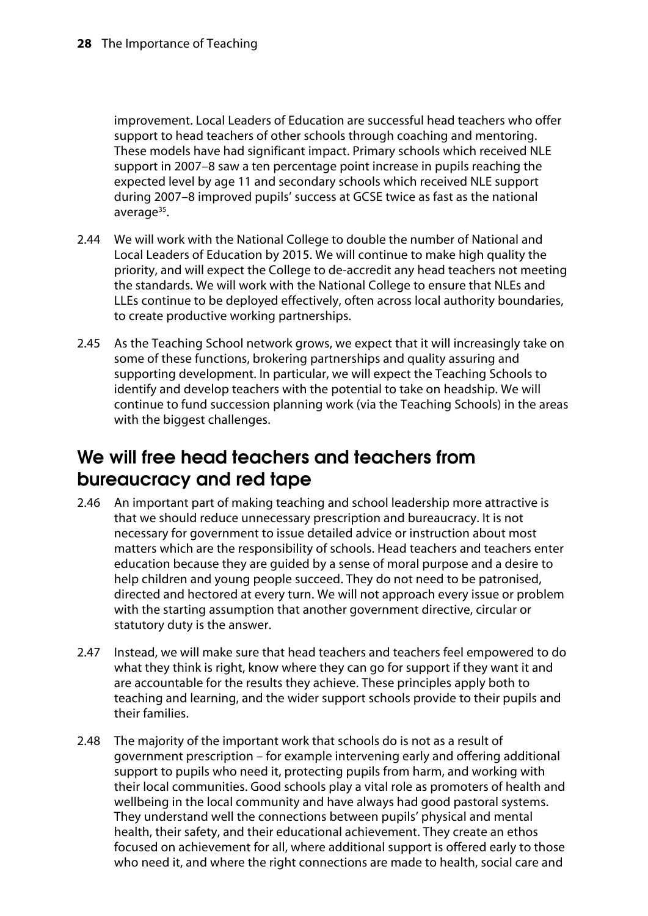improvement. Local Leaders of Education are successful head teachers who offer support to head teachers of other schools through coaching and mentoring. These models have had significant impact. Primary schools which received NLE support in 2007–8 saw a ten percentage point increase in pupils reaching the expected level by age 11 and secondary schools which received NLE support during 2007–8 improved pupils' success at GCSE twice as fast as the national average[35].

2.44 We will work with the National College to double the number of National and Local Leaders of Education by 2015. We will continue to make high quality the priority, and will expect the College to de-accredit any head teachers not meeting the standards. We will work with the National College to ensure that NLEs and LLEs continue to be deployed effectively, often across local authority boundaries, to create productive working partnerships.

2.45 As the Teaching School network grows, we expect that it will increasingly take on some of these functions, brokering partnerships and quality assuring and supporting development. In particular, we will expect the Teaching Schools to identify and develop teachers with the potential to take on headship. We will continue to fund succession planning work (via the Teaching Schools) in the areas with the biggest challenges.

## We will free head teachers and teachers from bureaucracy and red tape

2.46 An important part of making teaching and school leadership more attractive is that we should reduce unnecessary prescription and bureaucracy. It is not necessary for government to issue detailed advice or instruction about most matters which are the responsibility of schools. Head teachers and teachers enter education because they are guided by a sense of moral purpose and a desire to help children and young people succeed. They do not need to be patronised, directed and hectored at every turn. We will not approach every issue or problem with the starting assumption that another government directive, circular or statutory duty is the answer.

2.47 Instead, we will make sure that head teachers and teachers feel empowered to do what they think is right, know where they can go for support if they want it and are accountable for the results they achieve. These principles apply both to teaching and learning, and the wider support schools provide to their pupils and their families.

2.48 The majority of the important work that schools do is not as a result of government prescription – for example intervening early and offering additional support to pupils who need it, protecting pupils from harm, and working with their local communities. Good schools play a vital role as promoters of health and wellbeing in the local community and have always had good pastoral systems. They understand well the connections between pupils' physical and mental health, their safety, and their educational achievement. They create an ethos focused on achievement for all, where additional support is offered early to those who need it, and where the right connections are made to health, social care and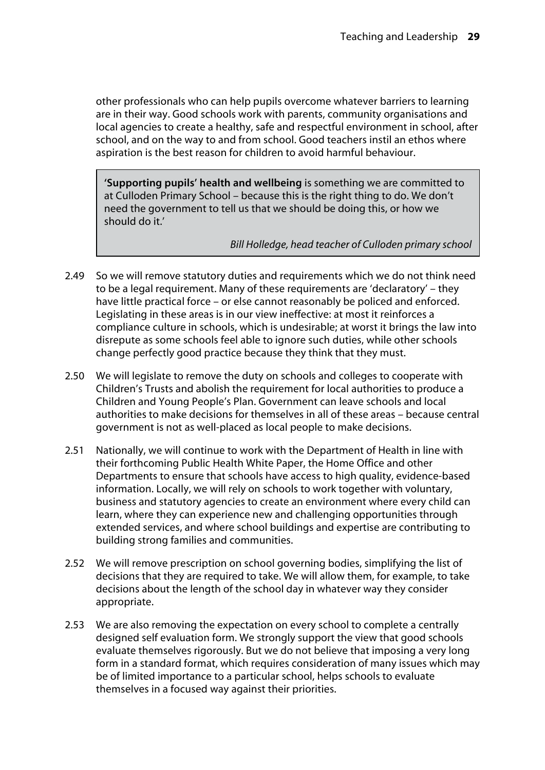other professionals who can help pupils overcome whatever barriers to learning are in their way. Good schools work with parents, community organisations and local agencies to create a healthy, safe and respectful environment in school, after school, and on the way to and from school. Good teachers instil an ethos where aspiration is the best reason for children to avoid harmful behaviour.

> '**Supporting pupils' health and wellbeing** is something we are committed to at Culloden Primary School – because this is the right thing to do. We don't need the government to tell us that we should be doing this, or how we should do it.'
>
> *Bill Holledge, head teacher of Culloden primary school*

2.49 So we will remove statutory duties and requirements which we do not think need to be a legal requirement. Many of these requirements are 'declaratory' – they have little practical force – or else cannot reasonably be policed and enforced. Legislating in these areas is in our view ineffective: at most it reinforces a compliance culture in schools, which is undesirable; at worst it brings the law into disrepute as some schools feel able to ignore such duties, while other schools change perfectly good practice because they think that they must.

2.50 We will legislate to remove the duty on schools and colleges to cooperate with Children's Trusts and abolish the requirement for local authorities to produce a Children and Young People's Plan. Government can leave schools and local authorities to make decisions for themselves in all of these areas – because central government is not as well-placed as local people to make decisions.

2.51 Nationally, we will continue to work with the Department of Health in line with their forthcoming Public Health White Paper, the Home Office and other Departments to ensure that schools have access to high quality, evidence-based information. Locally, we will rely on schools to work together with voluntary, business and statutory agencies to create an environment where every child can learn, where they can experience new and challenging opportunities through extended services, and where school buildings and expertise are contributing to building strong families and communities.

2.52 We will remove prescription on school governing bodies, simplifying the list of decisions that they are required to take. We will allow them, for example, to take decisions about the length of the school day in whatever way they consider appropriate.

2.53 We are also removing the expectation on every school to complete a centrally designed self evaluation form. We strongly support the view that good schools evaluate themselves rigorously. But we do not believe that imposing a very long form in a standard format, which requires consideration of many issues which may be of limited importance to a particular school, helps schools to evaluate themselves in a focused way against their priorities.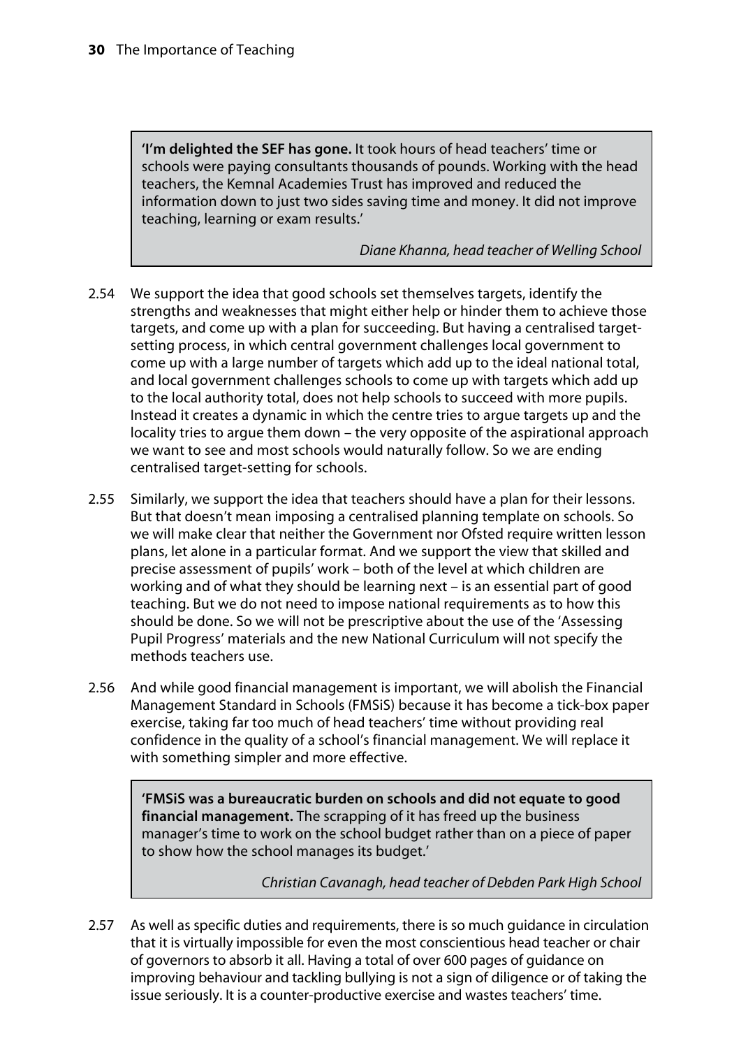> **'I'm delighted the SEF has gone.** It took hours of head teachers' time or schools were paying consultants thousands of pounds. Working with the head teachers, the Kemnal Academies Trust has improved and reduced the information down to just two sides saving time and money. It did not improve teaching, learning or exam results.'
>
> *Diane Khanna, head teacher of Welling School*

2.54 We support the idea that good schools set themselves targets, identify the strengths and weaknesses that might either help or hinder them to achieve those targets, and come up with a plan for succeeding. But having a centralised target-setting process, in which central government challenges local government to come up with a large number of targets which add up to the ideal national total, and local government challenges schools to come up with targets which add up to the local authority total, does not help schools to succeed with more pupils. Instead it creates a dynamic in which the centre tries to argue targets up and the locality tries to argue them down – the very opposite of the aspirational approach we want to see and most schools would naturally follow. So we are ending centralised target-setting for schools.

2.55 Similarly, we support the idea that teachers should have a plan for their lessons. But that doesn't mean imposing a centralised planning template on schools. So we will make clear that neither the Government nor Ofsted require written lesson plans, let alone in a particular format. And we support the view that skilled and precise assessment of pupils' work – both of the level at which children are working and of what they should be learning next – is an essential part of good teaching. But we do not need to impose national requirements as to how this should be done. So we will not be prescriptive about the use of the 'Assessing Pupil Progress' materials and the new National Curriculum will not specify the methods teachers use.

2.56 And while good financial management is important, we will abolish the Financial Management Standard in Schools (FMSiS) because it has become a tick-box paper exercise, taking far too much of head teachers' time without providing real confidence in the quality of a school's financial management. We will replace it with something simpler and more effective.

> **'FMSiS was a bureaucratic burden on schools and did not equate to good financial management.** The scrapping of it has freed up the business manager's time to work on the school budget rather than on a piece of paper to show how the school manages its budget.'
>
> *Christian Cavanagh, head teacher of Debden Park High School*

2.57 As well as specific duties and requirements, there is so much guidance in circulation that it is virtually impossible for even the most conscientious head teacher or chair of governors to absorb it all. Having a total of over 600 pages of guidance on improving behaviour and tackling bullying is not a sign of diligence or of taking the issue seriously. It is a counter-productive exercise and wastes teachers' time.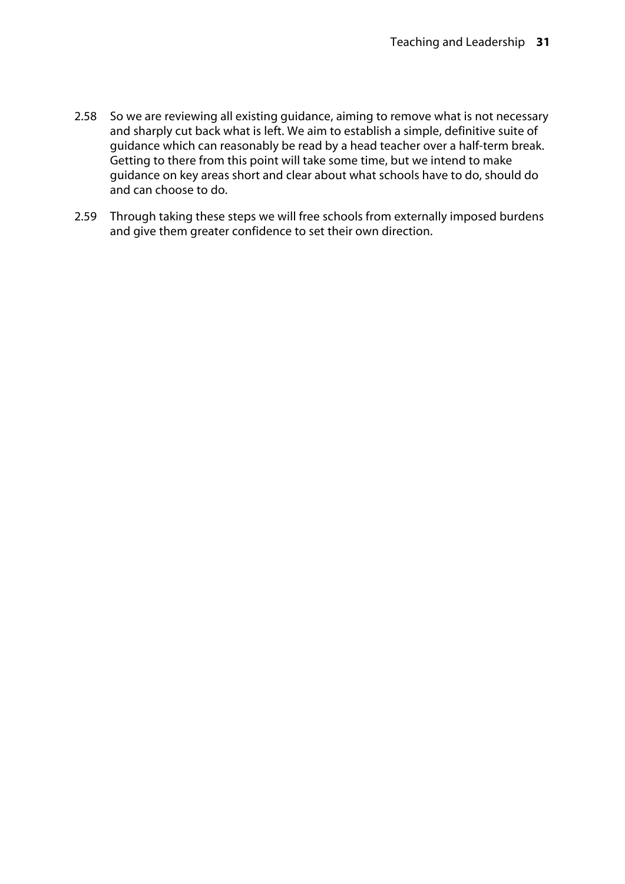2.58 So we are reviewing all existing guidance, aiming to remove what is not necessary and sharply cut back what is left. We aim to establish a simple, definitive suite of guidance which can reasonably be read by a head teacher over a half-term break. Getting to there from this point will take some time, but we intend to make guidance on key areas short and clear about what schools have to do, should do and can choose to do.

2.59 Through taking these steps we will free schools from externally imposed burdens and give them greater confidence to set their own direction.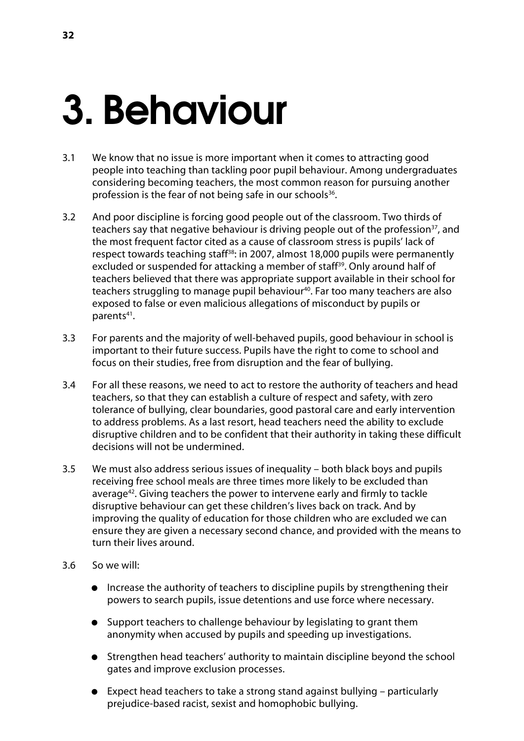# 3. Behaviour

3.1 We know that no issue is more important when it comes to attracting good people into teaching than tackling poor pupil behaviour. Among undergraduates considering becoming teachers, the most common reason for pursuing another profession is the fear of not being safe in our schools[36].

3.2 And poor discipline is forcing good people out of the classroom. Two thirds of teachers say that negative behaviour is driving people out of the profession[37], and the most frequent factor cited as a cause of classroom stress is pupils' lack of respect towards teaching staff[38]: in 2007, almost 18,000 pupils were permanently excluded or suspended for attacking a member of staff[39]. Only around half of teachers believed that there was appropriate support available in their school for teachers struggling to manage pupil behaviour[40]. Far too many teachers are also exposed to false or even malicious allegations of misconduct by pupils or parents[41].

3.3 For parents and the majority of well-behaved pupils, good behaviour in school is important to their future success. Pupils have the right to come to school and focus on their studies, free from disruption and the fear of bullying.

3.4 For all these reasons, we need to act to restore the authority of teachers and head teachers, so that they can establish a culture of respect and safety, with zero tolerance of bullying, clear boundaries, good pastoral care and early intervention to address problems. As a last resort, head teachers need the ability to exclude disruptive children and to be confident that their authority in taking these difficult decisions will not be undermined.

3.5 We must also address serious issues of inequality – both black boys and pupils receiving free school meals are three times more likely to be excluded than average[42]. Giving teachers the power to intervene early and firmly to tackle disruptive behaviour can get these children's lives back on track. And by improving the quality of education for those children who are excluded we can ensure they are given a necessary second chance, and provided with the means to turn their lives around.

3.6 So we will:

- Increase the authority of teachers to discipline pupils by strengthening their powers to search pupils, issue detentions and use force where necessary.
- Support teachers to challenge behaviour by legislating to grant them anonymity when accused by pupils and speeding up investigations.
- Strengthen head teachers' authority to maintain discipline beyond the school gates and improve exclusion processes.
- Expect head teachers to take a strong stand against bullying – particularly prejudice-based racist, sexist and homophobic bullying.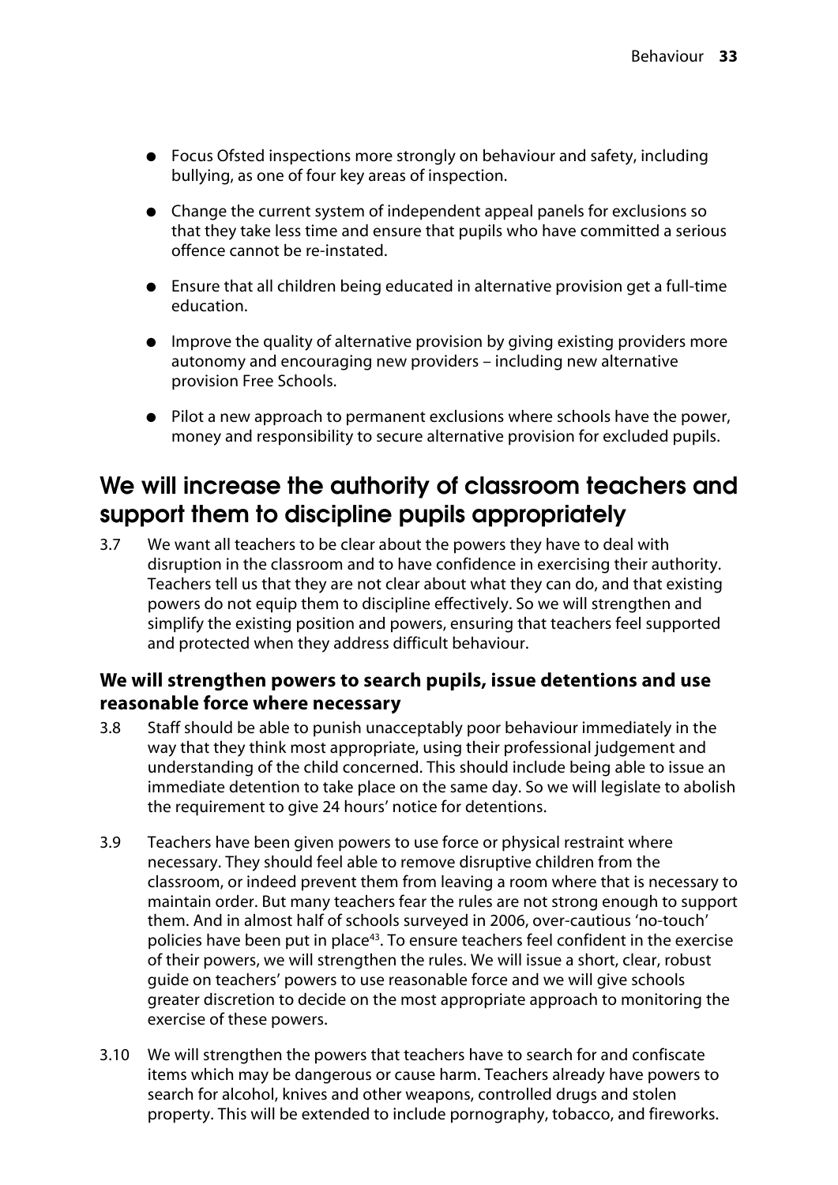- Focus Ofsted inspections more strongly on behaviour and safety, including bullying, as one of four key areas of inspection.
- Change the current system of independent appeal panels for exclusions so that they take less time and ensure that pupils who have committed a serious offence cannot be re-instated.
- Ensure that all children being educated in alternative provision get a full-time education.
- Improve the quality of alternative provision by giving existing providers more autonomy and encouraging new providers – including new alternative provision Free Schools.
- Pilot a new approach to permanent exclusions where schools have the power, money and responsibility to secure alternative provision for excluded pupils.

## We will increase the authority of classroom teachers and support them to discipline pupils appropriately

3.7 We want all teachers to be clear about the powers they have to deal with disruption in the classroom and to have confidence in exercising their authority. Teachers tell us that they are not clear about what they can do, and that existing powers do not equip them to discipline effectively. So we will strengthen and simplify the existing position and powers, ensuring that teachers feel supported and protected when they address difficult behaviour.

### We will strengthen powers to search pupils, issue detentions and use reasonable force where necessary

3.8 Staff should be able to punish unacceptably poor behaviour immediately in the way that they think most appropriate, using their professional judgement and understanding of the child concerned. This should include being able to issue an immediate detention to take place on the same day. So we will legislate to abolish the requirement to give 24 hours' notice for detentions.

3.9 Teachers have been given powers to use force or physical restraint where necessary. They should feel able to remove disruptive children from the classroom, or indeed prevent them from leaving a room where that is necessary to maintain order. But many teachers fear the rules are not strong enough to support them. And in almost half of schools surveyed in 2006, over-cautious 'no-touch' policies have been put in place[43]. To ensure teachers feel confident in the exercise of their powers, we will strengthen the rules. We will issue a short, clear, robust guide on teachers' powers to use reasonable force and we will give schools greater discretion to decide on the most appropriate approach to monitoring the exercise of these powers.

3.10 We will strengthen the powers that teachers have to search for and confiscate items which may be dangerous or cause harm. Teachers already have powers to search for alcohol, knives and other weapons, controlled drugs and stolen property. This will be extended to include pornography, tobacco, and fireworks.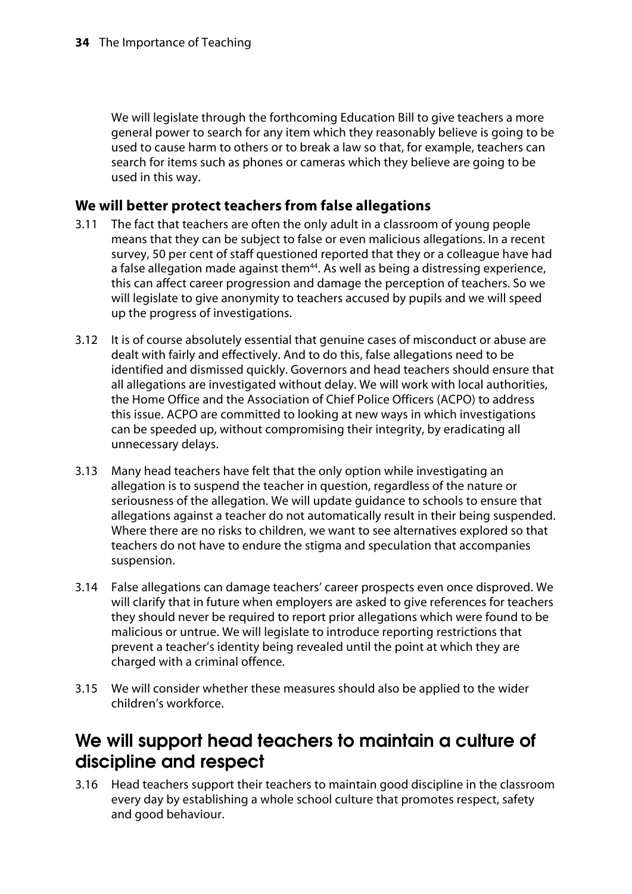We will legislate through the forthcoming Education Bill to give teachers a more general power to search for any item which they reasonably believe is going to be used to cause harm to others or to break a law so that, for example, teachers can search for items such as phones or cameras which they believe are going to be used in this way.

### We will better protect teachers from false allegations

3.11 The fact that teachers are often the only adult in a classroom of young people means that they can be subject to false or even malicious allegations. In a recent survey, 50 per cent of staff questioned reported that they or a colleague have had a false allegation made against them[44]. As well as being a distressing experience, this can affect career progression and damage the perception of teachers. So we will legislate to give anonymity to teachers accused by pupils and we will speed up the progress of investigations.

3.12 It is of course absolutely essential that genuine cases of misconduct or abuse are dealt with fairly and effectively. And to do this, false allegations need to be identified and dismissed quickly. Governors and head teachers should ensure that all allegations are investigated without delay. We will work with local authorities, the Home Office and the Association of Chief Police Officers (ACPO) to address this issue. ACPO are committed to looking at new ways in which investigations can be speeded up, without compromising their integrity, by eradicating all unnecessary delays.

3.13 Many head teachers have felt that the only option while investigating an allegation is to suspend the teacher in question, regardless of the nature or seriousness of the allegation. We will update guidance to schools to ensure that allegations against a teacher do not automatically result in their being suspended. Where there are no risks to children, we want to see alternatives explored so that teachers do not have to endure the stigma and speculation that accompanies suspension.

3.14 False allegations can damage teachers' career prospects even once disproved. We will clarify that in future when employers are asked to give references for teachers they should never be required to report prior allegations which were found to be malicious or untrue. We will legislate to introduce reporting restrictions that prevent a teacher's identity being revealed until the point at which they are charged with a criminal offence.

3.15 We will consider whether these measures should also be applied to the wider children's workforce.

## We will support head teachers to maintain a culture of discipline and respect

3.16 Head teachers support their teachers to maintain good discipline in the classroom every day by establishing a whole school culture that promotes respect, safety and good behaviour.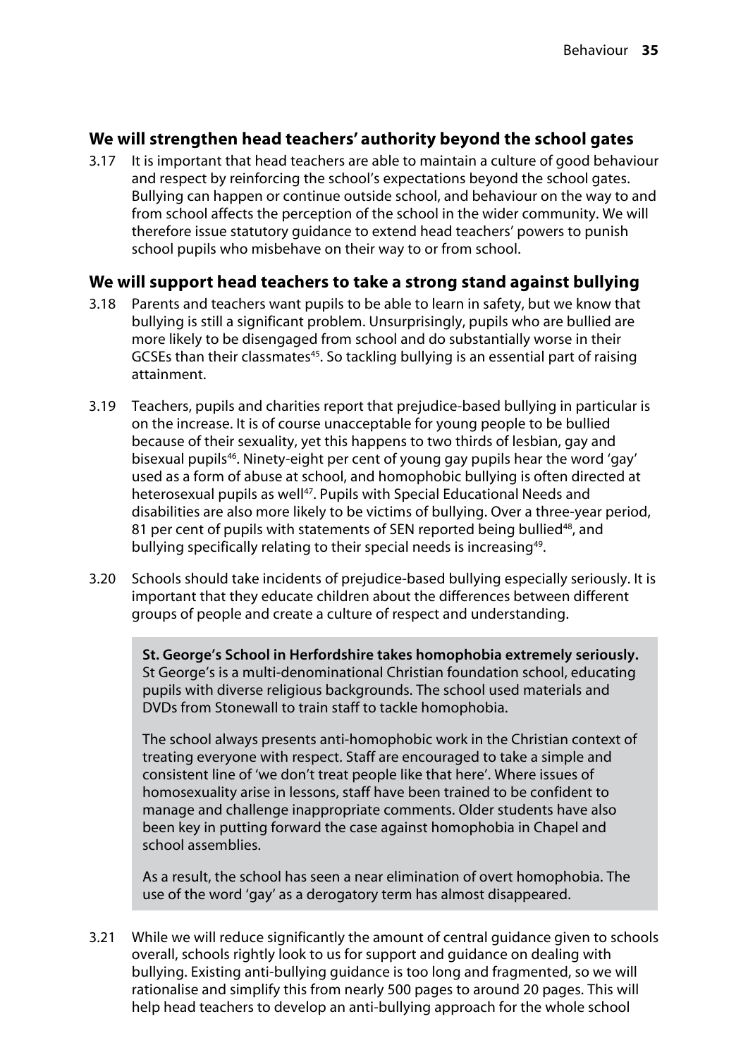## We will strengthen head teachers' authority beyond the school gates

3.17 It is important that head teachers are able to maintain a culture of good behaviour and respect by reinforcing the school's expectations beyond the school gates. Bullying can happen or continue outside school, and behaviour on the way to and from school affects the perception of the school in the wider community. We will therefore issue statutory guidance to extend head teachers' powers to punish school pupils who misbehave on their way to or from school.

## We will support head teachers to take a strong stand against bullying

3.18 Parents and teachers want pupils to be able to learn in safety, but we know that bullying is still a significant problem. Unsurprisingly, pupils who are bullied are more likely to be disengaged from school and do substantially worse in their GCSEs than their classmates[45]. So tackling bullying is an essential part of raising attainment.

3.19 Teachers, pupils and charities report that prejudice-based bullying in particular is on the increase. It is of course unacceptable for young people to be bullied because of their sexuality, yet this happens to two thirds of lesbian, gay and bisexual pupils[46]. Ninety-eight per cent of young gay pupils hear the word 'gay' used as a form of abuse at school, and homophobic bullying is often directed at heterosexual pupils as well[47]. Pupils with Special Educational Needs and disabilities are also more likely to be victims of bullying. Over a three-year period, 81 per cent of pupils with statements of SEN reported being bullied[48], and bullying specifically relating to their special needs is increasing[49].

3.20 Schools should take incidents of prejudice-based bullying especially seriously. It is important that they educate children about the differences between different groups of people and create a culture of respect and understanding.

> **St. George's School in Herfordshire takes homophobia extremely seriously.** St George's is a multi-denominational Christian foundation school, educating pupils with diverse religious backgrounds. The school used materials and DVDs from Stonewall to train staff to tackle homophobia.
>
> The school always presents anti-homophobic work in the Christian context of treating everyone with respect. Staff are encouraged to take a simple and consistent line of 'we don't treat people like that here'. Where issues of homosexuality arise in lessons, staff have been trained to be confident to manage and challenge inappropriate comments. Older students have also been key in putting forward the case against homophobia in Chapel and school assemblies.
>
> As a result, the school has seen a near elimination of overt homophobia. The use of the word 'gay' as a derogatory term has almost disappeared.

3.21 While we will reduce significantly the amount of central guidance given to schools overall, schools rightly look to us for support and guidance on dealing with bullying. Existing anti-bullying guidance is too long and fragmented, so we will rationalise and simplify this from nearly 500 pages to around 20 pages. This will help head teachers to develop an anti-bullying approach for the whole school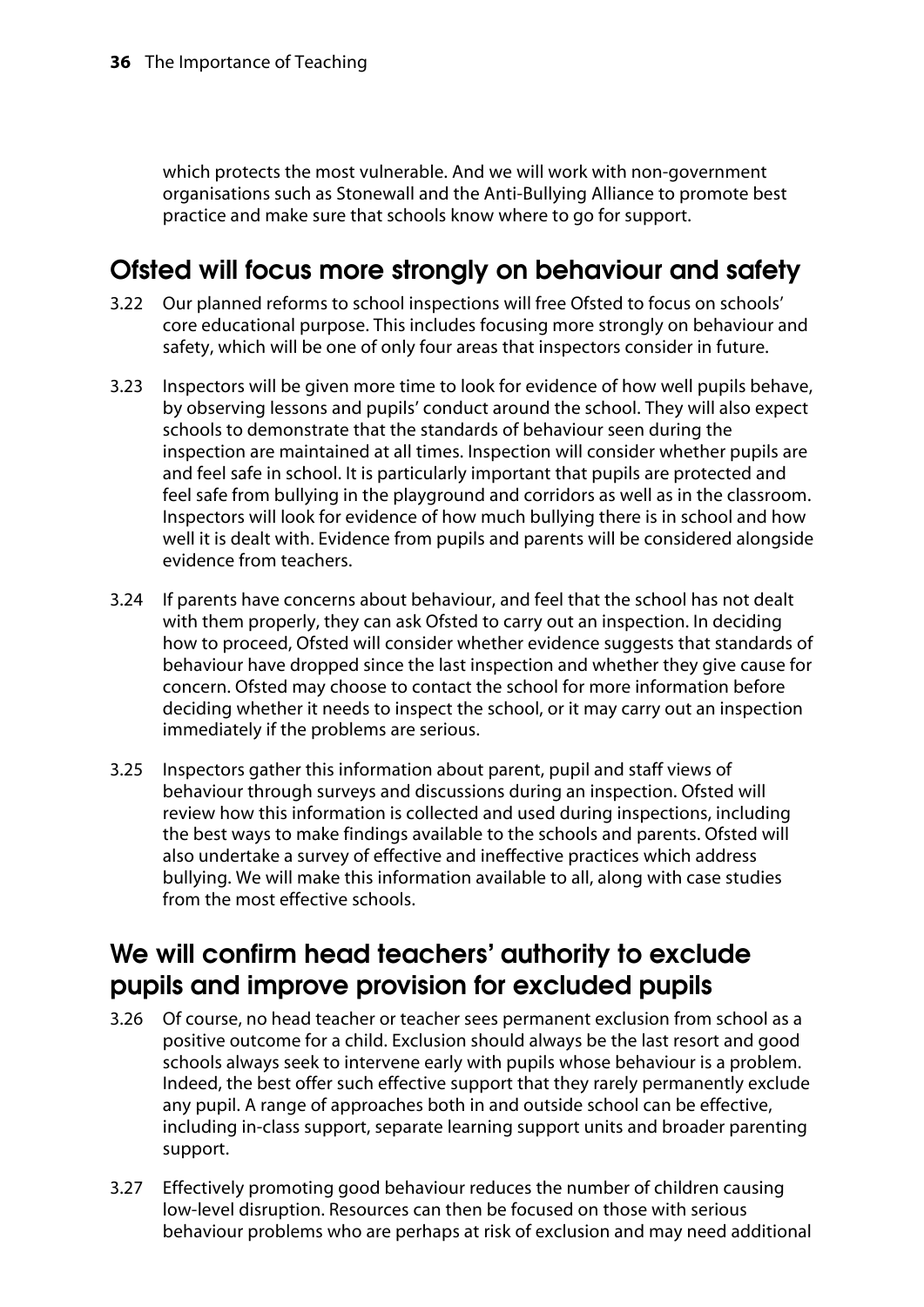which protects the most vulnerable. And we will work with non-government organisations such as Stonewall and the Anti-Bullying Alliance to promote best practice and make sure that schools know where to go for support.

## Ofsted will focus more strongly on behaviour and safety

3.22 Our planned reforms to school inspections will free Ofsted to focus on schools' core educational purpose. This includes focusing more strongly on behaviour and safety, which will be one of only four areas that inspectors consider in future.

3.23 Inspectors will be given more time to look for evidence of how well pupils behave, by observing lessons and pupils' conduct around the school. They will also expect schools to demonstrate that the standards of behaviour seen during the inspection are maintained at all times. Inspection will consider whether pupils are and feel safe in school. It is particularly important that pupils are protected and feel safe from bullying in the playground and corridors as well as in the classroom. Inspectors will look for evidence of how much bullying there is in school and how well it is dealt with. Evidence from pupils and parents will be considered alongside evidence from teachers.

3.24 If parents have concerns about behaviour, and feel that the school has not dealt with them properly, they can ask Ofsted to carry out an inspection. In deciding how to proceed, Ofsted will consider whether evidence suggests that standards of behaviour have dropped since the last inspection and whether they give cause for concern. Ofsted may choose to contact the school for more information before deciding whether it needs to inspect the school, or it may carry out an inspection immediately if the problems are serious.

3.25 Inspectors gather this information about parent, pupil and staff views of behaviour through surveys and discussions during an inspection. Ofsted will review how this information is collected and used during inspections, including the best ways to make findings available to the schools and parents. Ofsted will also undertake a survey of effective and ineffective practices which address bullying. We will make this information available to all, along with case studies from the most effective schools.

## We will confirm head teachers' authority to exclude pupils and improve provision for excluded pupils

3.26 Of course, no head teacher or teacher sees permanent exclusion from school as a positive outcome for a child. Exclusion should always be the last resort and good schools always seek to intervene early with pupils whose behaviour is a problem. Indeed, the best offer such effective support that they rarely permanently exclude any pupil. A range of approaches both in and outside school can be effective, including in-class support, separate learning support units and broader parenting support.

3.27 Effectively promoting good behaviour reduces the number of children causing low-level disruption. Resources can then be focused on those with serious behaviour problems who are perhaps at risk of exclusion and may need additional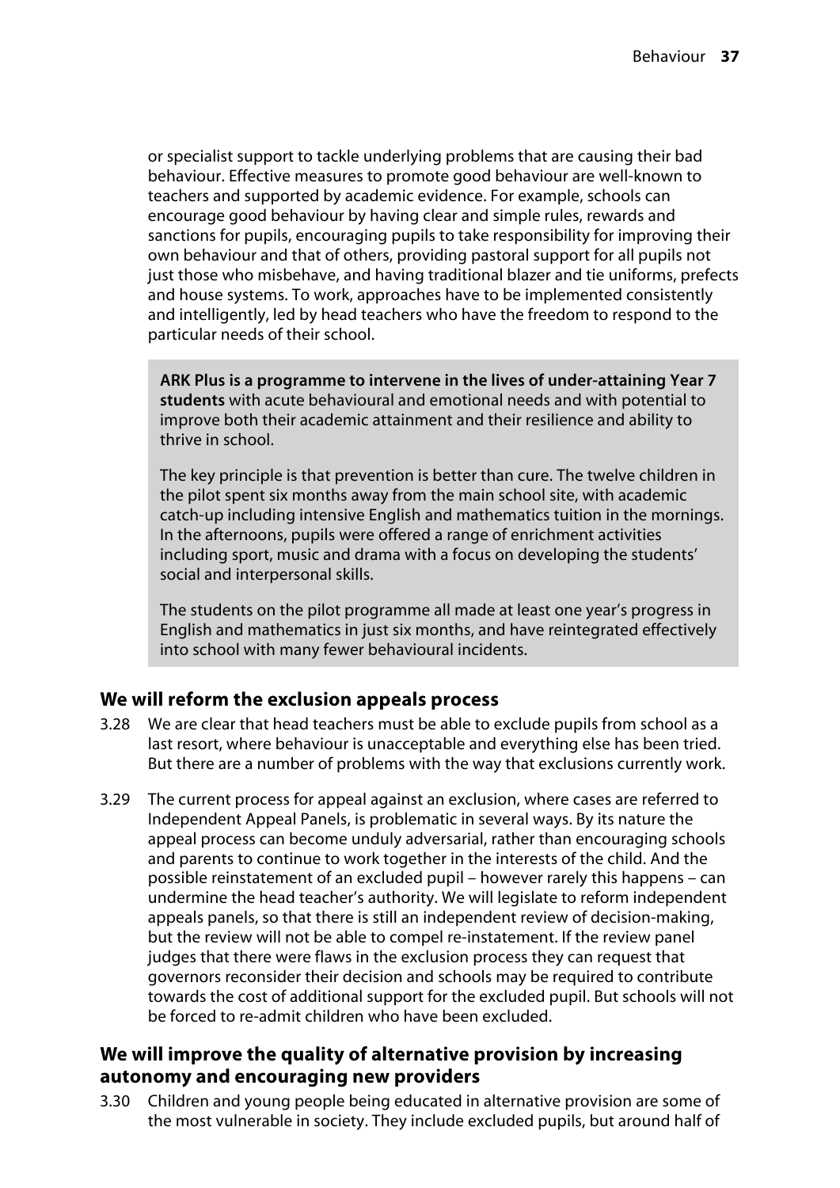or specialist support to tackle underlying problems that are causing their bad behaviour. Effective measures to promote good behaviour are well-known to teachers and supported by academic evidence. For example, schools can encourage good behaviour by having clear and simple rules, rewards and sanctions for pupils, encouraging pupils to take responsibility for improving their own behaviour and that of others, providing pastoral support for all pupils not just those who misbehave, and having traditional blazer and tie uniforms, prefects and house systems. To work, approaches have to be implemented consistently and intelligently, led by head teachers who have the freedom to respond to the particular needs of their school.

> **ARK Plus is a programme to intervene in the lives of under-attaining Year 7 students** with acute behavioural and emotional needs and with potential to improve both their academic attainment and their resilience and ability to thrive in school.
>
> The key principle is that prevention is better than cure. The twelve children in the pilot spent six months away from the main school site, with academic catch-up including intensive English and mathematics tuition in the mornings. In the afternoons, pupils were offered a range of enrichment activities including sport, music and drama with a focus on developing the students' social and interpersonal skills.
>
> The students on the pilot programme all made at least one year's progress in English and mathematics in just six months, and have reintegrated effectively into school with many fewer behavioural incidents.

### We will reform the exclusion appeals process

3.28 We are clear that head teachers must be able to exclude pupils from school as a last resort, where behaviour is unacceptable and everything else has been tried. But there are a number of problems with the way that exclusions currently work.

3.29 The current process for appeal against an exclusion, where cases are referred to Independent Appeal Panels, is problematic in several ways. By its nature the appeal process can become unduly adversarial, rather than encouraging schools and parents to continue to work together in the interests of the child. And the possible reinstatement of an excluded pupil – however rarely this happens – can undermine the head teacher's authority. We will legislate to reform independent appeals panels, so that there is still an independent review of decision-making, but the review will not be able to compel re-instatement. If the review panel judges that there were flaws in the exclusion process they can request that governors reconsider their decision and schools may be required to contribute towards the cost of additional support for the excluded pupil. But schools will not be forced to re-admit children who have been excluded.

### We will improve the quality of alternative provision by increasing autonomy and encouraging new providers

3.30 Children and young people being educated in alternative provision are some of the most vulnerable in society. They include excluded pupils, but around half of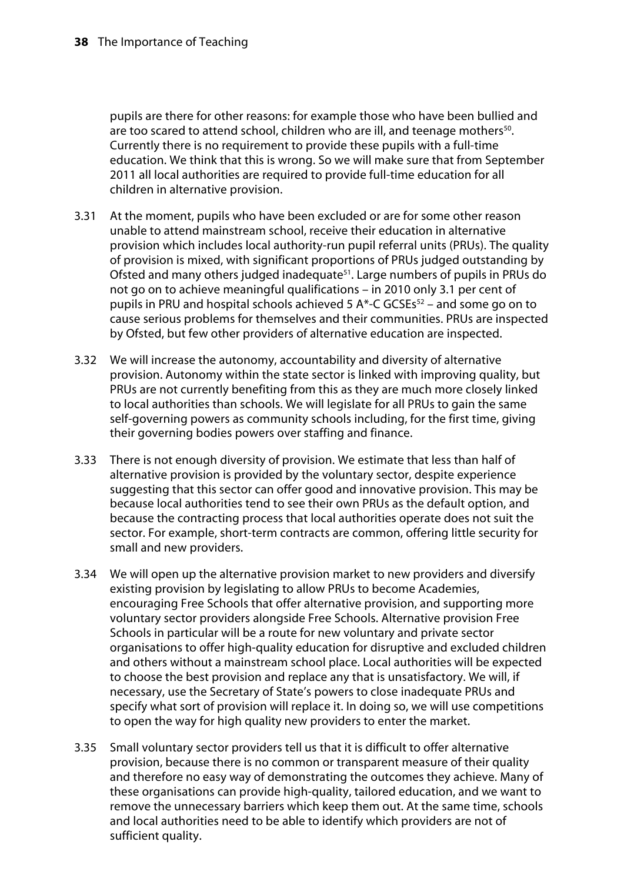pupils are there for other reasons: for example those who have been bullied and are too scared to attend school, children who are ill, and teenage mothers[50]. Currently there is no requirement to provide these pupils with a full-time education. We think that this is wrong. So we will make sure that from September 2011 all local authorities are required to provide full-time education for all children in alternative provision.

3.31 At the moment, pupils who have been excluded or are for some other reason unable to attend mainstream school, receive their education in alternative provision which includes local authority-run pupil referral units (PRUs). The quality of provision is mixed, with significant proportions of PRUs judged outstanding by Ofsted and many others judged inadequate[51]. Large numbers of pupils in PRUs do not go on to achieve meaningful qualifications – in 2010 only 3.1 per cent of pupils in PRU and hospital schools achieved 5 A*-C GCSEs[52] – and some go on to cause serious problems for themselves and their communities. PRUs are inspected by Ofsted, but few other providers of alternative education are inspected.

3.32 We will increase the autonomy, accountability and diversity of alternative provision. Autonomy within the state sector is linked with improving quality, but PRUs are not currently benefiting from this as they are much more closely linked to local authorities than schools. We will legislate for all PRUs to gain the same self-governing powers as community schools including, for the first time, giving their governing bodies powers over staffing and finance.

3.33 There is not enough diversity of provision. We estimate that less than half of alternative provision is provided by the voluntary sector, despite experience suggesting that this sector can offer good and innovative provision. This may be because local authorities tend to see their own PRUs as the default option, and because the contracting process that local authorities operate does not suit the sector. For example, short-term contracts are common, offering little security for small and new providers.

3.34 We will open up the alternative provision market to new providers and diversify existing provision by legislating to allow PRUs to become Academies, encouraging Free Schools that offer alternative provision, and supporting more voluntary sector providers alongside Free Schools. Alternative provision Free Schools in particular will be a route for new voluntary and private sector organisations to offer high-quality education for disruptive and excluded children and others without a mainstream school place. Local authorities will be expected to choose the best provision and replace any that is unsatisfactory. We will, if necessary, use the Secretary of State's powers to close inadequate PRUs and specify what sort of provision will replace it. In doing so, we will use competitions to open the way for high quality new providers to enter the market.

3.35 Small voluntary sector providers tell us that it is difficult to offer alternative provision, because there is no common or transparent measure of their quality and therefore no easy way of demonstrating the outcomes they achieve. Many of these organisations can provide high-quality, tailored education, and we want to remove the unnecessary barriers which keep them out. At the same time, schools and local authorities need to be able to identify which providers are not of sufficient quality.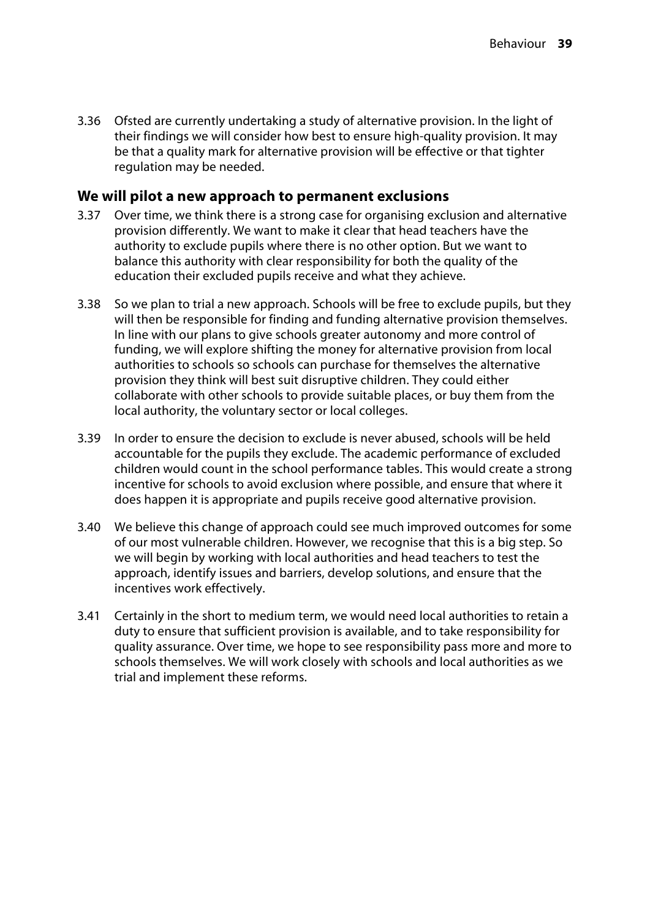3.36 Ofsted are currently undertaking a study of alternative provision. In the light of their findings we will consider how best to ensure high-quality provision. It may be that a quality mark for alternative provision will be effective or that tighter regulation may be needed.

## We will pilot a new approach to permanent exclusions

3.37 Over time, we think there is a strong case for organising exclusion and alternative provision differently. We want to make it clear that head teachers have the authority to exclude pupils where there is no other option. But we want to balance this authority with clear responsibility for both the quality of the education their excluded pupils receive and what they achieve.

3.38 So we plan to trial a new approach. Schools will be free to exclude pupils, but they will then be responsible for finding and funding alternative provision themselves. In line with our plans to give schools greater autonomy and more control of funding, we will explore shifting the money for alternative provision from local authorities to schools so schools can purchase for themselves the alternative provision they think will best suit disruptive children. They could either collaborate with other schools to provide suitable places, or buy them from the local authority, the voluntary sector or local colleges.

3.39 In order to ensure the decision to exclude is never abused, schools will be held accountable for the pupils they exclude. The academic performance of excluded children would count in the school performance tables. This would create a strong incentive for schools to avoid exclusion where possible, and ensure that where it does happen it is appropriate and pupils receive good alternative provision.

3.40 We believe this change of approach could see much improved outcomes for some of our most vulnerable children. However, we recognise that this is a big step. So we will begin by working with local authorities and head teachers to test the approach, identify issues and barriers, develop solutions, and ensure that the incentives work effectively.

3.41 Certainly in the short to medium term, we would need local authorities to retain a duty to ensure that sufficient provision is available, and to take responsibility for quality assurance. Over time, we hope to see responsibility pass more and more to schools themselves. We will work closely with schools and local authorities as we trial and implement these reforms.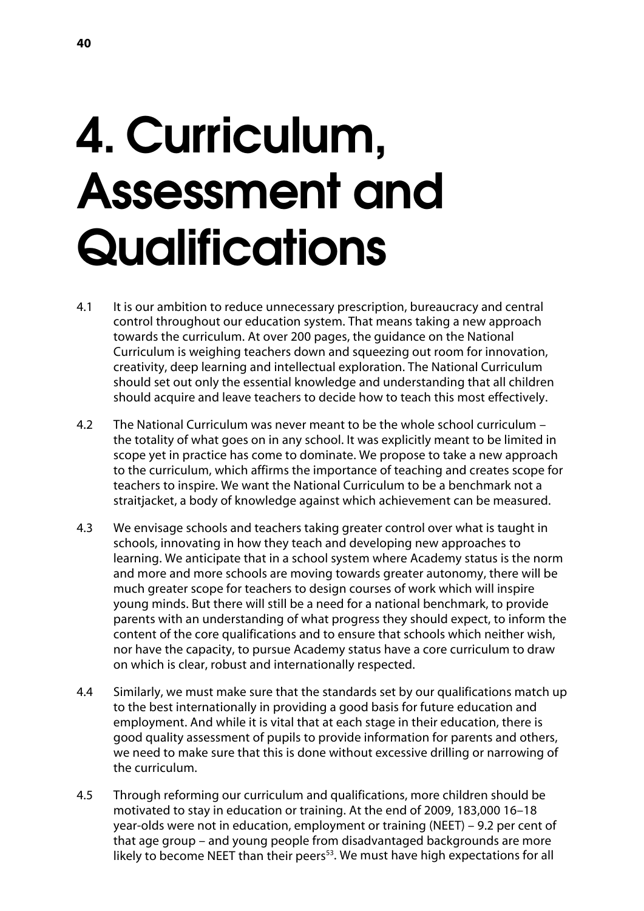# 4. Curriculum, Assessment and Qualifications

4.1 It is our ambition to reduce unnecessary prescription, bureaucracy and central control throughout our education system. That means taking a new approach towards the curriculum. At over 200 pages, the guidance on the National Curriculum is weighing teachers down and squeezing out room for innovation, creativity, deep learning and intellectual exploration. The National Curriculum should set out only the essential knowledge and understanding that all children should acquire and leave teachers to decide how to teach this most effectively.

4.2 The National Curriculum was never meant to be the whole school curriculum – the totality of what goes on in any school. It was explicitly meant to be limited in scope yet in practice has come to dominate. We propose to take a new approach to the curriculum, which affirms the importance of teaching and creates scope for teachers to inspire. We want the National Curriculum to be a benchmark not a straitjacket, a body of knowledge against which achievement can be measured.

4.3 We envisage schools and teachers taking greater control over what is taught in schools, innovating in how they teach and developing new approaches to learning. We anticipate that in a school system where Academy status is the norm and more and more schools are moving towards greater autonomy, there will be much greater scope for teachers to design courses of work which will inspire young minds. But there will still be a need for a national benchmark, to provide parents with an understanding of what progress they should expect, to inform the content of the core qualifications and to ensure that schools which neither wish, nor have the capacity, to pursue Academy status have a core curriculum to draw on which is clear, robust and internationally respected.

4.4 Similarly, we must make sure that the standards set by our qualifications match up to the best internationally in providing a good basis for future education and employment. And while it is vital that at each stage in their education, there is good quality assessment of pupils to provide information for parents and others, we need to make sure that this is done without excessive drilling or narrowing of the curriculum.

4.5 Through reforming our curriculum and qualifications, more children should be motivated to stay in education or training. At the end of 2009, 183,000 16–18 year-olds were not in education, employment or training (NEET) – 9.2 per cent of that age group – and young people from disadvantaged backgrounds are more likely to become NEET than their peers[53]. We must have high expectations for all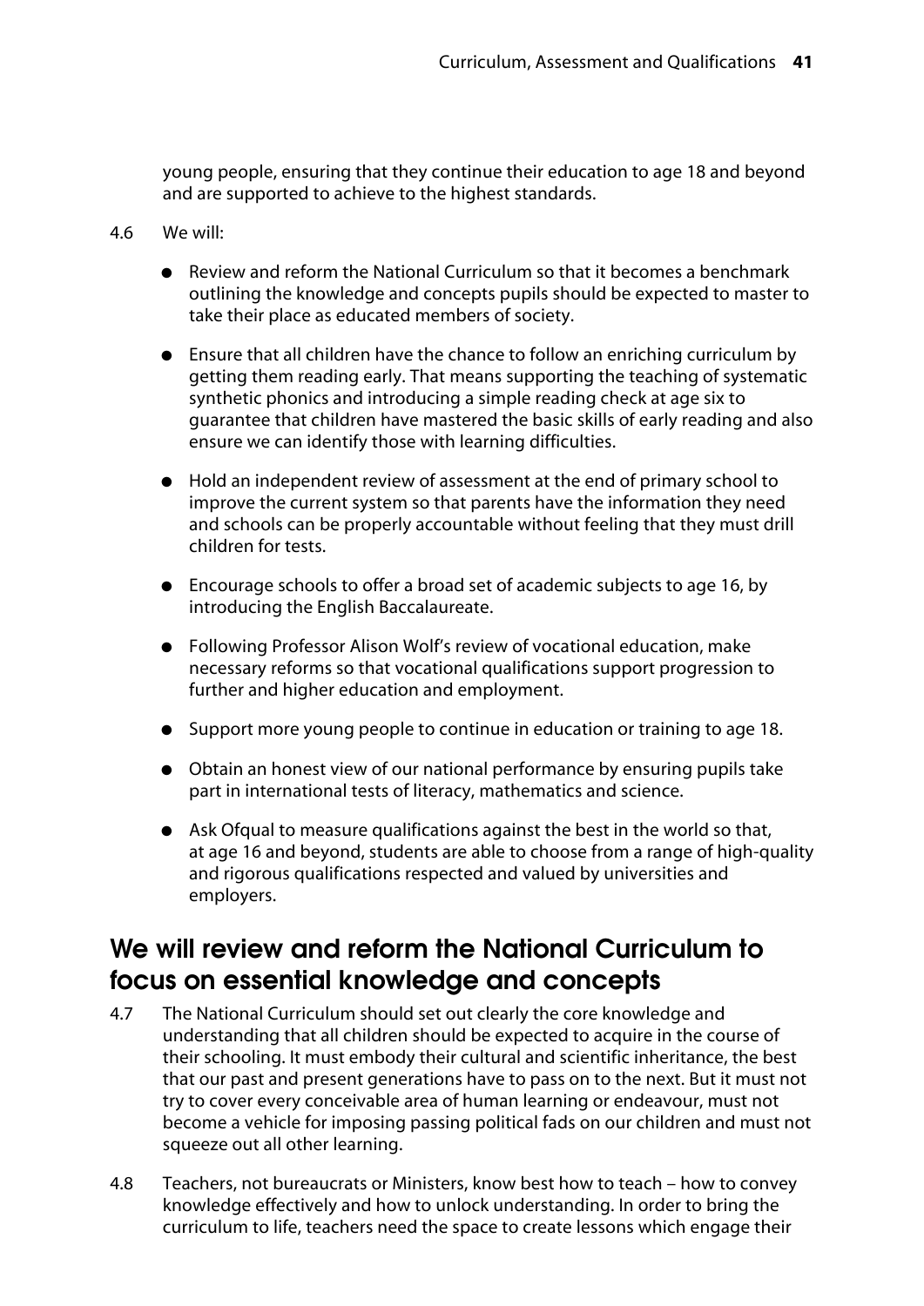young people, ensuring that they continue their education to age 18 and beyond and are supported to achieve to the highest standards.

4.6 We will:

- Review and reform the National Curriculum so that it becomes a benchmark outlining the knowledge and concepts pupils should be expected to master to take their place as educated members of society.
- Ensure that all children have the chance to follow an enriching curriculum by getting them reading early. That means supporting the teaching of systematic synthetic phonics and introducing a simple reading check at age six to guarantee that children have mastered the basic skills of early reading and also ensure we can identify those with learning difficulties.
- Hold an independent review of assessment at the end of primary school to improve the current system so that parents have the information they need and schools can be properly accountable without feeling that they must drill children for tests.
- Encourage schools to offer a broad set of academic subjects to age 16, by introducing the English Baccalaureate.
- Following Professor Alison Wolf's review of vocational education, make necessary reforms so that vocational qualifications support progression to further and higher education and employment.
- Support more young people to continue in education or training to age 18.
- Obtain an honest view of our national performance by ensuring pupils take part in international tests of literacy, mathematics and science.
- Ask Ofqual to measure qualifications against the best in the world so that, at age 16 and beyond, students are able to choose from a range of high-quality and rigorous qualifications respected and valued by universities and employers.

## We will review and reform the National Curriculum to focus on essential knowledge and concepts

4.7 The National Curriculum should set out clearly the core knowledge and understanding that all children should be expected to acquire in the course of their schooling. It must embody their cultural and scientific inheritance, the best that our past and present generations have to pass on to the next. But it must not try to cover every conceivable area of human learning or endeavour, must not become a vehicle for imposing passing political fads on our children and must not squeeze out all other learning.

4.8 Teachers, not bureaucrats or Ministers, know best how to teach – how to convey knowledge effectively and how to unlock understanding. In order to bring the curriculum to life, teachers need the space to create lessons which engage their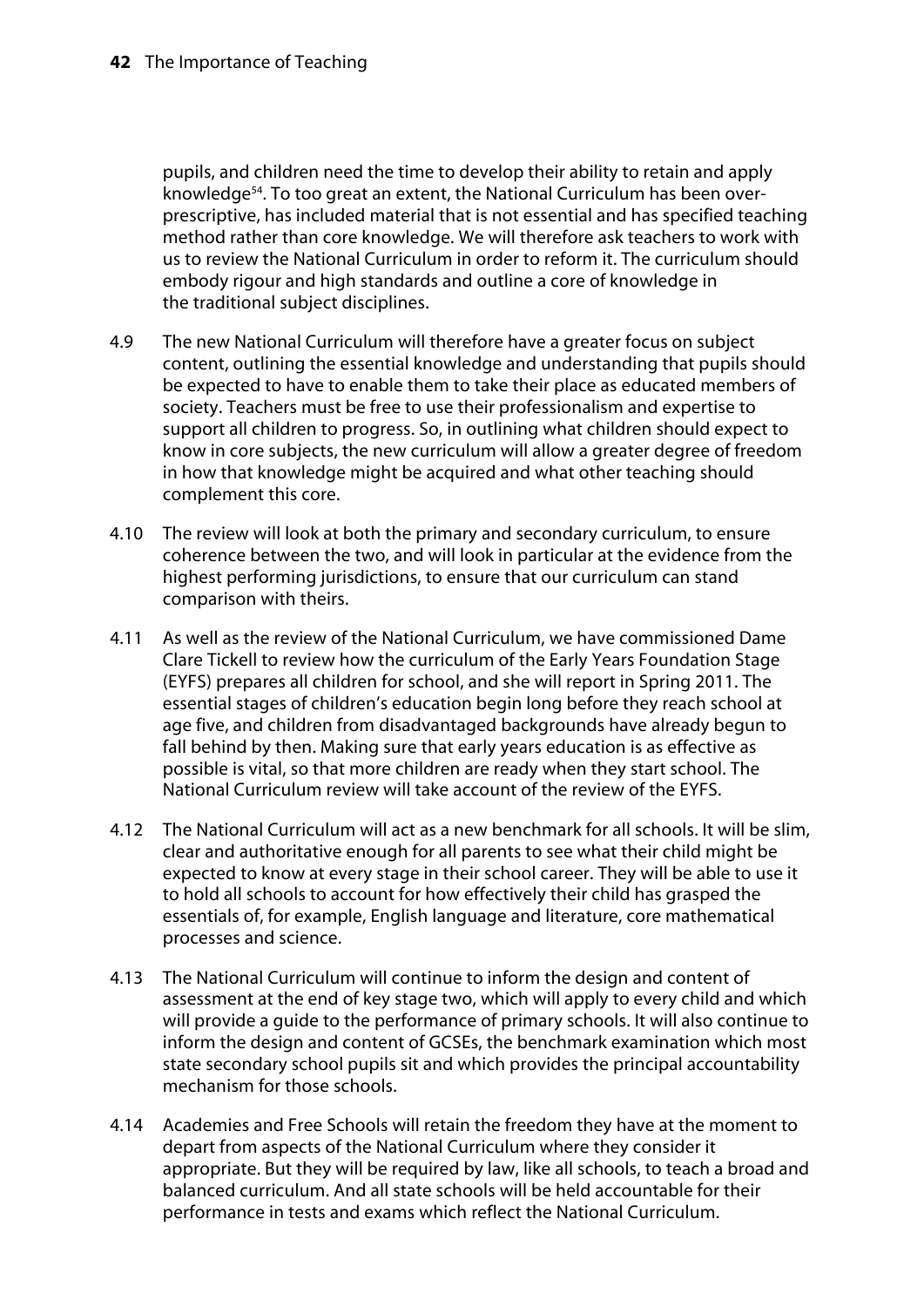pupils, and children need the time to develop their ability to retain and apply knowledge[54]. To too great an extent, the National Curriculum has been over-prescriptive, has included material that is not essential and has specified teaching method rather than core knowledge. We will therefore ask teachers to work with us to review the National Curriculum in order to reform it. The curriculum should embody rigour and high standards and outline a core of knowledge in the traditional subject disciplines.

4.9 The new National Curriculum will therefore have a greater focus on subject content, outlining the essential knowledge and understanding that pupils should be expected to have to enable them to take their place as educated members of society. Teachers must be free to use their professionalism and expertise to support all children to progress. So, in outlining what children should expect to know in core subjects, the new curriculum will allow a greater degree of freedom in how that knowledge might be acquired and what other teaching should complement this core.

4.10 The review will look at both the primary and secondary curriculum, to ensure coherence between the two, and will look in particular at the evidence from the highest performing jurisdictions, to ensure that our curriculum can stand comparison with theirs.

4.11 As well as the review of the National Curriculum, we have commissioned Dame Clare Tickell to review how the curriculum of the Early Years Foundation Stage (EYFS) prepares all children for school, and she will report in Spring 2011. The essential stages of children's education begin long before they reach school at age five, and children from disadvantaged backgrounds have already begun to fall behind by then. Making sure that early years education is as effective as possible is vital, so that more children are ready when they start school. The National Curriculum review will take account of the review of the EYFS.

4.12 The National Curriculum will act as a new benchmark for all schools. It will be slim, clear and authoritative enough for all parents to see what their child might be expected to know at every stage in their school career. They will be able to use it to hold all schools to account for how effectively their child has grasped the essentials of, for example, English language and literature, core mathematical processes and science.

4.13 The National Curriculum will continue to inform the design and content of assessment at the end of key stage two, which will apply to every child and which will provide a guide to the performance of primary schools. It will also continue to inform the design and content of GCSEs, the benchmark examination which most state secondary school pupils sit and which provides the principal accountability mechanism for those schools.

4.14 Academies and Free Schools will retain the freedom they have at the moment to depart from aspects of the National Curriculum where they consider it appropriate. But they will be required by law, like all schools, to teach a broad and balanced curriculum. And all state schools will be held accountable for their performance in tests and exams which reflect the National Curriculum.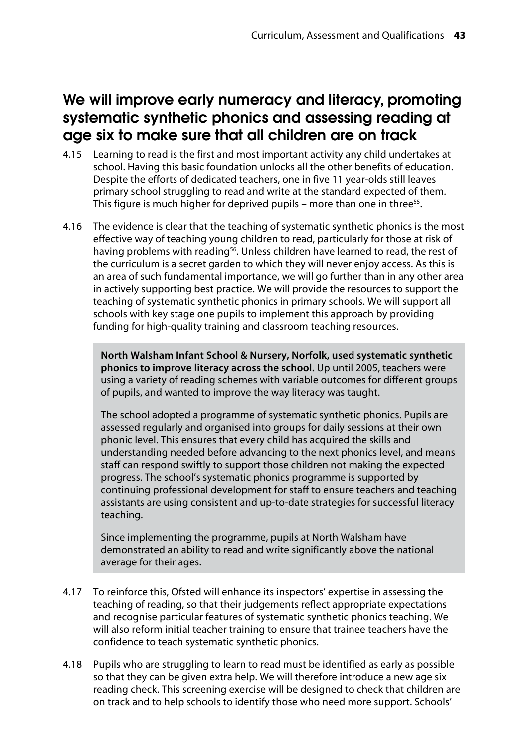## We will improve early numeracy and literacy, promoting systematic synthetic phonics and assessing reading at age six to make sure that all children are on track

4.15 Learning to read is the first and most important activity any child undertakes at school. Having this basic foundation unlocks all the other benefits of education. Despite the efforts of dedicated teachers, one in five 11 year-olds still leaves primary school struggling to read and write at the standard expected of them. This figure is much higher for deprived pupils – more than one in three[55].

4.16 The evidence is clear that the teaching of systematic synthetic phonics is the most effective way of teaching young children to read, particularly for those at risk of having problems with reading[56]. Unless children have learned to read, the rest of the curriculum is a secret garden to which they will never enjoy access. As this is an area of such fundamental importance, we will go further than in any other area in actively supporting best practice. We will provide the resources to support the teaching of systematic synthetic phonics in primary schools. We will support all schools with key stage one pupils to implement this approach by providing funding for high-quality training and classroom teaching resources.

> **North Walsham Infant School & Nursery, Norfolk, used systematic synthetic phonics to improve literacy across the school.** Up until 2005, teachers were using a variety of reading schemes with variable outcomes for different groups of pupils, and wanted to improve the way literacy was taught.
>
> The school adopted a programme of systematic synthetic phonics. Pupils are assessed regularly and organised into groups for daily sessions at their own phonic level. This ensures that every child has acquired the skills and understanding needed before advancing to the next phonics level, and means staff can respond swiftly to support those children not making the expected progress. The school's systematic phonics programme is supported by continuing professional development for staff to ensure teachers and teaching assistants are using consistent and up-to-date strategies for successful literacy teaching.
>
> Since implementing the programme, pupils at North Walsham have demonstrated an ability to read and write significantly above the national average for their ages.

4.17 To reinforce this, Ofsted will enhance its inspectors' expertise in assessing the teaching of reading, so that their judgements reflect appropriate expectations and recognise particular features of systematic synthetic phonics teaching. We will also reform initial teacher training to ensure that trainee teachers have the confidence to teach systematic synthetic phonics.

4.18 Pupils who are struggling to learn to read must be identified as early as possible so that they can be given extra help. We will therefore introduce a new age six reading check. This screening exercise will be designed to check that children are on track and to help schools to identify those who need more support. Schools'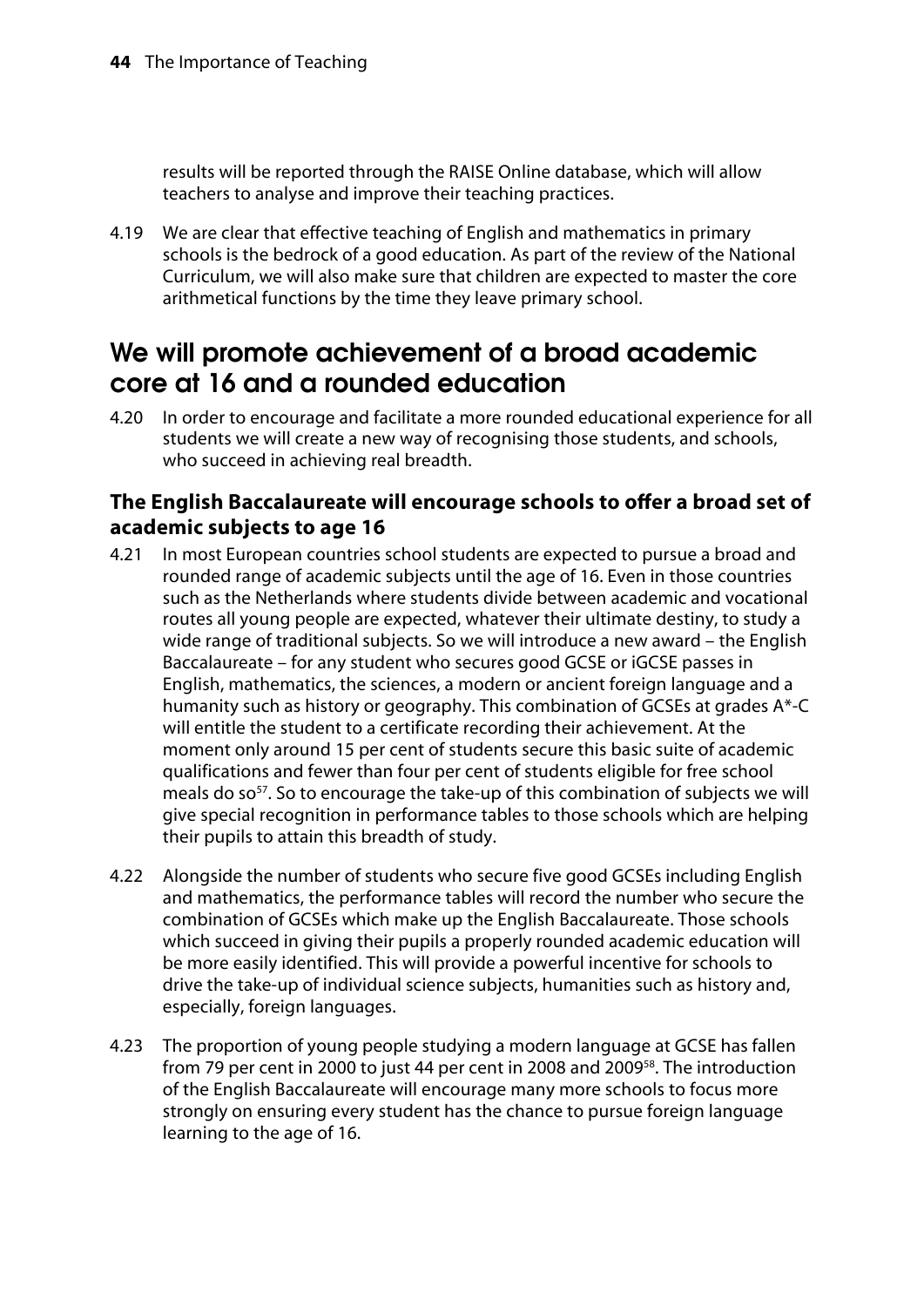results will be reported through the RAISE Online database, which will allow teachers to analyse and improve their teaching practices.

4.19 We are clear that effective teaching of English and mathematics in primary schools is the bedrock of a good education. As part of the review of the National Curriculum, we will also make sure that children are expected to master the core arithmetical functions by the time they leave primary school.

## We will promote achievement of a broad academic core at 16 and a rounded education

4.20 In order to encourage and facilitate a more rounded educational experience for all students we will create a new way of recognising those students, and schools, who succeed in achieving real breadth.

### The English Baccalaureate will encourage schools to offer a broad set of academic subjects to age 16

4.21 In most European countries school students are expected to pursue a broad and rounded range of academic subjects until the age of 16. Even in those countries such as the Netherlands where students divide between academic and vocational routes all young people are expected, whatever their ultimate destiny, to study a wide range of traditional subjects. So we will introduce a new award – the English Baccalaureate – for any student who secures good GCSE or iGCSE passes in English, mathematics, the sciences, a modern or ancient foreign language and a humanity such as history or geography. This combination of GCSEs at grades A*-C will entitle the student to a certificate recording their achievement. At the moment only around 15 per cent of students secure this basic suite of academic qualifications and fewer than four per cent of students eligible for free school meals do so[57]. So to encourage the take-up of this combination of subjects we will give special recognition in performance tables to those schools which are helping their pupils to attain this breadth of study.

4.22 Alongside the number of students who secure five good GCSEs including English and mathematics, the performance tables will record the number who secure the combination of GCSEs which make up the English Baccalaureate. Those schools which succeed in giving their pupils a properly rounded academic education will be more easily identified. This will provide a powerful incentive for schools to drive the take-up of individual science subjects, humanities such as history and, especially, foreign languages.

4.23 The proportion of young people studying a modern language at GCSE has fallen from 79 per cent in 2000 to just 44 per cent in 2008 and 2009[58]. The introduction of the English Baccalaureate will encourage many more schools to focus more strongly on ensuring every student has the chance to pursue foreign language learning to the age of 16.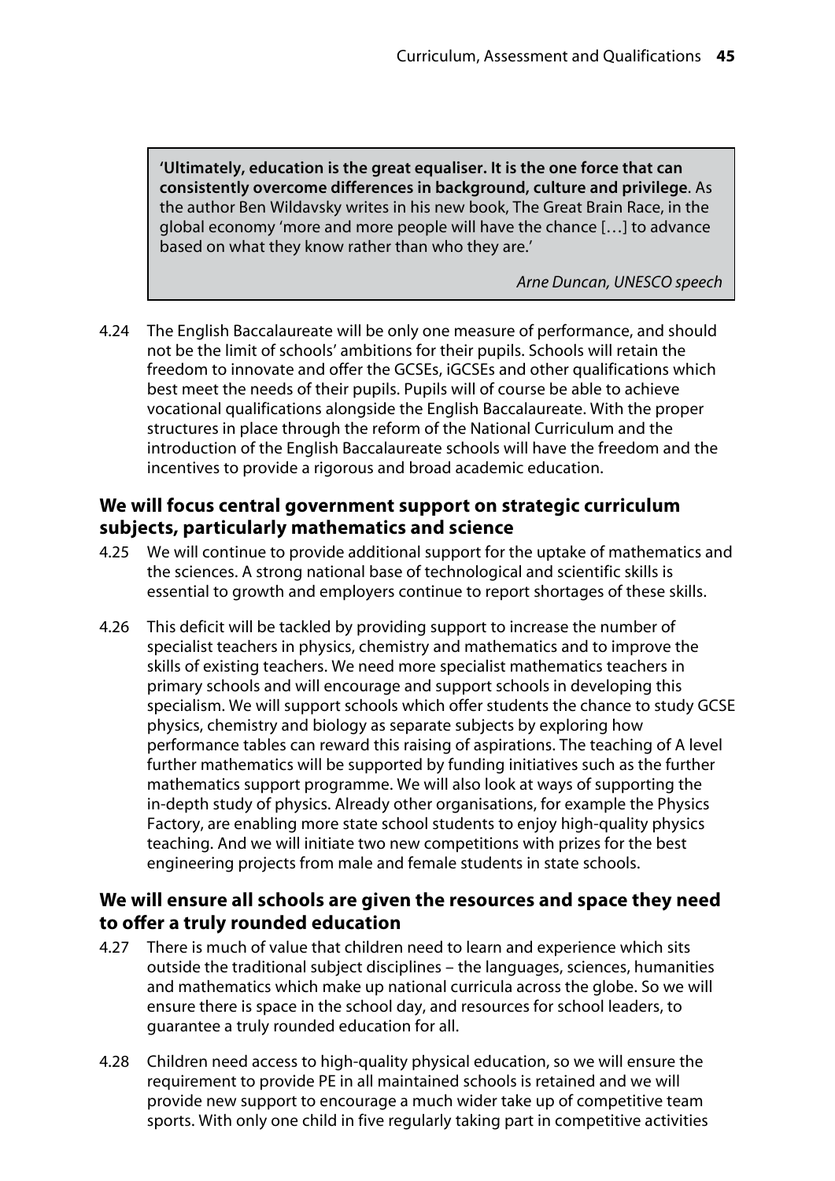> **'Ultimately, education is the great equaliser. It is the one force that can consistently overcome differences in background, culture and privilege**. As the author Ben Wildavsky writes in his new book, The Great Brain Race, in the global economy 'more and more people will have the chance […] to advance based on what they know rather than who they are.'
>
> *Arne Duncan, UNESCO speech*

4.24 The English Baccalaureate will be only one measure of performance, and should not be the limit of schools' ambitions for their pupils. Schools will retain the freedom to innovate and offer the GCSEs, iGCSEs and other qualifications which best meet the needs of their pupils. Pupils will of course be able to achieve vocational qualifications alongside the English Baccalaureate. With the proper structures in place through the reform of the National Curriculum and the introduction of the English Baccalaureate schools will have the freedom and the incentives to provide a rigorous and broad academic education.

### We will focus central government support on strategic curriculum subjects, particularly mathematics and science

4.25 We will continue to provide additional support for the uptake of mathematics and the sciences. A strong national base of technological and scientific skills is essential to growth and employers continue to report shortages of these skills.

4.26 This deficit will be tackled by providing support to increase the number of specialist teachers in physics, chemistry and mathematics and to improve the skills of existing teachers. We need more specialist mathematics teachers in primary schools and will encourage and support schools in developing this specialism. We will support schools which offer students the chance to study GCSE physics, chemistry and biology as separate subjects by exploring how performance tables can reward this raising of aspirations. The teaching of A level further mathematics will be supported by funding initiatives such as the further mathematics support programme. We will also look at ways of supporting the in-depth study of physics. Already other organisations, for example the Physics Factory, are enabling more state school students to enjoy high-quality physics teaching. And we will initiate two new competitions with prizes for the best engineering projects from male and female students in state schools.

### We will ensure all schools are given the resources and space they need to offer a truly rounded education

4.27 There is much of value that children need to learn and experience which sits outside the traditional subject disciplines – the languages, sciences, humanities and mathematics which make up national curricula across the globe. So we will ensure there is space in the school day, and resources for school leaders, to guarantee a truly rounded education for all.

4.28 Children need access to high-quality physical education, so we will ensure the requirement to provide PE in all maintained schools is retained and we will provide new support to encourage a much wider take up of competitive team sports. With only one child in five regularly taking part in competitive activities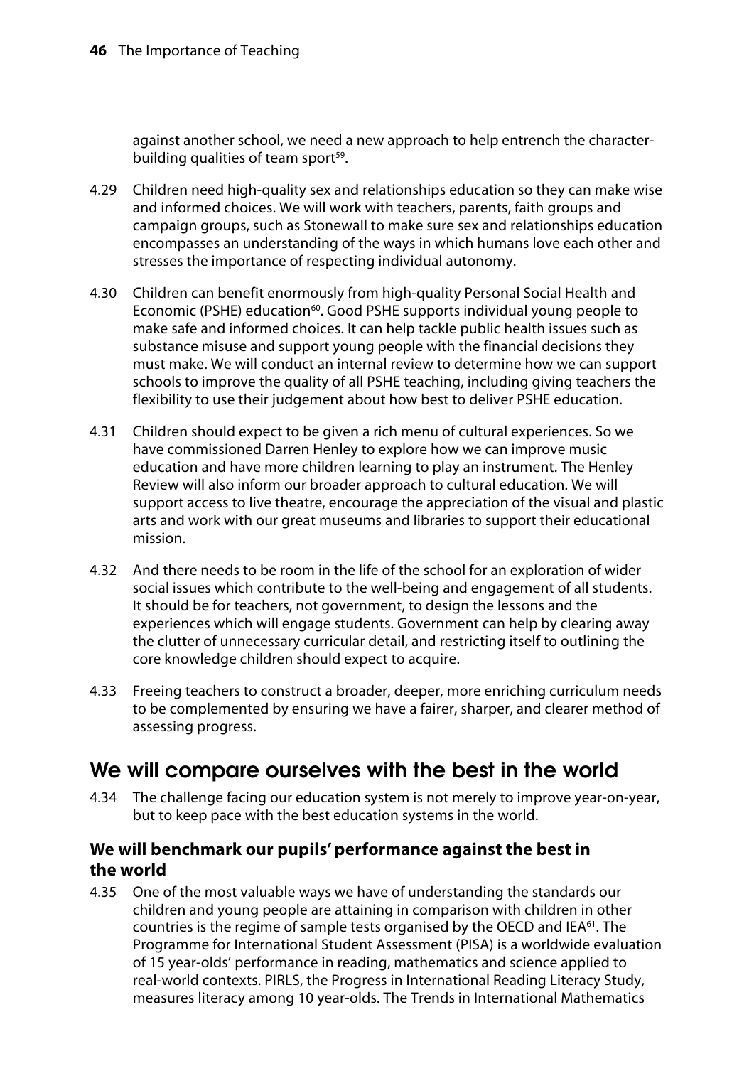against another school, we need a new approach to help entrench the character-building qualities of team sport[59].

4.29 Children need high-quality sex and relationships education so they can make wise and informed choices. We will work with teachers, parents, faith groups and campaign groups, such as Stonewall to make sure sex and relationships education encompasses an understanding of the ways in which humans love each other and stresses the importance of respecting individual autonomy.

4.30 Children can benefit enormously from high-quality Personal Social Health and Economic (PSHE) education[60]. Good PSHE supports individual young people to make safe and informed choices. It can help tackle public health issues such as substance misuse and support young people with the financial decisions they must make. We will conduct an internal review to determine how we can support schools to improve the quality of all PSHE teaching, including giving teachers the flexibility to use their judgement about how best to deliver PSHE education.

4.31 Children should expect to be given a rich menu of cultural experiences. So we have commissioned Darren Henley to explore how we can improve music education and have more children learning to play an instrument. The Henley Review will also inform our broader approach to cultural education. We will support access to live theatre, encourage the appreciation of the visual and plastic arts and work with our great museums and libraries to support their educational mission.

4.32 And there needs to be room in the life of the school for an exploration of wider social issues which contribute to the well-being and engagement of all students. It should be for teachers, not government, to design the lessons and the experiences which will engage students. Government can help by clearing away the clutter of unnecessary curricular detail, and restricting itself to outlining the core knowledge children should expect to acquire.

4.33 Freeing teachers to construct a broader, deeper, more enriching curriculum needs to be complemented by ensuring we have a fairer, sharper, and clearer method of assessing progress.

## We will compare ourselves with the best in the world

4.34 The challenge facing our education system is not merely to improve year-on-year, but to keep pace with the best education systems in the world.

### We will benchmark our pupils' performance against the best in the world

4.35 One of the most valuable ways we have of understanding the standards our children and young people are attaining in comparison with children in other countries is the regime of sample tests organised by the OECD and IEA[61]. The Programme for International Student Assessment (PISA) is a worldwide evaluation of 15 year-olds' performance in reading, mathematics and science applied to real-world contexts. PIRLS, the Progress in International Reading Literacy Study, measures literacy among 10 year-olds. The Trends in International Mathematics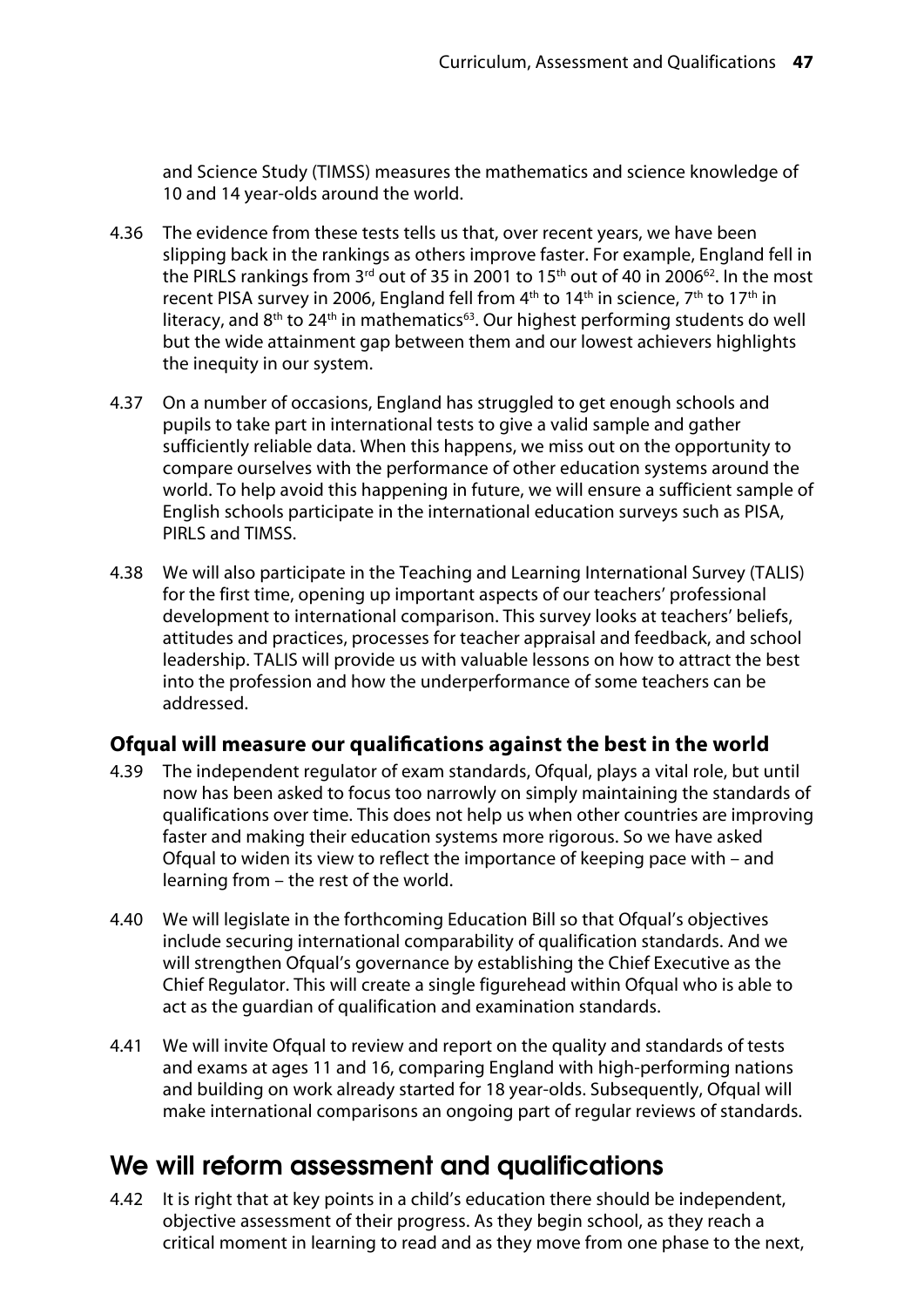and Science Study (TIMSS) measures the mathematics and science knowledge of 10 and 14 year-olds around the world.

4.36 The evidence from these tests tells us that, over recent years, we have been slipping back in the rankings as others improve faster. For example, England fell in the PIRLS rankings from 3rd out of 35 in 2001 to 15th out of 40 in 2006[62]. In the most recent PISA survey in 2006, England fell from 4th to 14th in science, 7th to 17th in literacy, and 8th to 24th in mathematics[63]. Our highest performing students do well but the wide attainment gap between them and our lowest achievers highlights the inequity in our system.

4.37 On a number of occasions, England has struggled to get enough schools and pupils to take part in international tests to give a valid sample and gather sufficiently reliable data. When this happens, we miss out on the opportunity to compare ourselves with the performance of other education systems around the world. To help avoid this happening in future, we will ensure a sufficient sample of English schools participate in the international education surveys such as PISA, PIRLS and TIMSS.

4.38 We will also participate in the Teaching and Learning International Survey (TALIS) for the first time, opening up important aspects of our teachers' professional development to international comparison. This survey looks at teachers' beliefs, attitudes and practices, processes for teacher appraisal and feedback, and school leadership. TALIS will provide us with valuable lessons on how to attract the best into the profession and how the underperformance of some teachers can be addressed.

### Ofqual will measure our qualifications against the best in the world

4.39 The independent regulator of exam standards, Ofqual, plays a vital role, but until now has been asked to focus too narrowly on simply maintaining the standards of qualifications over time. This does not help us when other countries are improving faster and making their education systems more rigorous. So we have asked Ofqual to widen its view to reflect the importance of keeping pace with – and learning from – the rest of the world.

4.40 We will legislate in the forthcoming Education Bill so that Ofqual's objectives include securing international comparability of qualification standards. And we will strengthen Ofqual's governance by establishing the Chief Executive as the Chief Regulator. This will create a single figurehead within Ofqual who is able to act as the guardian of qualification and examination standards.

4.41 We will invite Ofqual to review and report on the quality and standards of tests and exams at ages 11 and 16, comparing England with high-performing nations and building on work already started for 18 year-olds. Subsequently, Ofqual will make international comparisons an ongoing part of regular reviews of standards.

## We will reform assessment and qualifications

4.42 It is right that at key points in a child's education there should be independent, objective assessment of their progress. As they begin school, as they reach a critical moment in learning to read and as they move from one phase to the next,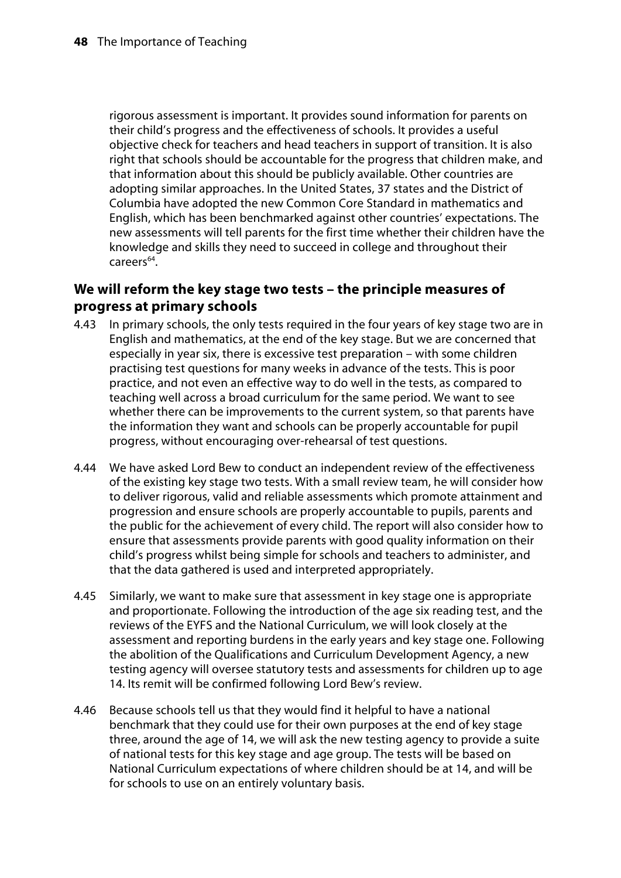rigorous assessment is important. It provides sound information for parents on their child's progress and the effectiveness of schools. It provides a useful objective check for teachers and head teachers in support of transition. It is also right that schools should be accountable for the progress that children make, and that information about this should be publicly available. Other countries are adopting similar approaches. In the United States, 37 states and the District of Columbia have adopted the new Common Core Standard in mathematics and English, which has been benchmarked against other countries' expectations. The new assessments will tell parents for the first time whether their children have the knowledge and skills they need to succeed in college and throughout their careers[64].

### We will reform the key stage two tests – the principle measures of progress at primary schools

4.43 In primary schools, the only tests required in the four years of key stage two are in English and mathematics, at the end of the key stage. But we are concerned that especially in year six, there is excessive test preparation – with some children practising test questions for many weeks in advance of the tests. This is poor practice, and not even an effective way to do well in the tests, as compared to teaching well across a broad curriculum for the same period. We want to see whether there can be improvements to the current system, so that parents have the information they want and schools can be properly accountable for pupil progress, without encouraging over-rehearsal of test questions.

4.44 We have asked Lord Bew to conduct an independent review of the effectiveness of the existing key stage two tests. With a small review team, he will consider how to deliver rigorous, valid and reliable assessments which promote attainment and progression and ensure schools are properly accountable to pupils, parents and the public for the achievement of every child. The report will also consider how to ensure that assessments provide parents with good quality information on their child's progress whilst being simple for schools and teachers to administer, and that the data gathered is used and interpreted appropriately.

4.45 Similarly, we want to make sure that assessment in key stage one is appropriate and proportionate. Following the introduction of the age six reading test, and the reviews of the EYFS and the National Curriculum, we will look closely at the assessment and reporting burdens in the early years and key stage one. Following the abolition of the Qualifications and Curriculum Development Agency, a new testing agency will oversee statutory tests and assessments for children up to age 14. Its remit will be confirmed following Lord Bew's review.

4.46 Because schools tell us that they would find it helpful to have a national benchmark that they could use for their own purposes at the end of key stage three, around the age of 14, we will ask the new testing agency to provide a suite of national tests for this key stage and age group. The tests will be based on National Curriculum expectations of where children should be at 14, and will be for schools to use on an entirely voluntary basis.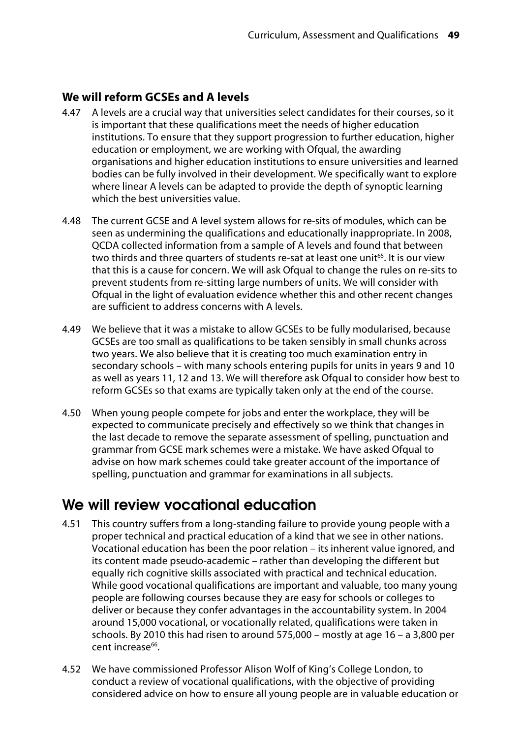### We will reform GCSEs and A levels

4.47 A levels are a crucial way that universities select candidates for their courses, so it is important that these qualifications meet the needs of higher education institutions. To ensure that they support progression to further education, higher education or employment, we are working with Ofqual, the awarding organisations and higher education institutions to ensure universities and learned bodies can be fully involved in their development. We specifically want to explore where linear A levels can be adapted to provide the depth of synoptic learning which the best universities value.

4.48 The current GCSE and A level system allows for re-sits of modules, which can be seen as undermining the qualifications and educationally inappropriate. In 2008, QCDA collected information from a sample of A levels and found that between two thirds and three quarters of students re-sat at least one unit[65]. It is our view that this is a cause for concern. We will ask Ofqual to change the rules on re-sits to prevent students from re-sitting large numbers of units. We will consider with Ofqual in the light of evaluation evidence whether this and other recent changes are sufficient to address concerns with A levels.

4.49 We believe that it was a mistake to allow GCSEs to be fully modularised, because GCSEs are too small as qualifications to be taken sensibly in small chunks across two years. We also believe that it is creating too much examination entry in secondary schools – with many schools entering pupils for units in years 9 and 10 as well as years 11, 12 and 13. We will therefore ask Ofqual to consider how best to reform GCSEs so that exams are typically taken only at the end of the course.

4.50 When young people compete for jobs and enter the workplace, they will be expected to communicate precisely and effectively so we think that changes in the last decade to remove the separate assessment of spelling, punctuation and grammar from GCSE mark schemes were a mistake. We have asked Ofqual to advise on how mark schemes could take greater account of the importance of spelling, punctuation and grammar for examinations in all subjects.

## We will review vocational education

4.51 This country suffers from a long-standing failure to provide young people with a proper technical and practical education of a kind that we see in other nations. Vocational education has been the poor relation – its inherent value ignored, and its content made pseudo-academic – rather than developing the different but equally rich cognitive skills associated with practical and technical education. While good vocational qualifications are important and valuable, too many young people are following courses because they are easy for schools or colleges to deliver or because they confer advantages in the accountability system. In 2004 around 15,000 vocational, or vocationally related, qualifications were taken in schools. By 2010 this had risen to around 575,000 – mostly at age 16 – a 3,800 per cent increase[66].

4.52 We have commissioned Professor Alison Wolf of King's College London, to conduct a review of vocational qualifications, with the objective of providing considered advice on how to ensure all young people are in valuable education or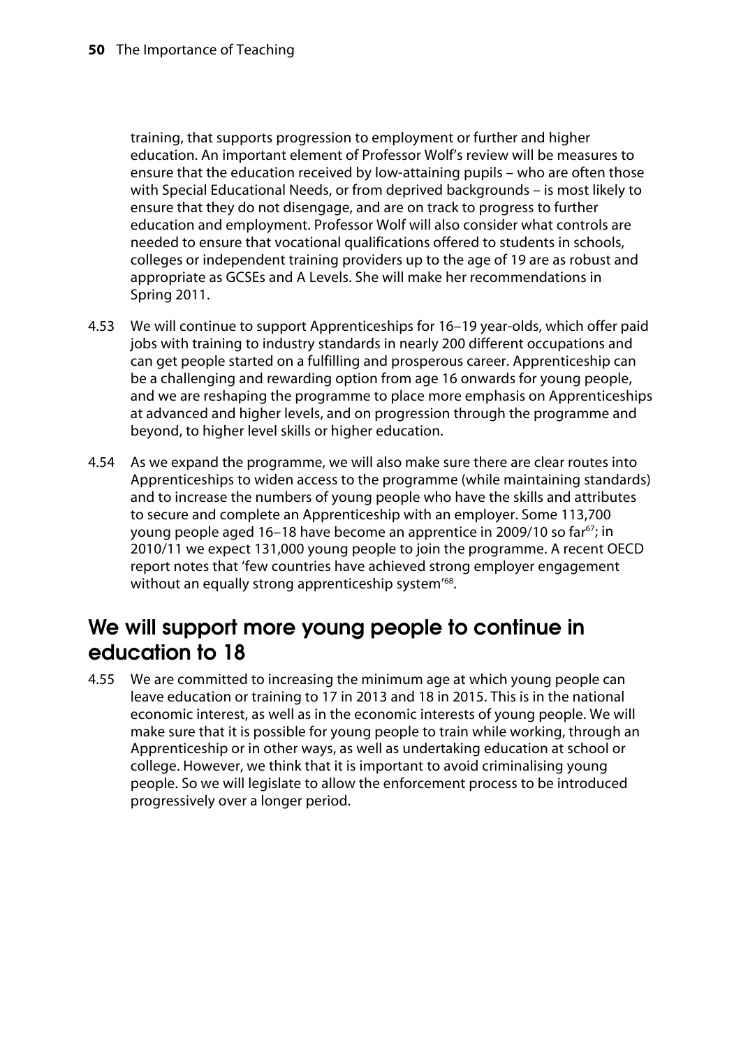training, that supports progression to employment or further and higher education. An important element of Professor Wolf's review will be measures to ensure that the education received by low-attaining pupils – who are often those with Special Educational Needs, or from deprived backgrounds – is most likely to ensure that they do not disengage, and are on track to progress to further education and employment. Professor Wolf will also consider what controls are needed to ensure that vocational qualifications offered to students in schools, colleges or independent training providers up to the age of 19 are as robust and appropriate as GCSEs and A Levels. She will make her recommendations in Spring 2011.

4.53 We will continue to support Apprenticeships for 16–19 year-olds, which offer paid jobs with training to industry standards in nearly 200 different occupations and can get people started on a fulfilling and prosperous career. Apprenticeship can be a challenging and rewarding option from age 16 onwards for young people, and we are reshaping the programme to place more emphasis on Apprenticeships at advanced and higher levels, and on progression through the programme and beyond, to higher level skills or higher education.

4.54 As we expand the programme, we will also make sure there are clear routes into Apprenticeships to widen access to the programme (while maintaining standards) and to increase the numbers of young people who have the skills and attributes to secure and complete an Apprenticeship with an employer. Some 113,700 young people aged 16–18 have become an apprentice in 2009/10 so far[67]; in 2010/11 we expect 131,000 young people to join the programme. A recent OECD report notes that 'few countries have achieved strong employer engagement without an equally strong apprenticeship system'[68].

## We will support more young people to continue in education to 18

4.55 We are committed to increasing the minimum age at which young people can leave education or training to 17 in 2013 and 18 in 2015. This is in the national economic interest, as well as in the economic interests of young people. We will make sure that it is possible for young people to train while working, through an Apprenticeship or in other ways, as well as undertaking education at school or college. However, we think that it is important to avoid criminalising young people. So we will legislate to allow the enforcement process to be introduced progressively over a longer period.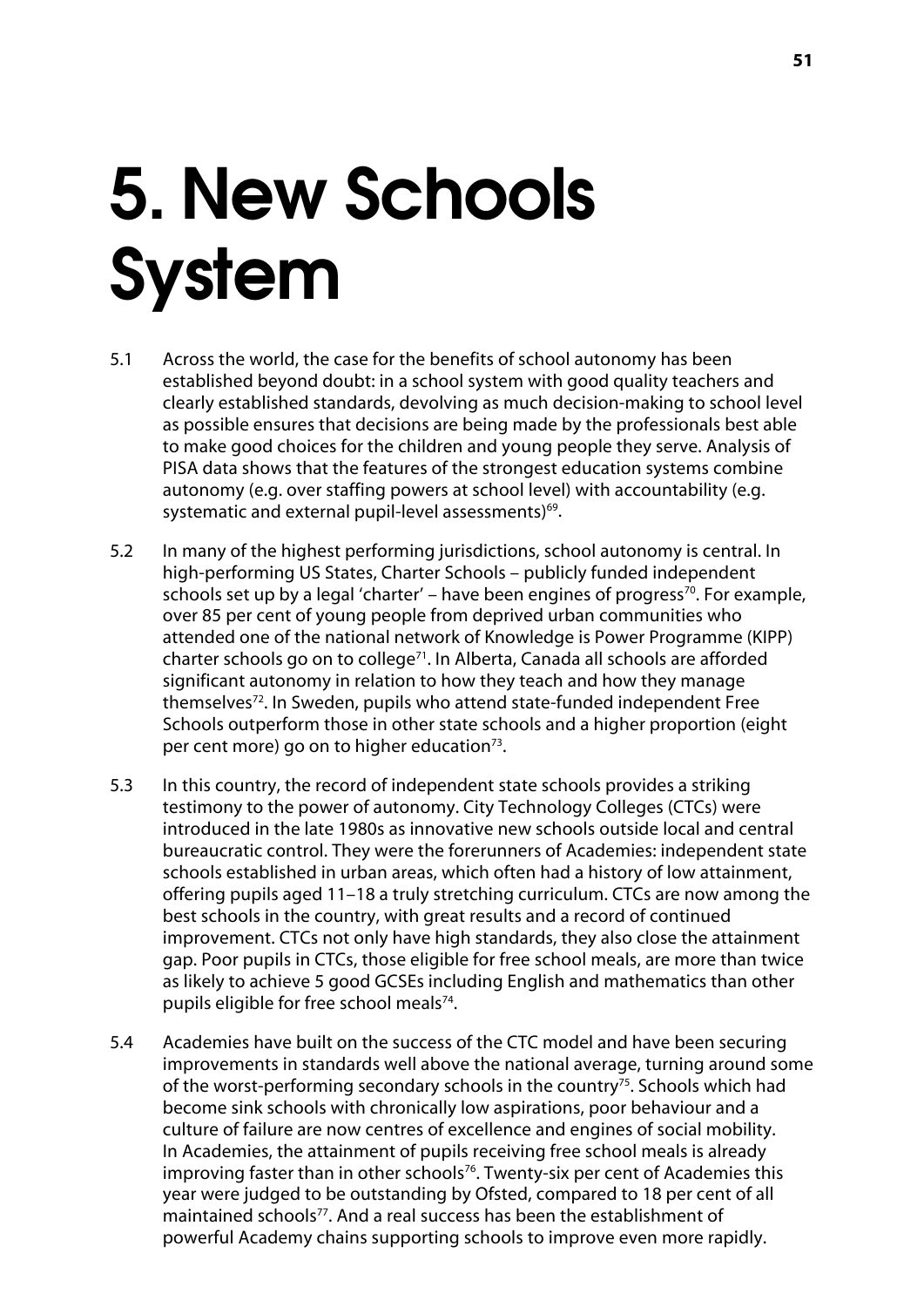# 5. New Schools System

5.1 Across the world, the case for the benefits of school autonomy has been established beyond doubt: in a school system with good quality teachers and clearly established standards, devolving as much decision-making to school level as possible ensures that decisions are being made by the professionals best able to make good choices for the children and young people they serve. Analysis of PISA data shows that the features of the strongest education systems combine autonomy (e.g. over staffing powers at school level) with accountability (e.g. systematic and external pupil-level assessments)[69].

5.2 In many of the highest performing jurisdictions, school autonomy is central. In high-performing US States, Charter Schools – publicly funded independent schools set up by a legal 'charter' – have been engines of progress[70]. For example, over 85 per cent of young people from deprived urban communities who attended one of the national network of Knowledge is Power Programme (KIPP) charter schools go on to college[71]. In Alberta, Canada all schools are afforded significant autonomy in relation to how they teach and how they manage themselves[72]. In Sweden, pupils who attend state-funded independent Free Schools outperform those in other state schools and a higher proportion (eight per cent more) go on to higher education[73].

5.3 In this country, the record of independent state schools provides a striking testimony to the power of autonomy. City Technology Colleges (CTCs) were introduced in the late 1980s as innovative new schools outside local and central bureaucratic control. They were the forerunners of Academies: independent state schools established in urban areas, which often had a history of low attainment, offering pupils aged 11–18 a truly stretching curriculum. CTCs are now among the best schools in the country, with great results and a record of continued improvement. CTCs not only have high standards, they also close the attainment gap. Poor pupils in CTCs, those eligible for free school meals, are more than twice as likely to achieve 5 good GCSEs including English and mathematics than other pupils eligible for free school meals[74].

5.4 Academies have built on the success of the CTC model and have been securing improvements in standards well above the national average, turning around some of the worst-performing secondary schools in the country[75]. Schools which had become sink schools with chronically low aspirations, poor behaviour and a culture of failure are now centres of excellence and engines of social mobility. In Academies, the attainment of pupils receiving free school meals is already improving faster than in other schools[76]. Twenty-six per cent of Academies this year were judged to be outstanding by Ofsted, compared to 18 per cent of all maintained schools[77]. And a real success has been the establishment of powerful Academy chains supporting schools to improve even more rapidly.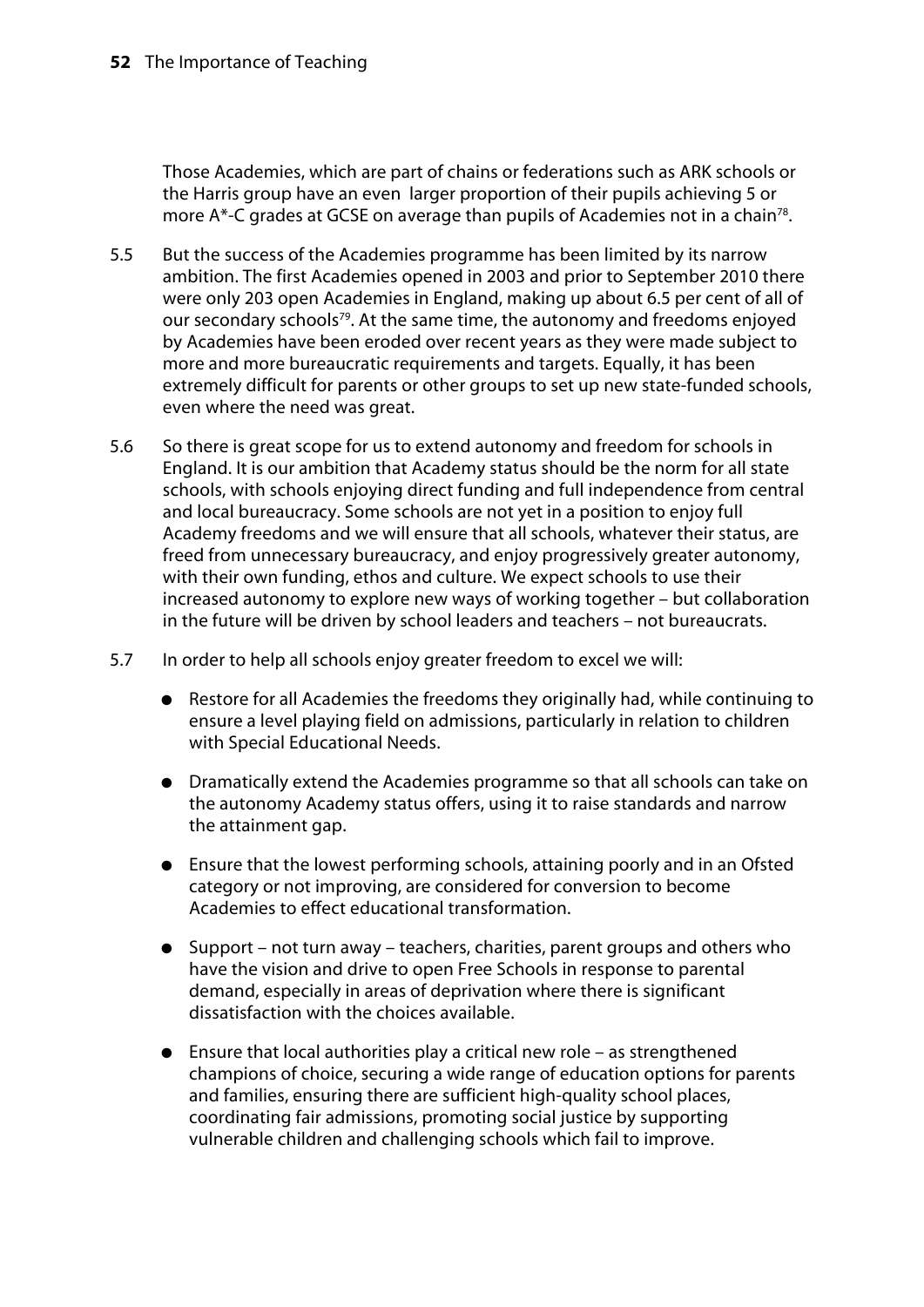Those Academies, which are part of chains or federations such as ARK schools or the Harris group have an even larger proportion of their pupils achieving 5 or more A*-C grades at GCSE on average than pupils of Academies not in a chain[78].

5.5 But the success of the Academies programme has been limited by its narrow ambition. The first Academies opened in 2003 and prior to September 2010 there were only 203 open Academies in England, making up about 6.5 per cent of all of our secondary schools[79]. At the same time, the autonomy and freedoms enjoyed by Academies have been eroded over recent years as they were made subject to more and more bureaucratic requirements and targets. Equally, it has been extremely difficult for parents or other groups to set up new state-funded schools, even where the need was great.

5.6 So there is great scope for us to extend autonomy and freedom for schools in England. It is our ambition that Academy status should be the norm for all state schools, with schools enjoying direct funding and full independence from central and local bureaucracy. Some schools are not yet in a position to enjoy full Academy freedoms and we will ensure that all schools, whatever their status, are freed from unnecessary bureaucracy, and enjoy progressively greater autonomy, with their own funding, ethos and culture. We expect schools to use their increased autonomy to explore new ways of working together – but collaboration in the future will be driven by school leaders and teachers – not bureaucrats.

5.7 In order to help all schools enjoy greater freedom to excel we will:

- Restore for all Academies the freedoms they originally had, while continuing to ensure a level playing field on admissions, particularly in relation to children with Special Educational Needs.
- Dramatically extend the Academies programme so that all schools can take on the autonomy Academy status offers, using it to raise standards and narrow the attainment gap.
- Ensure that the lowest performing schools, attaining poorly and in an Ofsted category or not improving, are considered for conversion to become Academies to effect educational transformation.
- Support – not turn away – teachers, charities, parent groups and others who have the vision and drive to open Free Schools in response to parental demand, especially in areas of deprivation where there is significant dissatisfaction with the choices available.
- Ensure that local authorities play a critical new role – as strengthened champions of choice, securing a wide range of education options for parents and families, ensuring there are sufficient high-quality school places, coordinating fair admissions, promoting social justice by supporting vulnerable children and challenging schools which fail to improve.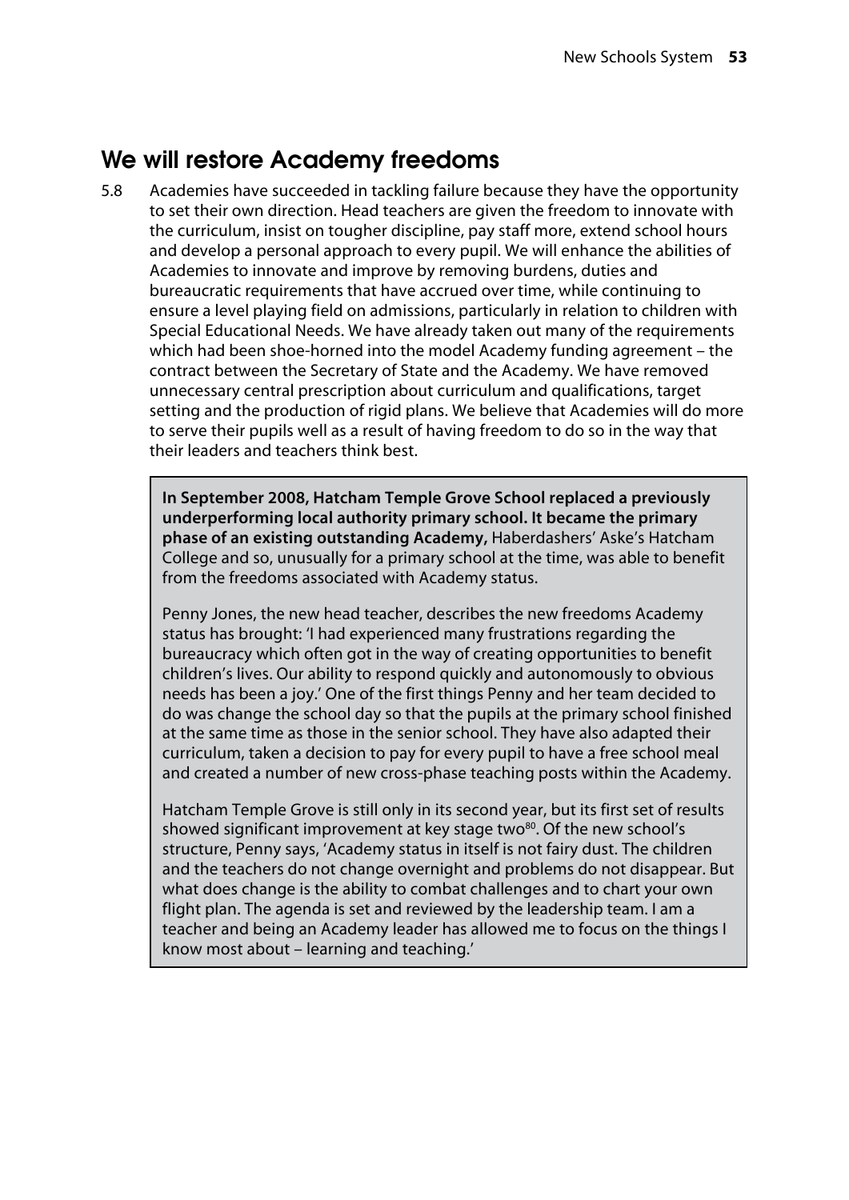## We will restore Academy freedoms

5.8 Academies have succeeded in tackling failure because they have the opportunity to set their own direction. Head teachers are given the freedom to innovate with the curriculum, insist on tougher discipline, pay staff more, extend school hours and develop a personal approach to every pupil. We will enhance the abilities of Academies to innovate and improve by removing burdens, duties and bureaucratic requirements that have accrued over time, while continuing to ensure a level playing field on admissions, particularly in relation to children with Special Educational Needs. We have already taken out many of the requirements which had been shoe-horned into the model Academy funding agreement – the contract between the Secretary of State and the Academy. We have removed unnecessary central prescription about curriculum and qualifications, target setting and the production of rigid plans. We believe that Academies will do more to serve their pupils well as a result of having freedom to do so in the way that their leaders and teachers think best.

> **In September 2008, Hatcham Temple Grove School replaced a previously underperforming local authority primary school. It became the primary phase of an existing outstanding Academy,** Haberdashers' Aske's Hatcham College and so, unusually for a primary school at the time, was able to benefit from the freedoms associated with Academy status.
>
> Penny Jones, the new head teacher, describes the new freedoms Academy status has brought: 'I had experienced many frustrations regarding the bureaucracy which often got in the way of creating opportunities to benefit children's lives. Our ability to respond quickly and autonomously to obvious needs has been a joy.' One of the first things Penny and her team decided to do was change the school day so that the pupils at the primary school finished at the same time as those in the senior school. They have also adapted their curriculum, taken a decision to pay for every pupil to have a free school meal and created a number of new cross-phase teaching posts within the Academy.
>
> Hatcham Temple Grove is still only in its second year, but its first set of results showed significant improvement at key stage two[80]. Of the new school's structure, Penny says, 'Academy status in itself is not fairy dust. The children and the teachers do not change overnight and problems do not disappear. But what does change is the ability to combat challenges and to chart your own flight plan. The agenda is set and reviewed by the leadership team. I am a teacher and being an Academy leader has allowed me to focus on the things I know most about – learning and teaching.'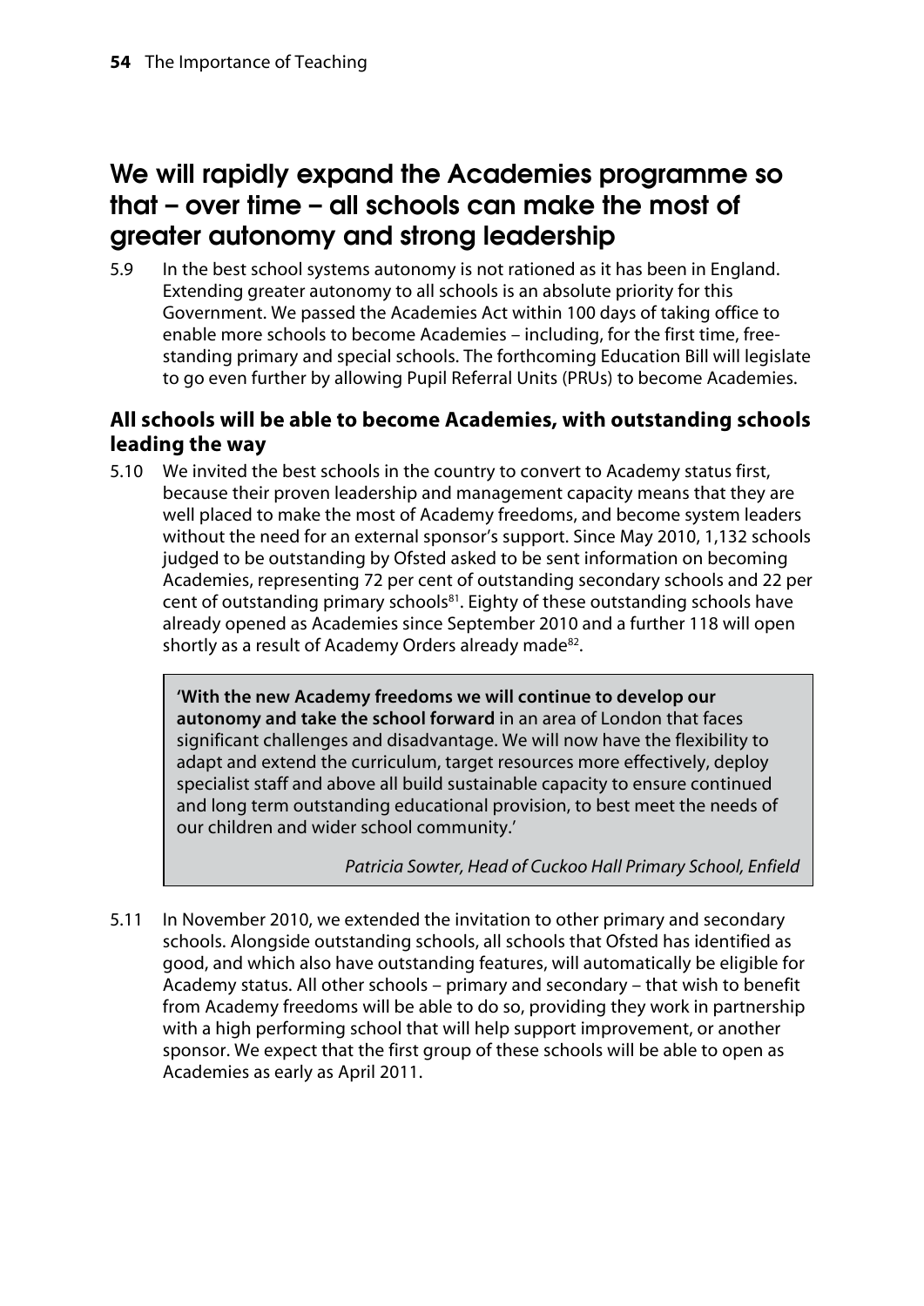## We will rapidly expand the Academies programme so that – over time – all schools can make the most of greater autonomy and strong leadership

5.9 In the best school systems autonomy is not rationed as it has been in England. Extending greater autonomy to all schools is an absolute priority for this Government. We passed the Academies Act within 100 days of taking office to enable more schools to become Academies – including, for the first time, free-standing primary and special schools. The forthcoming Education Bill will legislate to go even further by allowing Pupil Referral Units (PRUs) to become Academies.

### All schools will be able to become Academies, with outstanding schools leading the way

5.10 We invited the best schools in the country to convert to Academy status first, because their proven leadership and management capacity means that they are well placed to make the most of Academy freedoms, and become system leaders without the need for an external sponsor's support. Since May 2010, 1,132 schools judged to be outstanding by Ofsted asked to be sent information on becoming Academies, representing 72 per cent of outstanding secondary schools and 22 per cent of outstanding primary schools[81]. Eighty of these outstanding schools have already opened as Academies since September 2010 and a further 118 will open shortly as a result of Academy Orders already made[82].

> **'With the new Academy freedoms we will continue to develop our autonomy and take the school forward** in an area of London that faces significant challenges and disadvantage. We will now have the flexibility to adapt and extend the curriculum, target resources more effectively, deploy specialist staff and above all build sustainable capacity to ensure continued and long term outstanding educational provision, to best meet the needs of our children and wider school community.'
>
> *Patricia Sowter, Head of Cuckoo Hall Primary School, Enfield*

5.11 In November 2010, we extended the invitation to other primary and secondary schools. Alongside outstanding schools, all schools that Ofsted has identified as good, and which also have outstanding features, will automatically be eligible for Academy status. All other schools – primary and secondary – that wish to benefit from Academy freedoms will be able to do so, providing they work in partnership with a high performing school that will help support improvement, or another sponsor. We expect that the first group of these schools will be able to open as Academies as early as April 2011.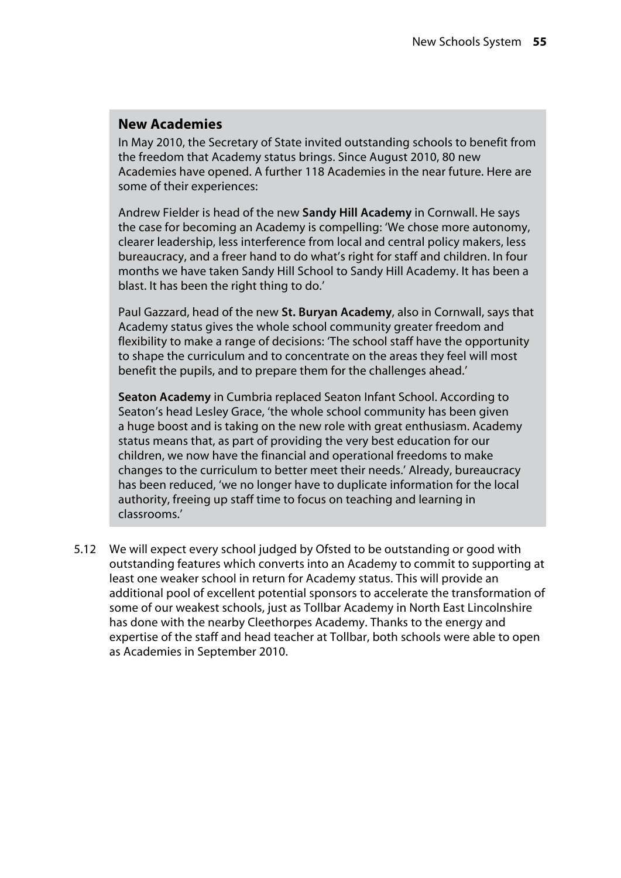### New Academies

In May 2010, the Secretary of State invited outstanding schools to benefit from the freedom that Academy status brings. Since August 2010, 80 new Academies have opened. A further 118 Academies in the near future. Here are some of their experiences:

Andrew Fielder is head of the new **Sandy Hill Academy** in Cornwall. He says the case for becoming an Academy is compelling: 'We chose more autonomy, clearer leadership, less interference from local and central policy makers, less bureaucracy, and a freer hand to do what's right for staff and children. In four months we have taken Sandy Hill School to Sandy Hill Academy. It has been a blast. It has been the right thing to do.'

Paul Gazzard, head of the new **St. Buryan Academy**, also in Cornwall, says that Academy status gives the whole school community greater freedom and flexibility to make a range of decisions: 'The school staff have the opportunity to shape the curriculum and to concentrate on the areas they feel will most benefit the pupils, and to prepare them for the challenges ahead.'

**Seaton Academy** in Cumbria replaced Seaton Infant School. According to Seaton's head Lesley Grace, 'the whole school community has been given a huge boost and is taking on the new role with great enthusiasm. Academy status means that, as part of providing the very best education for our children, we now have the financial and operational freedoms to make changes to the curriculum to better meet their needs.' Already, bureaucracy has been reduced, 'we no longer have to duplicate information for the local authority, freeing up staff time to focus on teaching and learning in classrooms.'

5.12 We will expect every school judged by Ofsted to be outstanding or good with outstanding features which converts into an Academy to commit to supporting at least one weaker school in return for Academy status. This will provide an additional pool of excellent potential sponsors to accelerate the transformation of some of our weakest schools, just as Tollbar Academy in North East Lincolnshire has done with the nearby Cleethorpes Academy. Thanks to the energy and expertise of the staff and head teacher at Tollbar, both schools were able to open as Academies in September 2010.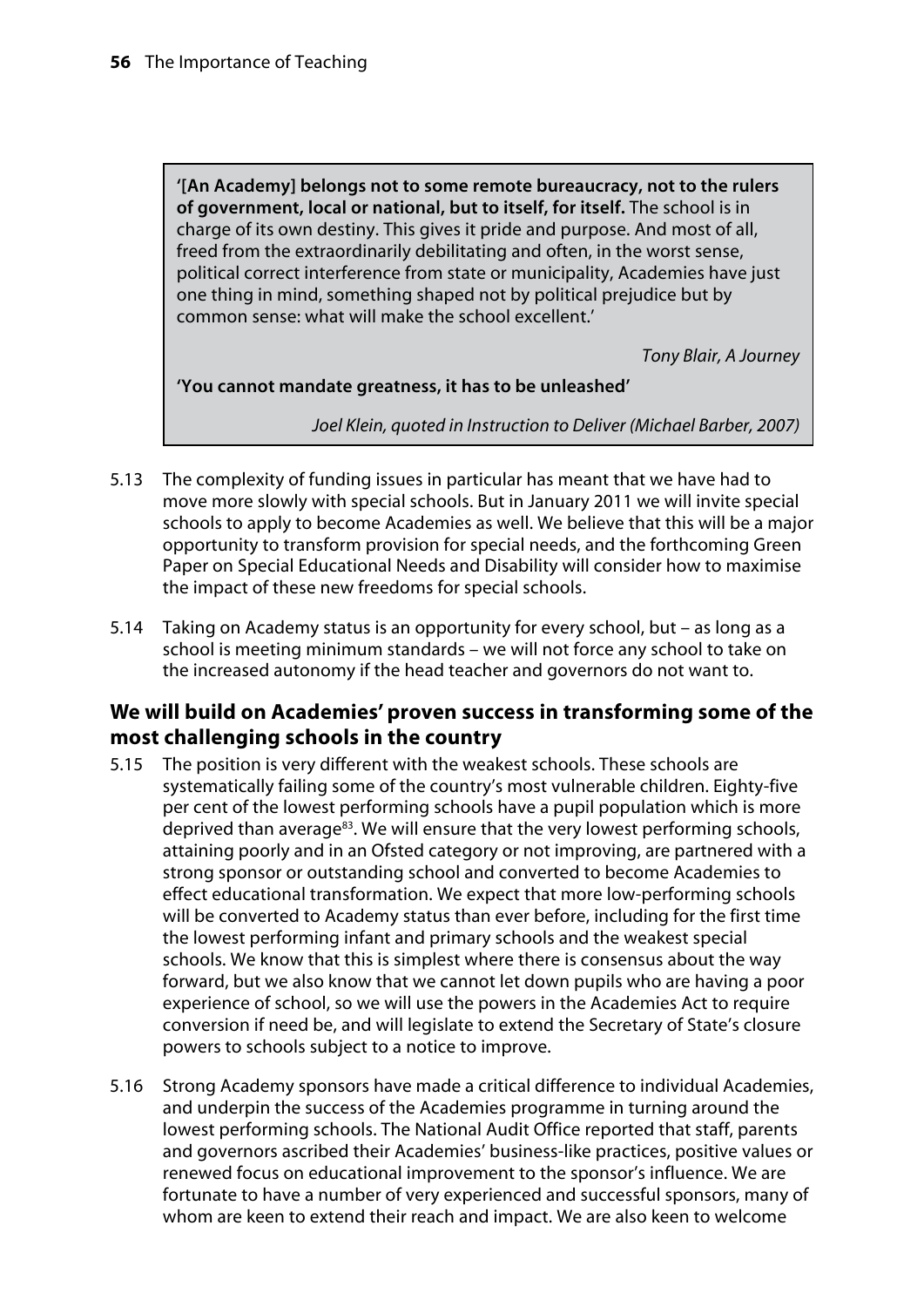> **'[An Academy] belongs not to some remote bureaucracy, not to the rulers of government, local or national, but to itself, for itself.** The school is in charge of its own destiny. This gives it pride and purpose. And most of all, freed from the extraordinarily debilitating and often, in the worst sense, political correct interference from state or municipality, Academies have just one thing in mind, something shaped not by political prejudice but by common sense: what will make the school excellent.'
>
> *Tony Blair, A Journey*
>
> **'You cannot mandate greatness, it has to be unleashed'**
>
> *Joel Klein, quoted in Instruction to Deliver (Michael Barber, 2007)*

5.13 The complexity of funding issues in particular has meant that we have had to move more slowly with special schools. But in January 2011 we will invite special schools to apply to become Academies as well. We believe that this will be a major opportunity to transform provision for special needs, and the forthcoming Green Paper on Special Educational Needs and Disability will consider how to maximise the impact of these new freedoms for special schools.

5.14 Taking on Academy status is an opportunity for every school, but – as long as a school is meeting minimum standards – we will not force any school to take on the increased autonomy if the head teacher and governors do not want to.

### We will build on Academies' proven success in transforming some of the most challenging schools in the country

5.15 The position is very different with the weakest schools. These schools are systematically failing some of the country's most vulnerable children. Eighty-five per cent of the lowest performing schools have a pupil population which is more deprived than average[83]. We will ensure that the very lowest performing schools, attaining poorly and in an Ofsted category or not improving, are partnered with a strong sponsor or outstanding school and converted to become Academies to effect educational transformation. We expect that more low-performing schools will be converted to Academy status than ever before, including for the first time the lowest performing infant and primary schools and the weakest special schools. We know that this is simplest where there is consensus about the way forward, but we also know that we cannot let down pupils who are having a poor experience of school, so we will use the powers in the Academies Act to require conversion if need be, and will legislate to extend the Secretary of State's closure powers to schools subject to a notice to improve.

5.16 Strong Academy sponsors have made a critical difference to individual Academies, and underpin the success of the Academies programme in turning around the lowest performing schools. The National Audit Office reported that staff, parents and governors ascribed their Academies' business-like practices, positive values or renewed focus on educational improvement to the sponsor's influence. We are fortunate to have a number of very experienced and successful sponsors, many of whom are keen to extend their reach and impact. We are also keen to welcome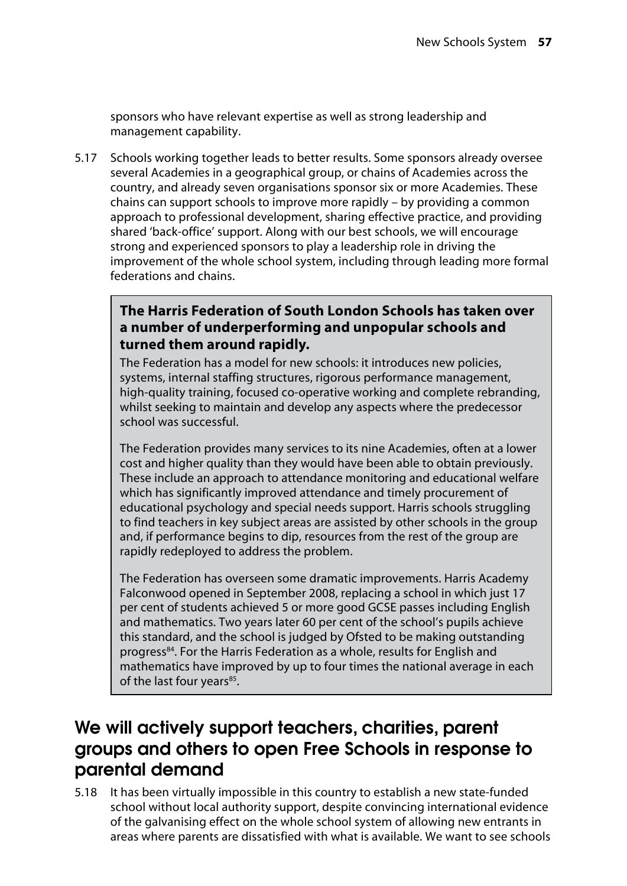sponsors who have relevant expertise as well as strong leadership and management capability.

5.17 Schools working together leads to better results. Some sponsors already oversee several Academies in a geographical group, or chains of Academies across the country, and already seven organisations sponsor six or more Academies. These chains can support schools to improve more rapidly – by providing a common approach to professional development, sharing effective practice, and providing shared 'back-office' support. Along with our best schools, we will encourage strong and experienced sponsors to play a leadership role in driving the improvement of the whole school system, including through leading more formal federations and chains.

> **The Harris Federation of South London Schools has taken over a number of underperforming and unpopular schools and turned them around rapidly.**
>
> The Federation has a model for new schools: it introduces new policies, systems, internal staffing structures, rigorous performance management, high-quality training, focused co-operative working and complete rebranding, whilst seeking to maintain and develop any aspects where the predecessor school was successful.
>
> The Federation provides many services to its nine Academies, often at a lower cost and higher quality than they would have been able to obtain previously. These include an approach to attendance monitoring and educational welfare which has significantly improved attendance and timely procurement of educational psychology and special needs support. Harris schools struggling to find teachers in key subject areas are assisted by other schools in the group and, if performance begins to dip, resources from the rest of the group are rapidly redeployed to address the problem.
>
> The Federation has overseen some dramatic improvements. Harris Academy Falconwood opened in September 2008, replacing a school in which just 17 per cent of students achieved 5 or more good GCSE passes including English and mathematics. Two years later 60 per cent of the school's pupils achieve this standard, and the school is judged by Ofsted to be making outstanding progress[84]. For the Harris Federation as a whole, results for English and mathematics have improved by up to four times the national average in each of the last four years[85].

## We will actively support teachers, charities, parent groups and others to open Free Schools in response to parental demand

5.18 It has been virtually impossible in this country to establish a new state-funded school without local authority support, despite convincing international evidence of the galvanising effect on the whole school system of allowing new entrants in areas where parents are dissatisfied with what is available. We want to see schools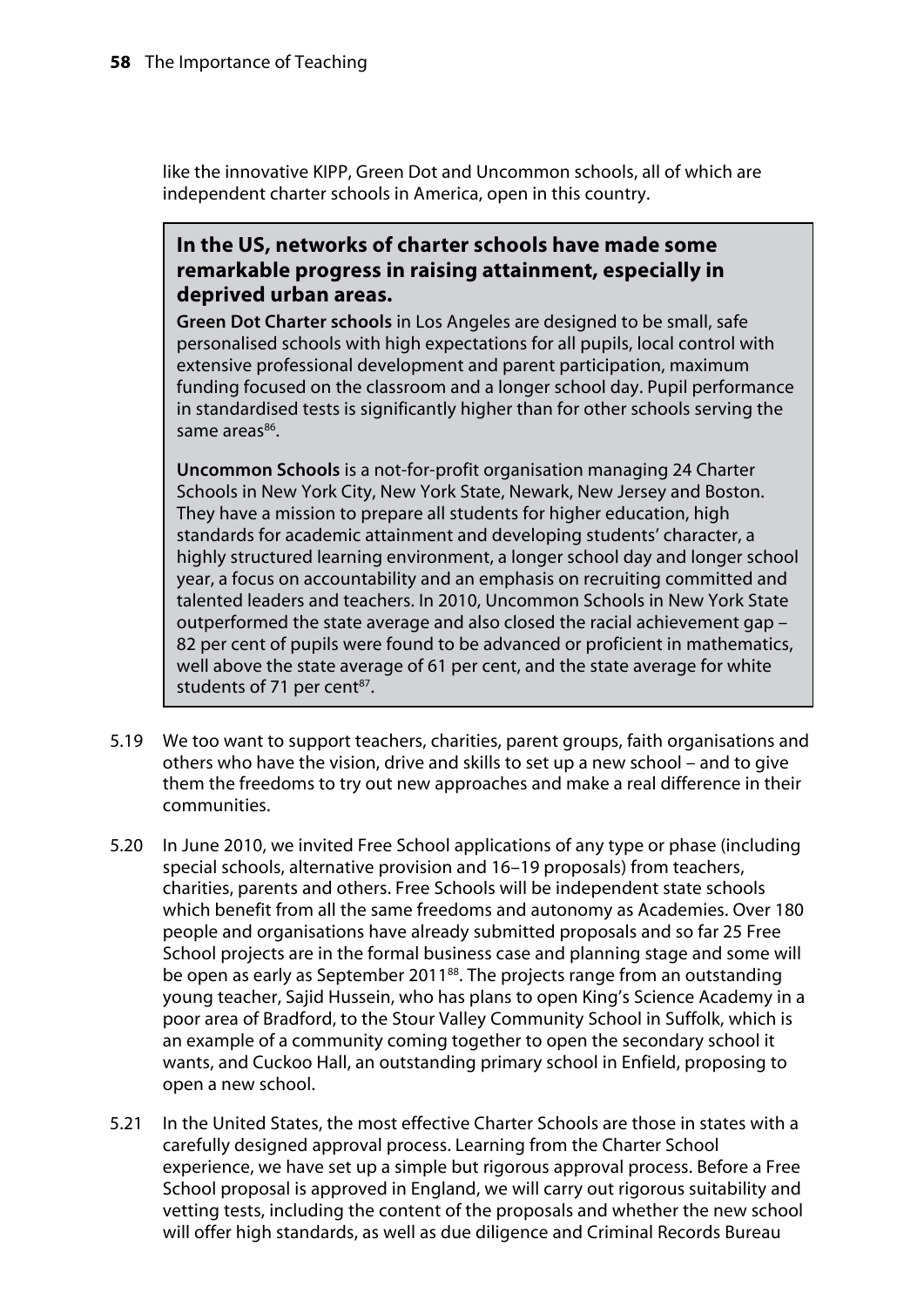like the innovative KIPP, Green Dot and Uncommon schools, all of which are independent charter schools in America, open in this country.

> **In the US, networks of charter schools have made some remarkable progress in raising attainment, especially in deprived urban areas.**
>
> **Green Dot Charter schools** in Los Angeles are designed to be small, safe personalised schools with high expectations for all pupils, local control with extensive professional development and parent participation, maximum funding focused on the classroom and a longer school day. Pupil performance in standardised tests is significantly higher than for other schools serving the same areas[86].
>
> **Uncommon Schools** is a not-for-profit organisation managing 24 Charter Schools in New York City, New York State, Newark, New Jersey and Boston. They have a mission to prepare all students for higher education, high standards for academic attainment and developing students' character, a highly structured learning environment, a longer school day and longer school year, a focus on accountability and an emphasis on recruiting committed and talented leaders and teachers. In 2010, Uncommon Schools in New York State outperformed the state average and also closed the racial achievement gap – 82 per cent of pupils were found to be advanced or proficient in mathematics, well above the state average of 61 per cent, and the state average for white students of 71 per cent[87].

5.19 We too want to support teachers, charities, parent groups, faith organisations and others who have the vision, drive and skills to set up a new school – and to give them the freedoms to try out new approaches and make a real difference in their communities.

5.20 In June 2010, we invited Free School applications of any type or phase (including special schools, alternative provision and 16–19 proposals) from teachers, charities, parents and others. Free Schools will be independent state schools which benefit from all the same freedoms and autonomy as Academies. Over 180 people and organisations have already submitted proposals and so far 25 Free School projects are in the formal business case and planning stage and some will be open as early as September 2011[88]. The projects range from an outstanding young teacher, Sajid Hussein, who has plans to open King's Science Academy in a poor area of Bradford, to the Stour Valley Community School in Suffolk, which is an example of a community coming together to open the secondary school it wants, and Cuckoo Hall, an outstanding primary school in Enfield, proposing to open a new school.

5.21 In the United States, the most effective Charter Schools are those in states with a carefully designed approval process. Learning from the Charter School experience, we have set up a simple but rigorous approval process. Before a Free School proposal is approved in England, we will carry out rigorous suitability and vetting tests, including the content of the proposals and whether the new school will offer high standards, as well as due diligence and Criminal Records Bureau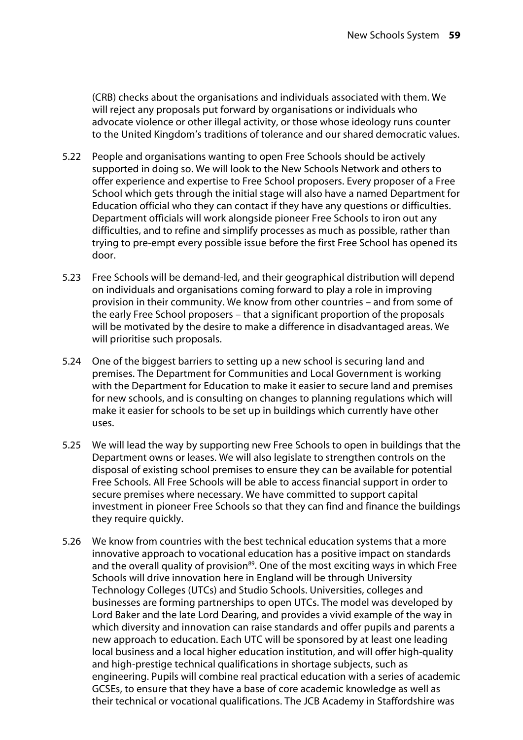(CRB) checks about the organisations and individuals associated with them. We will reject any proposals put forward by organisations or individuals who advocate violence or other illegal activity, or those whose ideology runs counter to the United Kingdom's traditions of tolerance and our shared democratic values.

5.22 People and organisations wanting to open Free Schools should be actively supported in doing so. We will look to the New Schools Network and others to offer experience and expertise to Free School proposers. Every proposer of a Free School which gets through the initial stage will also have a named Department for Education official who they can contact if they have any questions or difficulties. Department officials will work alongside pioneer Free Schools to iron out any difficulties, and to refine and simplify processes as much as possible, rather than trying to pre-empt every possible issue before the first Free School has opened its door.

5.23 Free Schools will be demand-led, and their geographical distribution will depend on individuals and organisations coming forward to play a role in improving provision in their community. We know from other countries – and from some of the early Free School proposers – that a significant proportion of the proposals will be motivated by the desire to make a difference in disadvantaged areas. We will prioritise such proposals.

5.24 One of the biggest barriers to setting up a new school is securing land and premises. The Department for Communities and Local Government is working with the Department for Education to make it easier to secure land and premises for new schools, and is consulting on changes to planning regulations which will make it easier for schools to be set up in buildings which currently have other uses.

5.25 We will lead the way by supporting new Free Schools to open in buildings that the Department owns or leases. We will also legislate to strengthen controls on the disposal of existing school premises to ensure they can be available for potential Free Schools. All Free Schools will be able to access financial support in order to secure premises where necessary. We have committed to support capital investment in pioneer Free Schools so that they can find and finance the buildings they require quickly.

5.26 We know from countries with the best technical education systems that a more innovative approach to vocational education has a positive impact on standards and the overall quality of provision[89]. One of the most exciting ways in which Free Schools will drive innovation here in England will be through University Technology Colleges (UTCs) and Studio Schools. Universities, colleges and businesses are forming partnerships to open UTCs. The model was developed by Lord Baker and the late Lord Dearing, and provides a vivid example of the way in which diversity and innovation can raise standards and offer pupils and parents a new approach to education. Each UTC will be sponsored by at least one leading local business and a local higher education institution, and will offer high-quality and high-prestige technical qualifications in shortage subjects, such as engineering. Pupils will combine real practical education with a series of academic GCSEs, to ensure that they have a base of core academic knowledge as well as their technical or vocational qualifications. The JCB Academy in Staffordshire was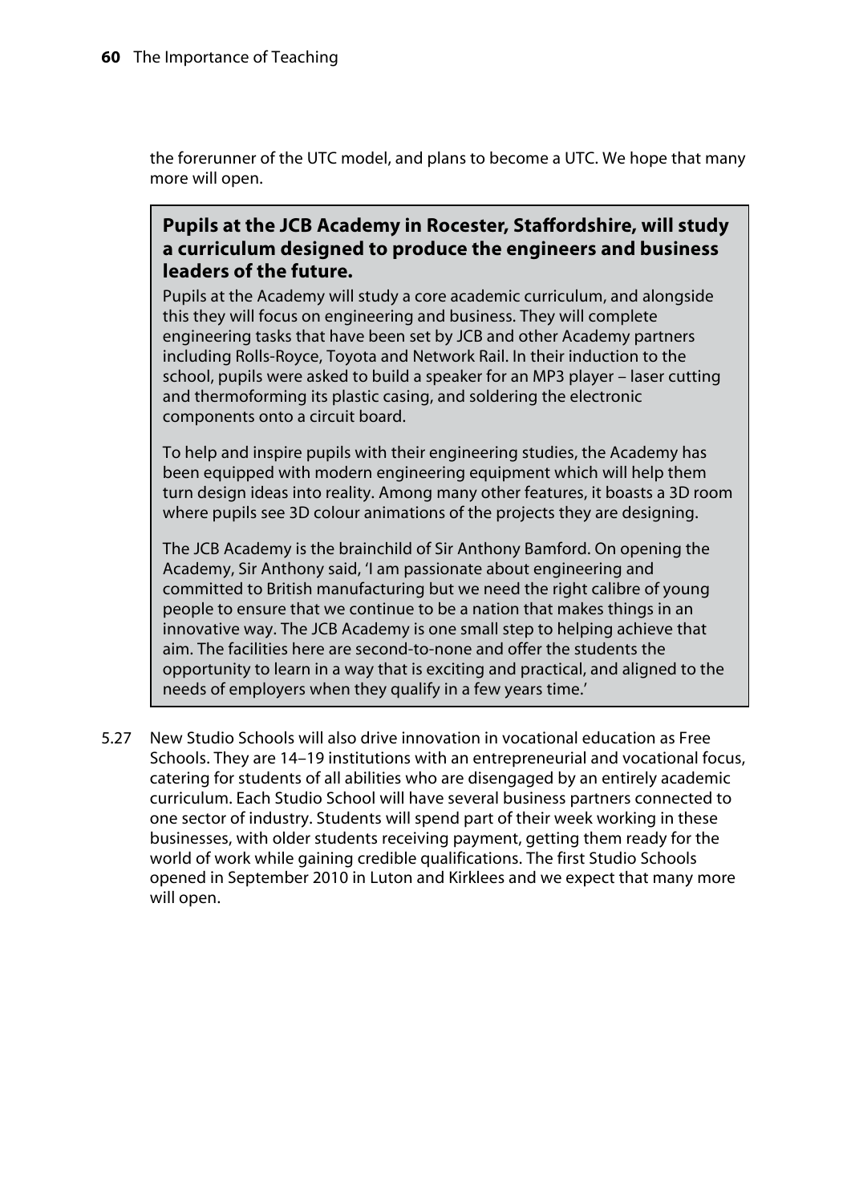the forerunner of the UTC model, and plans to become a UTC. We hope that many more will open.

> **Pupils at the JCB Academy in Rocester, Staffordshire, will study a curriculum designed to produce the engineers and business leaders of the future.**
>
> Pupils at the Academy will study a core academic curriculum, and alongside this they will focus on engineering and business. They will complete engineering tasks that have been set by JCB and other Academy partners including Rolls-Royce, Toyota and Network Rail. In their induction to the school, pupils were asked to build a speaker for an MP3 player – laser cutting and thermoforming its plastic casing, and soldering the electronic components onto a circuit board.
>
> To help and inspire pupils with their engineering studies, the Academy has been equipped with modern engineering equipment which will help them turn design ideas into reality. Among many other features, it boasts a 3D room where pupils see 3D colour animations of the projects they are designing.
>
> The JCB Academy is the brainchild of Sir Anthony Bamford. On opening the Academy, Sir Anthony said, 'I am passionate about engineering and committed to British manufacturing but we need the right calibre of young people to ensure that we continue to be a nation that makes things in an innovative way. The JCB Academy is one small step to helping achieve that aim. The facilities here are second-to-none and offer the students the opportunity to learn in a way that is exciting and practical, and aligned to the needs of employers when they qualify in a few years time.'

5.27 New Studio Schools will also drive innovation in vocational education as Free Schools. They are 14–19 institutions with an entrepreneurial and vocational focus, catering for students of all abilities who are disengaged by an entirely academic curriculum. Each Studio School will have several business partners connected to one sector of industry. Students will spend part of their week working in these businesses, with older students receiving payment, getting them ready for the world of work while gaining credible qualifications. The first Studio Schools opened in September 2010 in Luton and Kirklees and we expect that many more will open.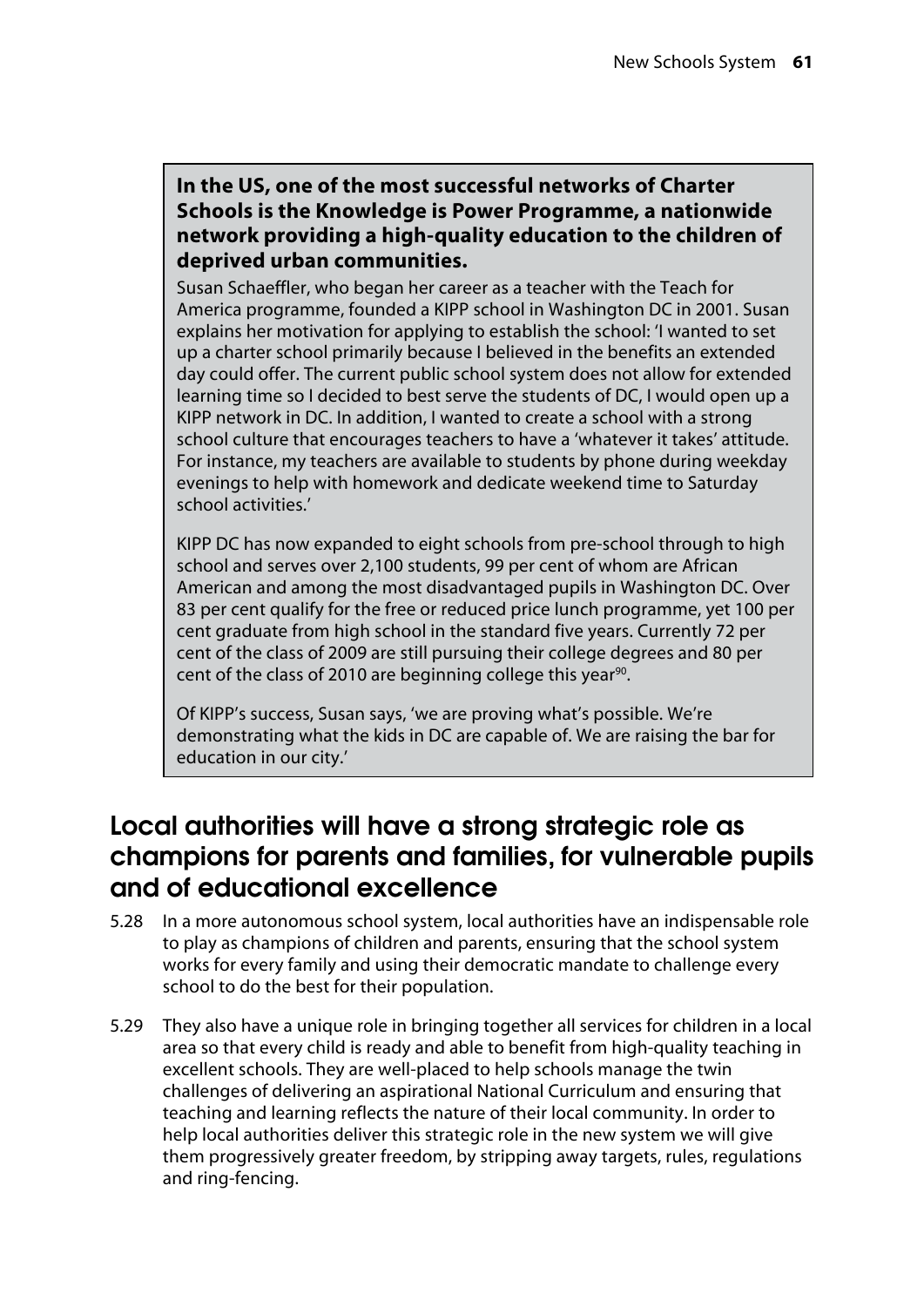**In the US, one of the most successful networks of Charter Schools is the Knowledge is Power Programme, a nationwide network providing a high-quality education to the children of deprived urban communities.**

Susan Schaeffler, who began her career as a teacher with the Teach for America programme, founded a KIPP school in Washington DC in 2001. Susan explains her motivation for applying to establish the school: 'I wanted to set up a charter school primarily because I believed in the benefits an extended day could offer. The current public school system does not allow for extended learning time so I decided to best serve the students of DC, I would open up a KIPP network in DC. In addition, I wanted to create a school with a strong school culture that encourages teachers to have a 'whatever it takes' attitude. For instance, my teachers are available to students by phone during weekday evenings to help with homework and dedicate weekend time to Saturday school activities.'

KIPP DC has now expanded to eight schools from pre-school through to high school and serves over 2,100 students, 99 per cent of whom are African American and among the most disadvantaged pupils in Washington DC. Over 83 per cent qualify for the free or reduced price lunch programme, yet 100 per cent graduate from high school in the standard five years. Currently 72 per cent of the class of 2009 are still pursuing their college degrees and 80 per cent of the class of 2010 are beginning college this year[90].

Of KIPP's success, Susan says, 'we are proving what's possible. We're demonstrating what the kids in DC are capable of. We are raising the bar for education in our city.'

## Local authorities will have a strong strategic role as champions for parents and families, for vulnerable pupils and of educational excellence

5.28 In a more autonomous school system, local authorities have an indispensable role to play as champions of children and parents, ensuring that the school system works for every family and using their democratic mandate to challenge every school to do the best for their population.

5.29 They also have a unique role in bringing together all services for children in a local area so that every child is ready and able to benefit from high-quality teaching in excellent schools. They are well-placed to help schools manage the twin challenges of delivering an aspirational National Curriculum and ensuring that teaching and learning reflects the nature of their local community. In order to help local authorities deliver this strategic role in the new system we will give them progressively greater freedom, by stripping away targets, rules, regulations and ring-fencing.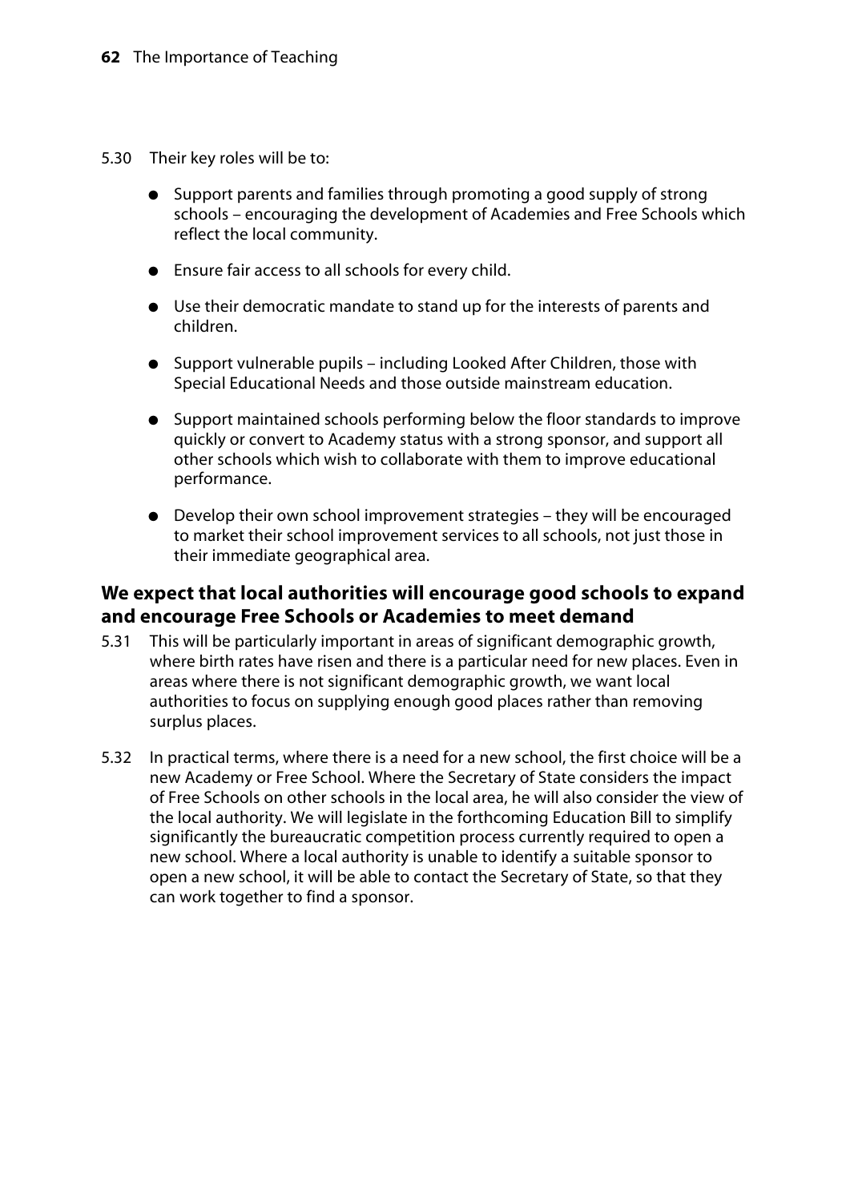5.30 Their key roles will be to:

- Support parents and families through promoting a good supply of strong schools – encouraging the development of Academies and Free Schools which reflect the local community.
- Ensure fair access to all schools for every child.
- Use their democratic mandate to stand up for the interests of parents and children.
- Support vulnerable pupils – including Looked After Children, those with Special Educational Needs and those outside mainstream education.
- Support maintained schools performing below the floor standards to improve quickly or convert to Academy status with a strong sponsor, and support all other schools which wish to collaborate with them to improve educational performance.
- Develop their own school improvement strategies – they will be encouraged to market their school improvement services to all schools, not just those in their immediate geographical area.

### We expect that local authorities will encourage good schools to expand and encourage Free Schools or Academies to meet demand

5.31 This will be particularly important in areas of significant demographic growth, where birth rates have risen and there is a particular need for new places. Even in areas where there is not significant demographic growth, we want local authorities to focus on supplying enough good places rather than removing surplus places.

5.32 In practical terms, where there is a need for a new school, the first choice will be a new Academy or Free School. Where the Secretary of State considers the impact of Free Schools on other schools in the local area, he will also consider the view of the local authority. We will legislate in the forthcoming Education Bill to simplify significantly the bureaucratic competition process currently required to open a new school. Where a local authority is unable to identify a suitable sponsor to open a new school, it will be able to contact the Secretary of State, so that they can work together to find a sponsor.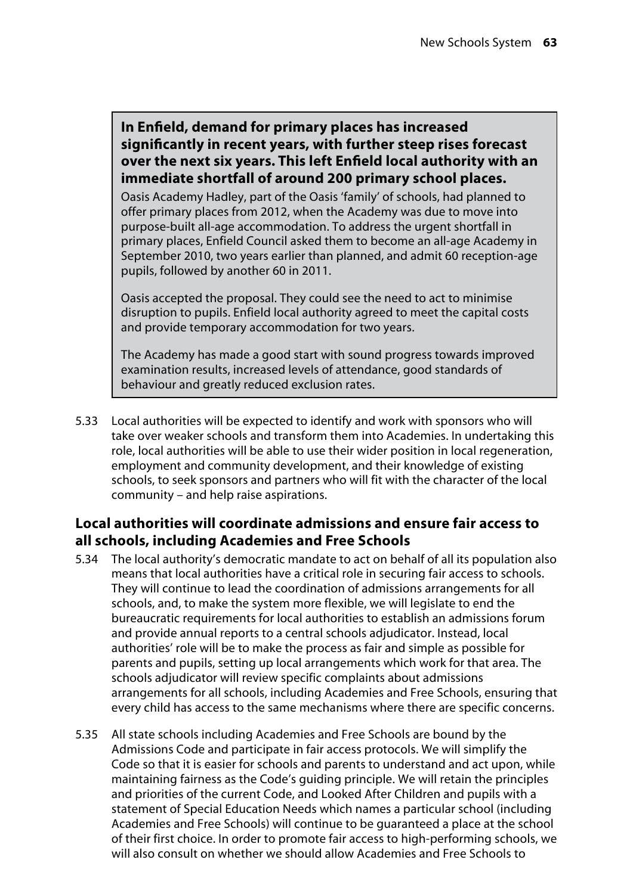**In Enfield, demand for primary places has increased significantly in recent years, with further steep rises forecast over the next six years. This left Enfield local authority with an immediate shortfall of around 200 primary school places.**

Oasis Academy Hadley, part of the Oasis 'family' of schools, had planned to offer primary places from 2012, when the Academy was due to move into purpose-built all-age accommodation. To address the urgent shortfall in primary places, Enfield Council asked them to become an all-age Academy in September 2010, two years earlier than planned, and admit 60 reception-age pupils, followed by another 60 in 2011.

Oasis accepted the proposal. They could see the need to act to minimise disruption to pupils. Enfield local authority agreed to meet the capital costs and provide temporary accommodation for two years.

The Academy has made a good start with sound progress towards improved examination results, increased levels of attendance, good standards of behaviour and greatly reduced exclusion rates.

5.33 Local authorities will be expected to identify and work with sponsors who will take over weaker schools and transform them into Academies. In undertaking this role, local authorities will be able to use their wider position in local regeneration, employment and community development, and their knowledge of existing schools, to seek sponsors and partners who will fit with the character of the local community – and help raise aspirations.

### Local authorities will coordinate admissions and ensure fair access to all schools, including Academies and Free Schools

5.34 The local authority's democratic mandate to act on behalf of all its population also means that local authorities have a critical role in securing fair access to schools. They will continue to lead the coordination of admissions arrangements for all schools, and, to make the system more flexible, we will legislate to end the bureaucratic requirements for local authorities to establish an admissions forum and provide annual reports to a central schools adjudicator. Instead, local authorities' role will be to make the process as fair and simple as possible for parents and pupils, setting up local arrangements which work for that area. The schools adjudicator will review specific complaints about admissions arrangements for all schools, including Academies and Free Schools, ensuring that every child has access to the same mechanisms where there are specific concerns.

5.35 All state schools including Academies and Free Schools are bound by the Admissions Code and participate in fair access protocols. We will simplify the Code so that it is easier for schools and parents to understand and act upon, while maintaining fairness as the Code's guiding principle. We will retain the principles and priorities of the current Code, and Looked After Children and pupils with a statement of Special Education Needs which names a particular school (including Academies and Free Schools) will continue to be guaranteed a place at the school of their first choice. In order to promote fair access to high-performing schools, we will also consult on whether we should allow Academies and Free Schools to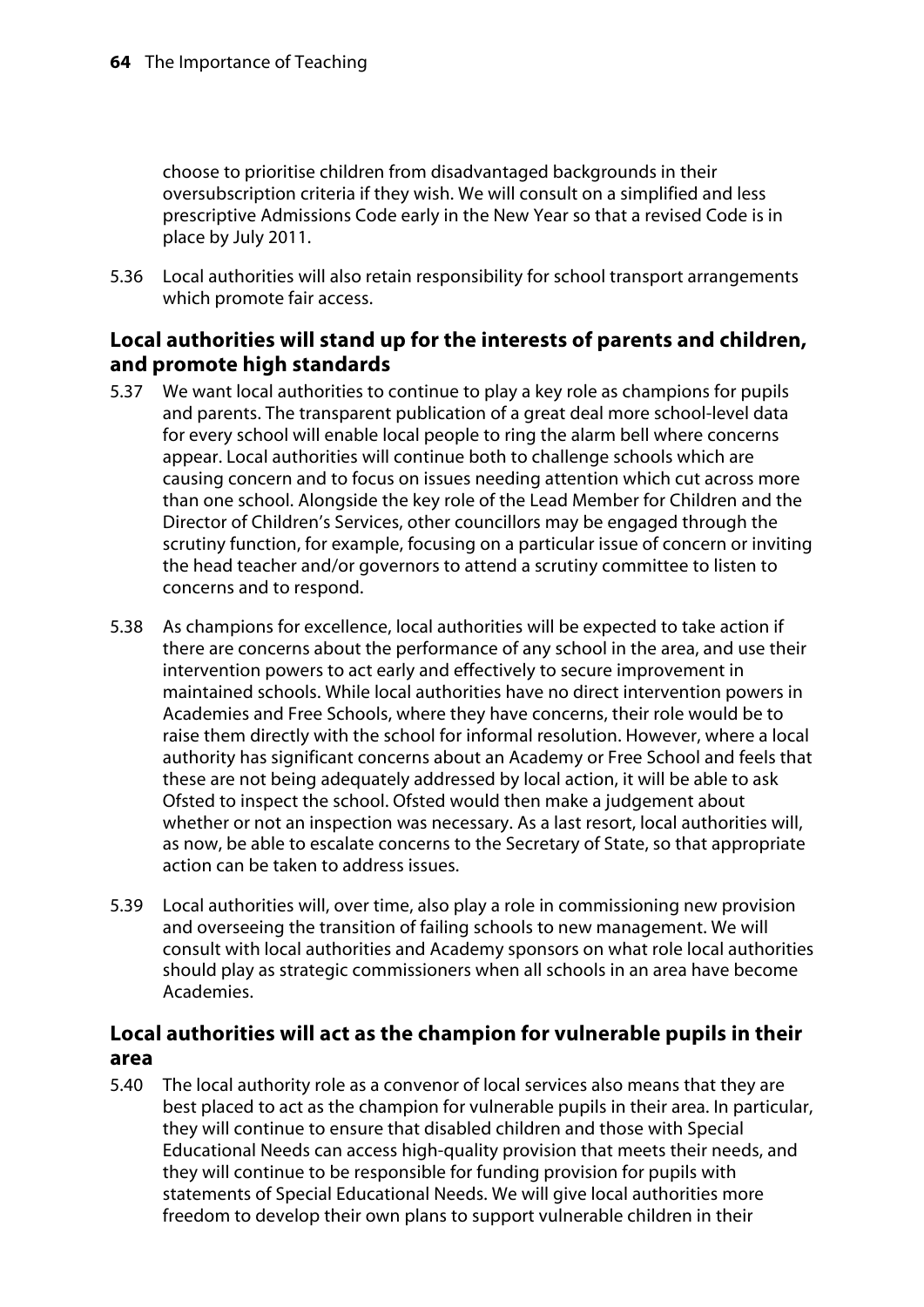choose to prioritise children from disadvantaged backgrounds in their oversubscription criteria if they wish. We will consult on a simplified and less prescriptive Admissions Code early in the New Year so that a revised Code is in place by July 2011.

5.36 Local authorities will also retain responsibility for school transport arrangements which promote fair access.

### Local authorities will stand up for the interests of parents and children, and promote high standards

5.37 We want local authorities to continue to play a key role as champions for pupils and parents. The transparent publication of a great deal more school-level data for every school will enable local people to ring the alarm bell where concerns appear. Local authorities will continue both to challenge schools which are causing concern and to focus on issues needing attention which cut across more than one school. Alongside the key role of the Lead Member for Children and the Director of Children's Services, other councillors may be engaged through the scrutiny function, for example, focusing on a particular issue of concern or inviting the head teacher and/or governors to attend a scrutiny committee to listen to concerns and to respond.

5.38 As champions for excellence, local authorities will be expected to take action if there are concerns about the performance of any school in the area, and use their intervention powers to act early and effectively to secure improvement in maintained schools. While local authorities have no direct intervention powers in Academies and Free Schools, where they have concerns, their role would be to raise them directly with the school for informal resolution. However, where a local authority has significant concerns about an Academy or Free School and feels that these are not being adequately addressed by local action, it will be able to ask Ofsted to inspect the school. Ofsted would then make a judgement about whether or not an inspection was necessary. As a last resort, local authorities will, as now, be able to escalate concerns to the Secretary of State, so that appropriate action can be taken to address issues.

5.39 Local authorities will, over time, also play a role in commissioning new provision and overseeing the transition of failing schools to new management. We will consult with local authorities and Academy sponsors on what role local authorities should play as strategic commissioners when all schools in an area have become Academies.

### Local authorities will act as the champion for vulnerable pupils in their area

5.40 The local authority role as a convenor of local services also means that they are best placed to act as the champion for vulnerable pupils in their area. In particular, they will continue to ensure that disabled children and those with Special Educational Needs can access high-quality provision that meets their needs, and they will continue to be responsible for funding provision for pupils with statements of Special Educational Needs. We will give local authorities more freedom to develop their own plans to support vulnerable children in their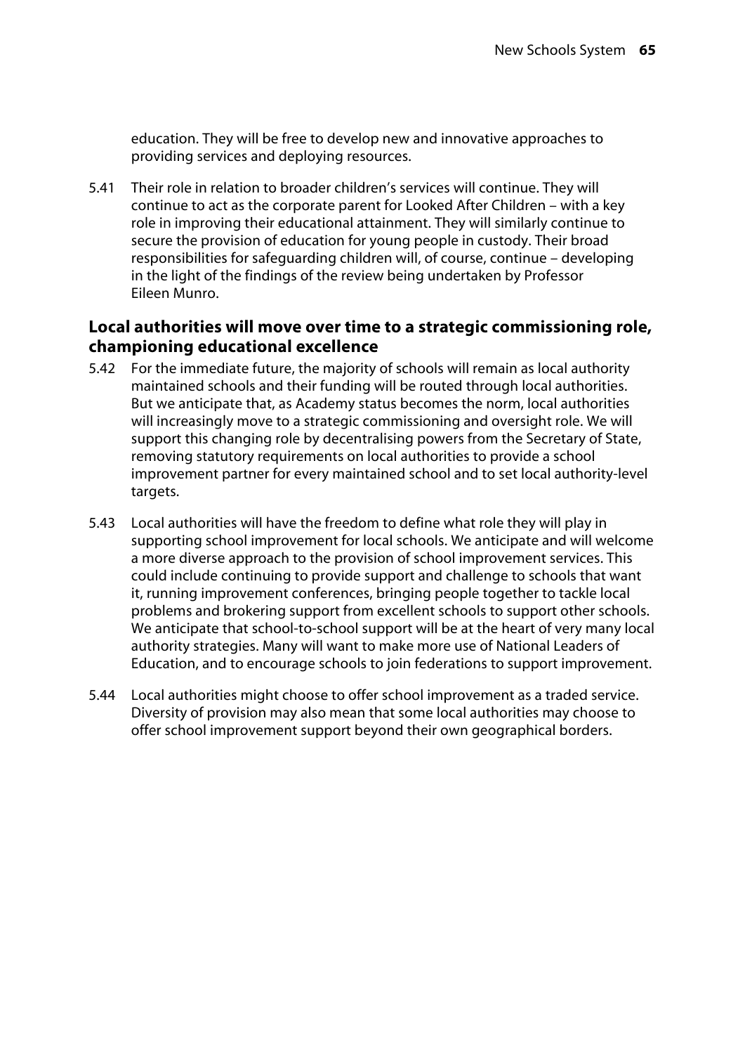education. They will be free to develop new and innovative approaches to providing services and deploying resources.

5.41 Their role in relation to broader children's services will continue. They will continue to act as the corporate parent for Looked After Children – with a key role in improving their educational attainment. They will similarly continue to secure the provision of education for young people in custody. Their broad responsibilities for safeguarding children will, of course, continue – developing in the light of the findings of the review being undertaken by Professor Eileen Munro.

### Local authorities will move over time to a strategic commissioning role, championing educational excellence

5.42 For the immediate future, the majority of schools will remain as local authority maintained schools and their funding will be routed through local authorities. But we anticipate that, as Academy status becomes the norm, local authorities will increasingly move to a strategic commissioning and oversight role. We will support this changing role by decentralising powers from the Secretary of State, removing statutory requirements on local authorities to provide a school improvement partner for every maintained school and to set local authority-level targets.

5.43 Local authorities will have the freedom to define what role they will play in supporting school improvement for local schools. We anticipate and will welcome a more diverse approach to the provision of school improvement services. This could include continuing to provide support and challenge to schools that want it, running improvement conferences, bringing people together to tackle local problems and brokering support from excellent schools to support other schools. We anticipate that school-to-school support will be at the heart of very many local authority strategies. Many will want to make more use of National Leaders of Education, and to encourage schools to join federations to support improvement.

5.44 Local authorities might choose to offer school improvement as a traded service. Diversity of provision may also mean that some local authorities may choose to offer school improvement support beyond their own geographical borders.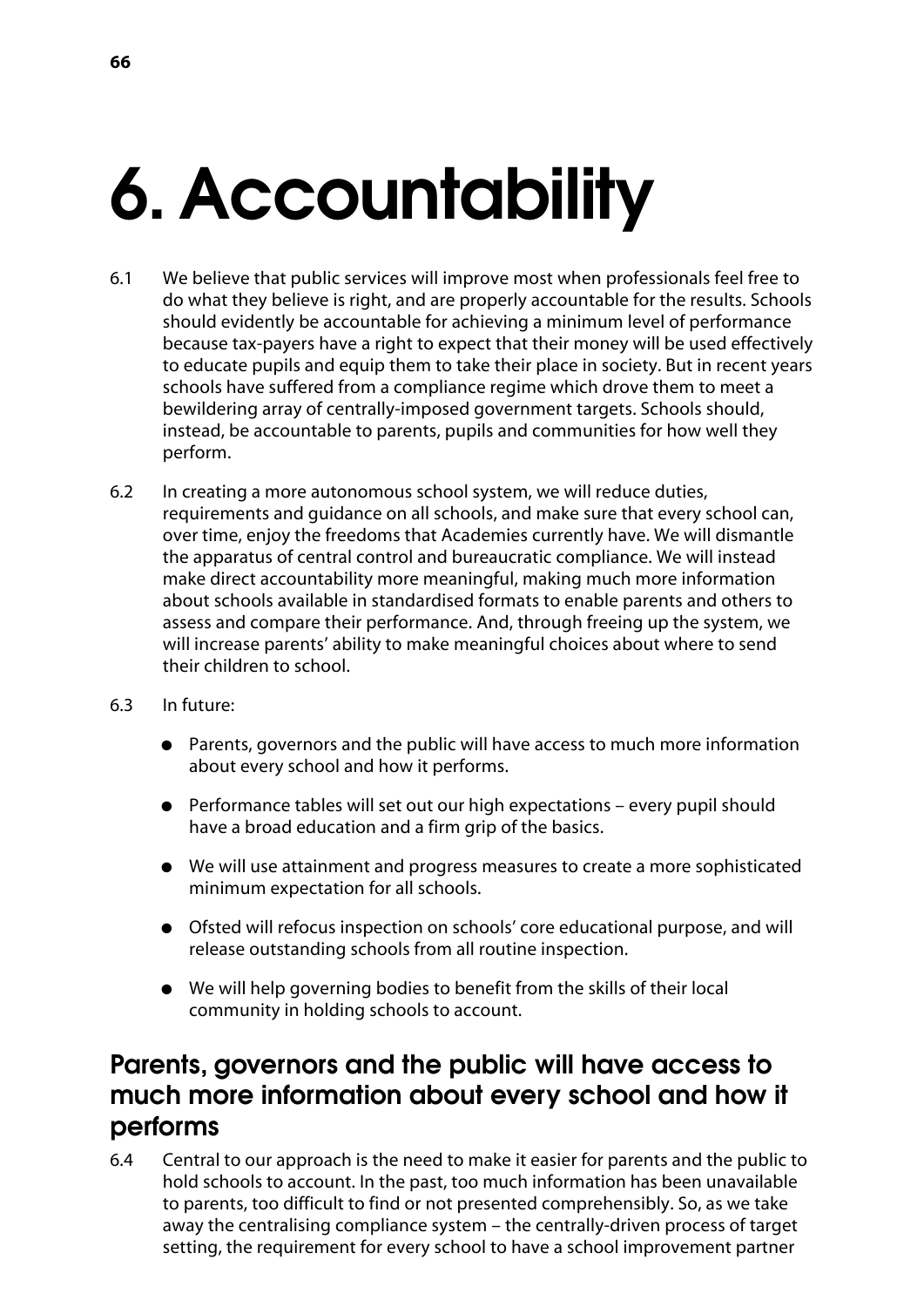# 6. Accountability

6.1 We believe that public services will improve most when professionals feel free to do what they believe is right, and are properly accountable for the results. Schools should evidently be accountable for achieving a minimum level of performance because tax-payers have a right to expect that their money will be used effectively to educate pupils and equip them to take their place in society. But in recent years schools have suffered from a compliance regime which drove them to meet a bewildering array of centrally-imposed government targets. Schools should, instead, be accountable to parents, pupils and communities for how well they perform.

6.2 In creating a more autonomous school system, we will reduce duties, requirements and guidance on all schools, and make sure that every school can, over time, enjoy the freedoms that Academies currently have. We will dismantle the apparatus of central control and bureaucratic compliance. We will instead make direct accountability more meaningful, making much more information about schools available in standardised formats to enable parents and others to assess and compare their performance. And, through freeing up the system, we will increase parents' ability to make meaningful choices about where to send their children to school.

6.3 In future:

- Parents, governors and the public will have access to much more information about every school and how it performs.
- Performance tables will set out our high expectations – every pupil should have a broad education and a firm grip of the basics.
- We will use attainment and progress measures to create a more sophisticated minimum expectation for all schools.
- Ofsted will refocus inspection on schools' core educational purpose, and will release outstanding schools from all routine inspection.
- We will help governing bodies to benefit from the skills of their local community in holding schools to account.

## Parents, governors and the public will have access to much more information about every school and how it performs

6.4 Central to our approach is the need to make it easier for parents and the public to hold schools to account. In the past, too much information has been unavailable to parents, too difficult to find or not presented comprehensibly. So, as we take away the centralising compliance system – the centrally-driven process of target setting, the requirement for every school to have a school improvement partner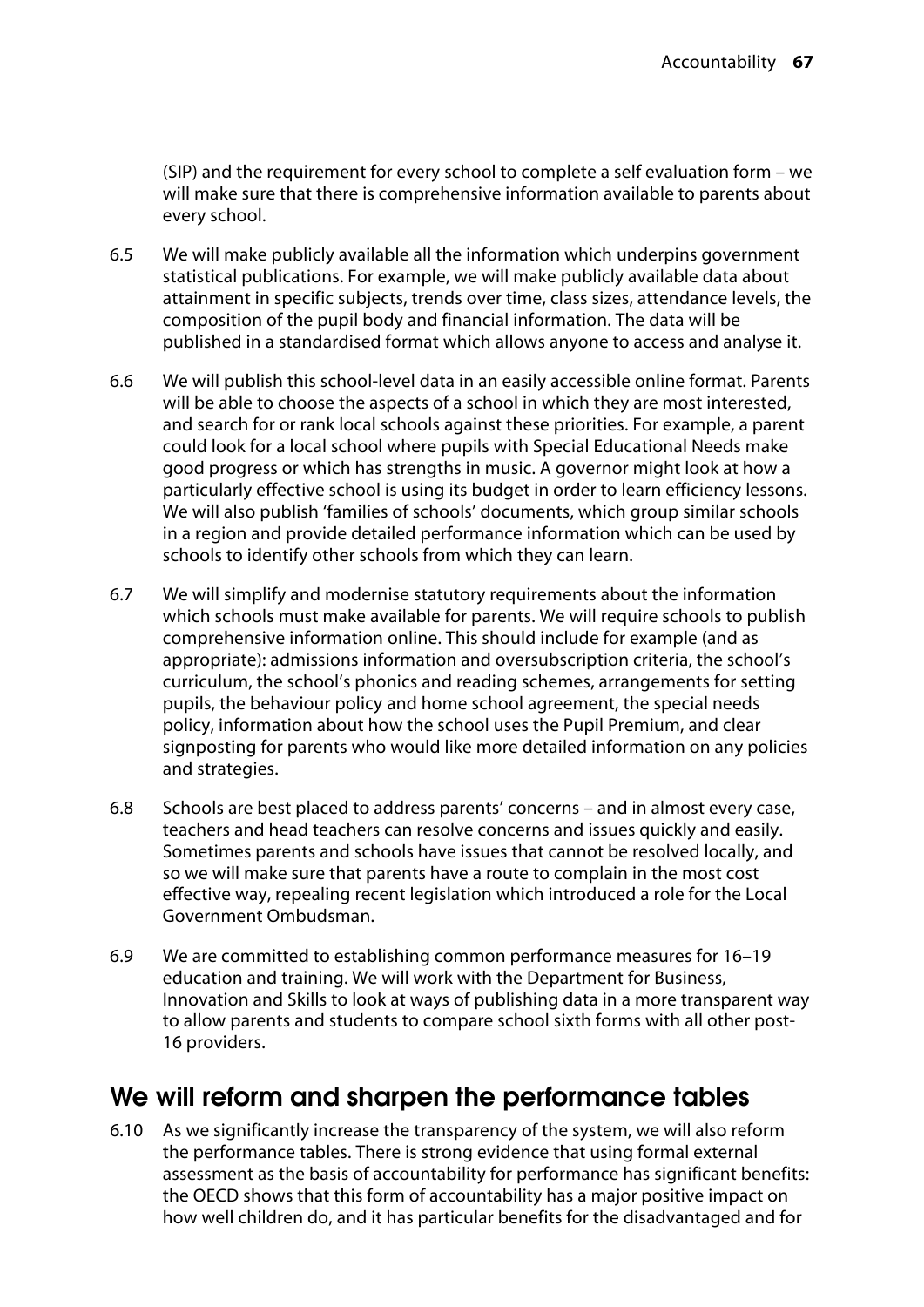(SIP) and the requirement for every school to complete a self evaluation form – we will make sure that there is comprehensive information available to parents about every school.

6.5 We will make publicly available all the information which underpins government statistical publications. For example, we will make publicly available data about attainment in specific subjects, trends over time, class sizes, attendance levels, the composition of the pupil body and financial information. The data will be published in a standardised format which allows anyone to access and analyse it.

6.6 We will publish this school-level data in an easily accessible online format. Parents will be able to choose the aspects of a school in which they are most interested, and search for or rank local schools against these priorities. For example, a parent could look for a local school where pupils with Special Educational Needs make good progress or which has strengths in music. A governor might look at how a particularly effective school is using its budget in order to learn efficiency lessons. We will also publish 'families of schools' documents, which group similar schools in a region and provide detailed performance information which can be used by schools to identify other schools from which they can learn.

6.7 We will simplify and modernise statutory requirements about the information which schools must make available for parents. We will require schools to publish comprehensive information online. This should include for example (and as appropriate): admissions information and oversubscription criteria, the school's curriculum, the school's phonics and reading schemes, arrangements for setting pupils, the behaviour policy and home school agreement, the special needs policy, information about how the school uses the Pupil Premium, and clear signposting for parents who would like more detailed information on any policies and strategies.

6.8 Schools are best placed to address parents' concerns – and in almost every case, teachers and head teachers can resolve concerns and issues quickly and easily. Sometimes parents and schools have issues that cannot be resolved locally, and so we will make sure that parents have a route to complain in the most cost effective way, repealing recent legislation which introduced a role for the Local Government Ombudsman.

6.9 We are committed to establishing common performance measures for 16–19 education and training. We will work with the Department for Business, Innovation and Skills to look at ways of publishing data in a more transparent way to allow parents and students to compare school sixth forms with all other post-16 providers.

## We will reform and sharpen the performance tables

6.10 As we significantly increase the transparency of the system, we will also reform the performance tables. There is strong evidence that using formal external assessment as the basis of accountability for performance has significant benefits: the OECD shows that this form of accountability has a major positive impact on how well children do, and it has particular benefits for the disadvantaged and for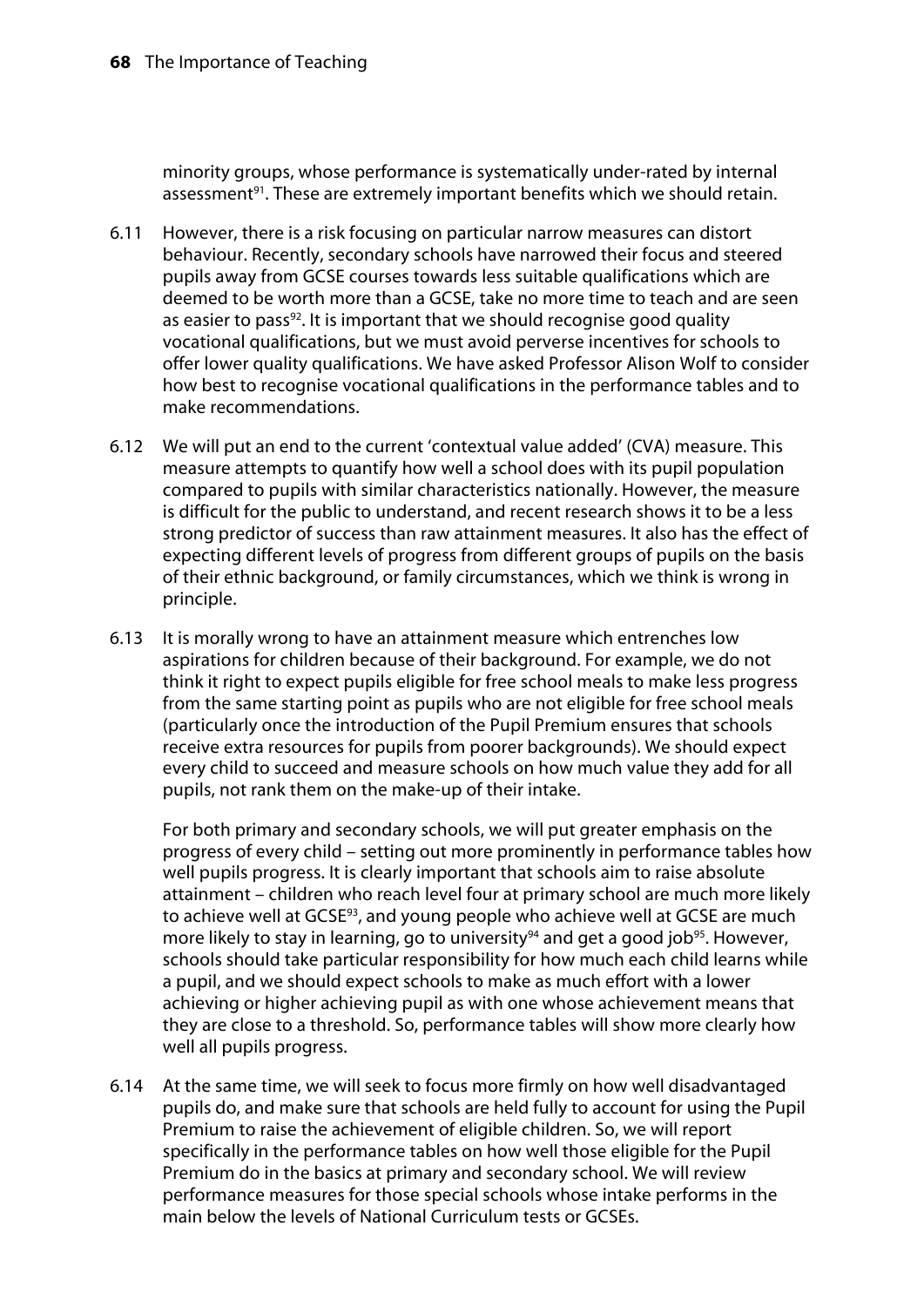minority groups, whose performance is systematically under-rated by internal assessment[91]. These are extremely important benefits which we should retain.

6.11 However, there is a risk focusing on particular narrow measures can distort behaviour. Recently, secondary schools have narrowed their focus and steered pupils away from GCSE courses towards less suitable qualifications which are deemed to be worth more than a GCSE, take no more time to teach and are seen as easier to pass[92]. It is important that we should recognise good quality vocational qualifications, but we must avoid perverse incentives for schools to offer lower quality qualifications. We have asked Professor Alison Wolf to consider how best to recognise vocational qualifications in the performance tables and to make recommendations.

6.12 We will put an end to the current 'contextual value added' (CVA) measure. This measure attempts to quantify how well a school does with its pupil population compared to pupils with similar characteristics nationally. However, the measure is difficult for the public to understand, and recent research shows it to be a less strong predictor of success than raw attainment measures. It also has the effect of expecting different levels of progress from different groups of pupils on the basis of their ethnic background, or family circumstances, which we think is wrong in principle.

6.13 It is morally wrong to have an attainment measure which entrenches low aspirations for children because of their background. For example, we do not think it right to expect pupils eligible for free school meals to make less progress from the same starting point as pupils who are not eligible for free school meals (particularly once the introduction of the Pupil Premium ensures that schools receive extra resources for pupils from poorer backgrounds). We should expect every child to succeed and measure schools on how much value they add for all pupils, not rank them on the make-up of their intake.

For both primary and secondary schools, we will put greater emphasis on the progress of every child – setting out more prominently in performance tables how well pupils progress. It is clearly important that schools aim to raise absolute attainment – children who reach level four at primary school are much more likely to achieve well at GCSE[93], and young people who achieve well at GCSE are much more likely to stay in learning, go to university[94] and get a good job[95]. However, schools should take particular responsibility for how much each child learns while a pupil, and we should expect schools to make as much effort with a lower achieving or higher achieving pupil as with one whose achievement means that they are close to a threshold. So, performance tables will show more clearly how well all pupils progress.

6.14 At the same time, we will seek to focus more firmly on how well disadvantaged pupils do, and make sure that schools are held fully to account for using the Pupil Premium to raise the achievement of eligible children. So, we will report specifically in the performance tables on how well those eligible for the Pupil Premium do in the basics at primary and secondary school. We will review performance measures for those special schools whose intake performs in the main below the levels of National Curriculum tests or GCSEs.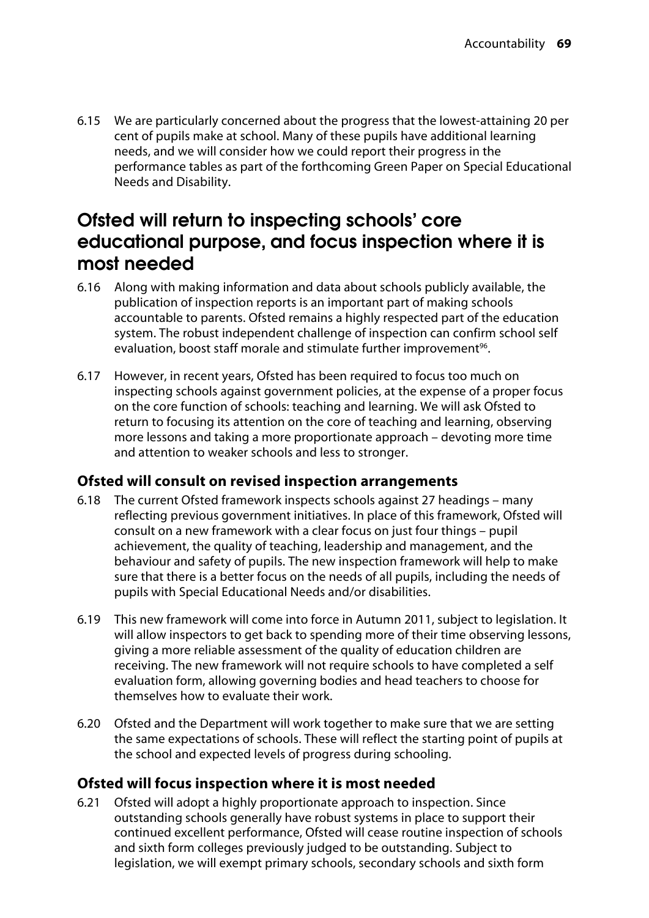6.15 We are particularly concerned about the progress that the lowest-attaining 20 per cent of pupils make at school. Many of these pupils have additional learning needs, and we will consider how we could report their progress in the performance tables as part of the forthcoming Green Paper on Special Educational Needs and Disability.

## Ofsted will return to inspecting schools' core educational purpose, and focus inspection where it is most needed

6.16 Along with making information and data about schools publicly available, the publication of inspection reports is an important part of making schools accountable to parents. Ofsted remains a highly respected part of the education system. The robust independent challenge of inspection can confirm school self evaluation, boost staff morale and stimulate further improvement[96].

6.17 However, in recent years, Ofsted has been required to focus too much on inspecting schools against government policies, at the expense of a proper focus on the core function of schools: teaching and learning. We will ask Ofsted to return to focusing its attention on the core of teaching and learning, observing more lessons and taking a more proportionate approach – devoting more time and attention to weaker schools and less to stronger.

### Ofsted will consult on revised inspection arrangements

6.18 The current Ofsted framework inspects schools against 27 headings – many reflecting previous government initiatives. In place of this framework, Ofsted will consult on a new framework with a clear focus on just four things – pupil achievement, the quality of teaching, leadership and management, and the behaviour and safety of pupils. The new inspection framework will help to make sure that there is a better focus on the needs of all pupils, including the needs of pupils with Special Educational Needs and/or disabilities.

6.19 This new framework will come into force in Autumn 2011, subject to legislation. It will allow inspectors to get back to spending more of their time observing lessons, giving a more reliable assessment of the quality of education children are receiving. The new framework will not require schools to have completed a self evaluation form, allowing governing bodies and head teachers to choose for themselves how to evaluate their work.

6.20 Ofsted and the Department will work together to make sure that we are setting the same expectations of schools. These will reflect the starting point of pupils at the school and expected levels of progress during schooling.

### Ofsted will focus inspection where it is most needed

6.21 Ofsted will adopt a highly proportionate approach to inspection. Since outstanding schools generally have robust systems in place to support their continued excellent performance, Ofsted will cease routine inspection of schools and sixth form colleges previously judged to be outstanding. Subject to legislation, we will exempt primary schools, secondary schools and sixth form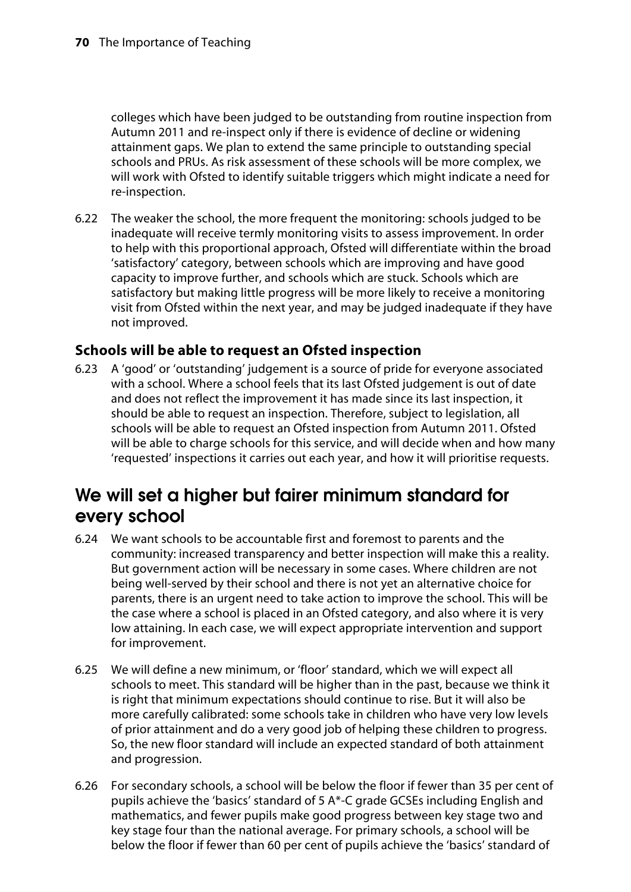colleges which have been judged to be outstanding from routine inspection from Autumn 2011 and re-inspect only if there is evidence of decline or widening attainment gaps. We plan to extend the same principle to outstanding special schools and PRUs. As risk assessment of these schools will be more complex, we will work with Ofsted to identify suitable triggers which might indicate a need for re-inspection.

6.22 The weaker the school, the more frequent the monitoring: schools judged to be inadequate will receive termly monitoring visits to assess improvement. In order to help with this proportional approach, Ofsted will differentiate within the broad 'satisfactory' category, between schools which are improving and have good capacity to improve further, and schools which are stuck. Schools which are satisfactory but making little progress will be more likely to receive a monitoring visit from Ofsted within the next year, and may be judged inadequate if they have not improved.

### Schools will be able to request an Ofsted inspection

6.23 A 'good' or 'outstanding' judgement is a source of pride for everyone associated with a school. Where a school feels that its last Ofsted judgement is out of date and does not reflect the improvement it has made since its last inspection, it should be able to request an inspection. Therefore, subject to legislation, all schools will be able to request an Ofsted inspection from Autumn 2011. Ofsted will be able to charge schools for this service, and will decide when and how many 'requested' inspections it carries out each year, and how it will prioritise requests.

## We will set a higher but fairer minimum standard for every school

6.24 We want schools to be accountable first and foremost to parents and the community: increased transparency and better inspection will make this a reality. But government action will be necessary in some cases. Where children are not being well-served by their school and there is not yet an alternative choice for parents, there is an urgent need to take action to improve the school. This will be the case where a school is placed in an Ofsted category, and also where it is very low attaining. In each case, we will expect appropriate intervention and support for improvement.

6.25 We will define a new minimum, or 'floor' standard, which we will expect all schools to meet. This standard will be higher than in the past, because we think it is right that minimum expectations should continue to rise. But it will also be more carefully calibrated: some schools take in children who have very low levels of prior attainment and do a very good job of helping these children to progress. So, the new floor standard will include an expected standard of both attainment and progression.

6.26 For secondary schools, a school will be below the floor if fewer than 35 per cent of pupils achieve the 'basics' standard of 5 A*-C grade GCSEs including English and mathematics, and fewer pupils make good progress between key stage two and key stage four than the national average. For primary schools, a school will be below the floor if fewer than 60 per cent of pupils achieve the 'basics' standard of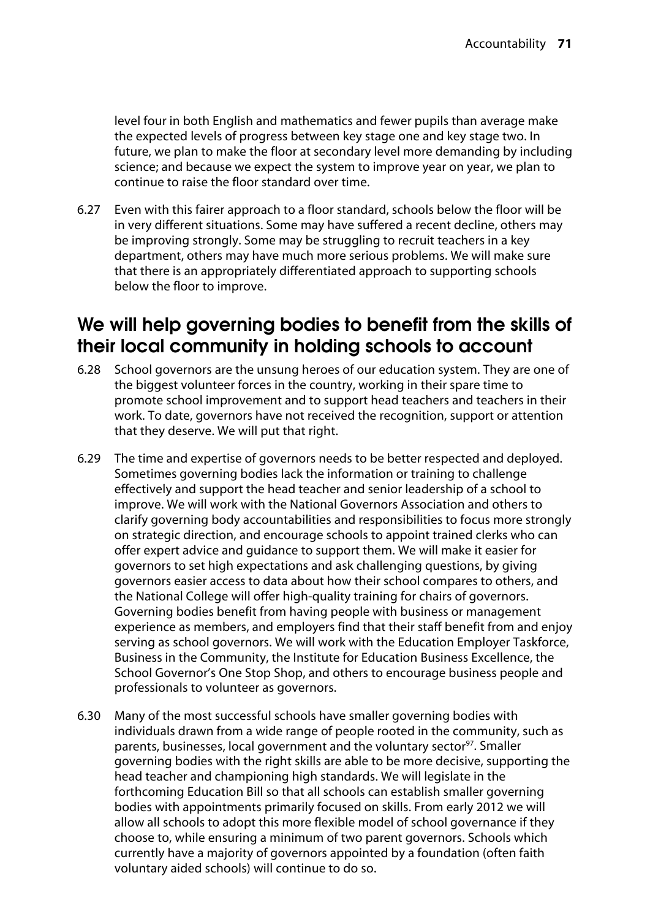level four in both English and mathematics and fewer pupils than average make the expected levels of progress between key stage one and key stage two. In future, we plan to make the floor at secondary level more demanding by including science; and because we expect the system to improve year on year, we plan to continue to raise the floor standard over time.

6.27 Even with this fairer approach to a floor standard, schools below the floor will be in very different situations. Some may have suffered a recent decline, others may be improving strongly. Some may be struggling to recruit teachers in a key department, others may have much more serious problems. We will make sure that there is an appropriately differentiated approach to supporting schools below the floor to improve.

## We will help governing bodies to benefit from the skills of their local community in holding schools to account

6.28 School governors are the unsung heroes of our education system. They are one of the biggest volunteer forces in the country, working in their spare time to promote school improvement and to support head teachers and teachers in their work. To date, governors have not received the recognition, support or attention that they deserve. We will put that right.

6.29 The time and expertise of governors needs to be better respected and deployed. Sometimes governing bodies lack the information or training to challenge effectively and support the head teacher and senior leadership of a school to improve. We will work with the National Governors Association and others to clarify governing body accountabilities and responsibilities to focus more strongly on strategic direction, and encourage schools to appoint trained clerks who can offer expert advice and guidance to support them. We will make it easier for governors to set high expectations and ask challenging questions, by giving governors easier access to data about how their school compares to others, and the National College will offer high-quality training for chairs of governors. Governing bodies benefit from having people with business or management experience as members, and employers find that their staff benefit from and enjoy serving as school governors. We will work with the Education Employer Taskforce, Business in the Community, the Institute for Education Business Excellence, the School Governor's One Stop Shop, and others to encourage business people and professionals to volunteer as governors.

6.30 Many of the most successful schools have smaller governing bodies with individuals drawn from a wide range of people rooted in the community, such as parents, businesses, local government and the voluntary sector[97]. Smaller governing bodies with the right skills are able to be more decisive, supporting the head teacher and championing high standards. We will legislate in the forthcoming Education Bill so that all schools can establish smaller governing bodies with appointments primarily focused on skills. From early 2012 we will allow all schools to adopt this more flexible model of school governance if they choose to, while ensuring a minimum of two parent governors. Schools which currently have a majority of governors appointed by a foundation (often faith voluntary aided schools) will continue to do so.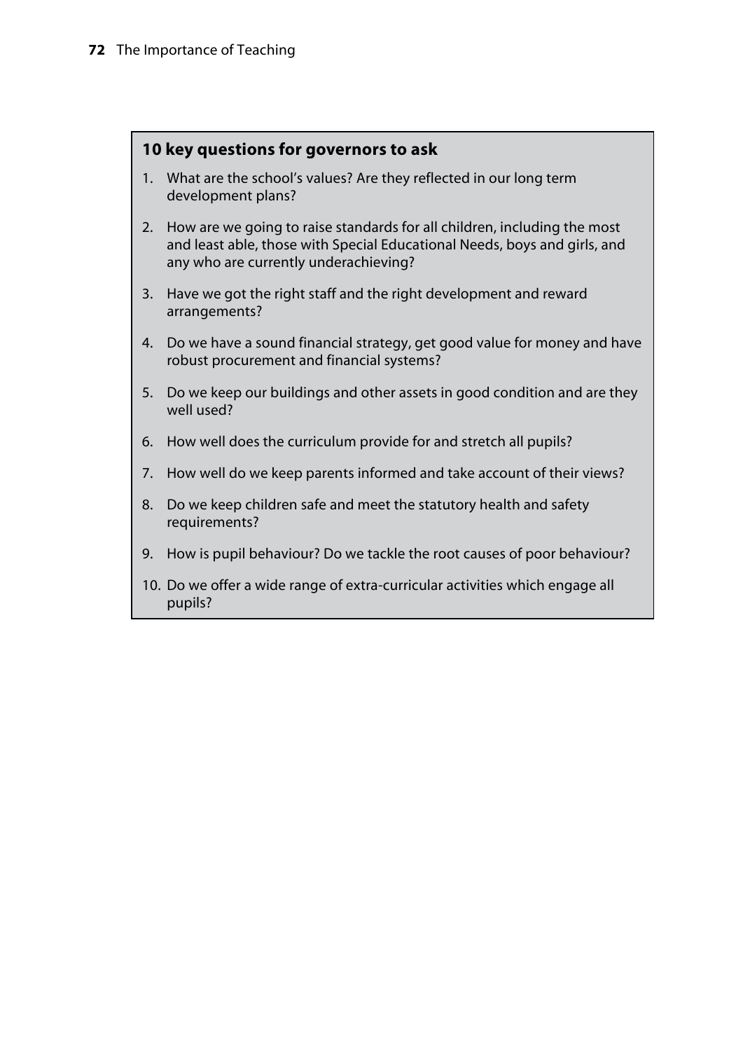### 10 key questions for governors to ask

1. What are the school's values? Are they reflected in our long term development plans?
2. How are we going to raise standards for all children, including the most and least able, those with Special Educational Needs, boys and girls, and any who are currently underachieving?
3. Have we got the right staff and the right development and reward arrangements?
4. Do we have a sound financial strategy, get good value for money and have robust procurement and financial systems?
5. Do we keep our buildings and other assets in good condition and are they well used?
6. How well does the curriculum provide for and stretch all pupils?
7. How well do we keep parents informed and take account of their views?
8. Do we keep children safe and meet the statutory health and safety requirements?
9. How is pupil behaviour? Do we tackle the root causes of poor behaviour?
10. Do we offer a wide range of extra-curricular activities which engage all pupils?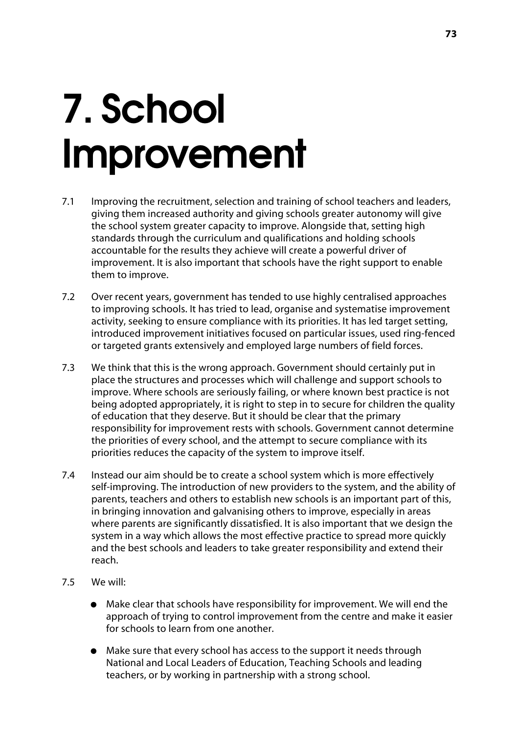# 7. School Improvement

7.1 Improving the recruitment, selection and training of school teachers and leaders, giving them increased authority and giving schools greater autonomy will give the school system greater capacity to improve. Alongside that, setting high standards through the curriculum and qualifications and holding schools accountable for the results they achieve will create a powerful driver of improvement. It is also important that schools have the right support to enable them to improve.

7.2 Over recent years, government has tended to use highly centralised approaches to improving schools. It has tried to lead, organise and systematise improvement activity, seeking to ensure compliance with its priorities. It has led target setting, introduced improvement initiatives focused on particular issues, used ring-fenced or targeted grants extensively and employed large numbers of field forces.

7.3 We think that this is the wrong approach. Government should certainly put in place the structures and processes which will challenge and support schools to improve. Where schools are seriously failing, or where known best practice is not being adopted appropriately, it is right to step in to secure for children the quality of education that they deserve. But it should be clear that the primary responsibility for improvement rests with schools. Government cannot determine the priorities of every school, and the attempt to secure compliance with its priorities reduces the capacity of the system to improve itself.

7.4 Instead our aim should be to create a school system which is more effectively self-improving. The introduction of new providers to the system, and the ability of parents, teachers and others to establish new schools is an important part of this, in bringing innovation and galvanising others to improve, especially in areas where parents are significantly dissatisfied. It is also important that we design the system in a way which allows the most effective practice to spread more quickly and the best schools and leaders to take greater responsibility and extend their reach.

7.5 We will:

- Make clear that schools have responsibility for improvement. We will end the approach of trying to control improvement from the centre and make it easier for schools to learn from one another.
- Make sure that every school has access to the support it needs through National and Local Leaders of Education, Teaching Schools and leading teachers, or by working in partnership with a strong school.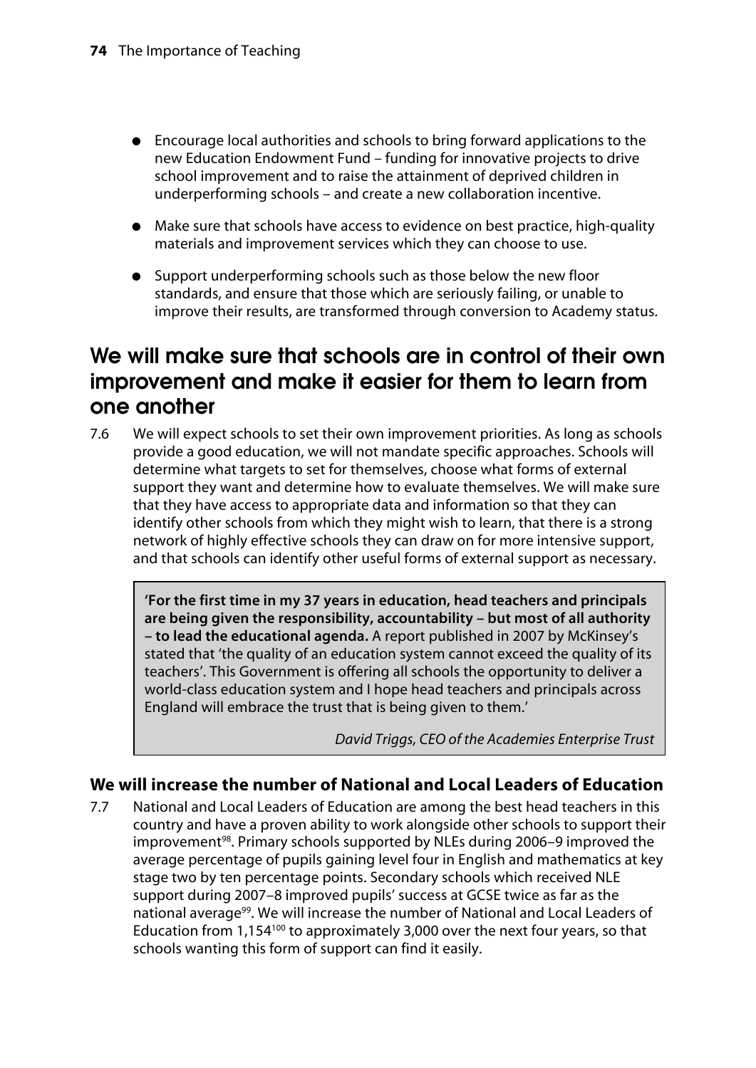- Encourage local authorities and schools to bring forward applications to the new Education Endowment Fund – funding for innovative projects to drive school improvement and to raise the attainment of deprived children in underperforming schools – and create a new collaboration incentive.
- Make sure that schools have access to evidence on best practice, high-quality materials and improvement services which they can choose to use.
- Support underperforming schools such as those below the new floor standards, and ensure that those which are seriously failing, or unable to improve their results, are transformed through conversion to Academy status.

## We will make sure that schools are in control of their own improvement and make it easier for them to learn from one another

7.6 We will expect schools to set their own improvement priorities. As long as schools provide a good education, we will not mandate specific approaches. Schools will determine what targets to set for themselves, choose what forms of external support they want and determine how to evaluate themselves. We will make sure that they have access to appropriate data and information so that they can identify other schools from which they might wish to learn, that there is a strong network of highly effective schools they can draw on for more intensive support, and that schools can identify other useful forms of external support as necessary.

> **'For the first time in my 37 years in education, head teachers and principals are being given the responsibility, accountability – but most of all authority – to lead the educational agenda.** A report published in 2007 by McKinsey's stated that 'the quality of an education system cannot exceed the quality of its teachers'. This Government is offering all schools the opportunity to deliver a world-class education system and I hope head teachers and principals across England will embrace the trust that is being given to them.'
>
> *David Triggs, CEO of the Academies Enterprise Trust*

### We will increase the number of National and Local Leaders of Education

7.7 National and Local Leaders of Education are among the best head teachers in this country and have a proven ability to work alongside other schools to support their improvement[98]. Primary schools supported by NLEs during 2006–9 improved the average percentage of pupils gaining level four in English and mathematics at key stage two by ten percentage points. Secondary schools which received NLE support during 2007–8 improved pupils' success at GCSE twice as far as the national average[99]. We will increase the number of National and Local Leaders of Education from 1,154[100] to approximately 3,000 over the next four years, so that schools wanting this form of support can find it easily.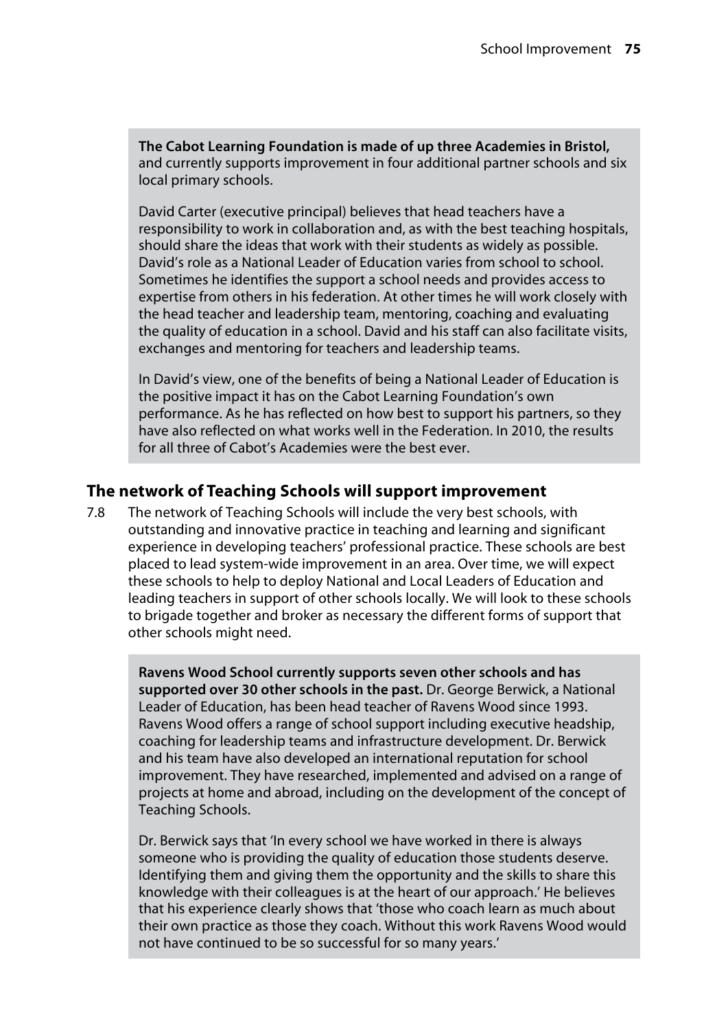**The Cabot Learning Foundation is made of up three Academies in Bristol,** and currently supports improvement in four additional partner schools and six local primary schools.

David Carter (executive principal) believes that head teachers have a responsibility to work in collaboration and, as with the best teaching hospitals, should share the ideas that work with their students as widely as possible. David's role as a National Leader of Education varies from school to school. Sometimes he identifies the support a school needs and provides access to expertise from others in his federation. At other times he will work closely with the head teacher and leadership team, mentoring, coaching and evaluating the quality of education in a school. David and his staff can also facilitate visits, exchanges and mentoring for teachers and leadership teams.

In David's view, one of the benefits of being a National Leader of Education is the positive impact it has on the Cabot Learning Foundation's own performance. As he has reflected on how best to support his partners, so they have also reflected on what works well in the Federation. In 2010, the results for all three of Cabot's Academies were the best ever.

## The network of Teaching Schools will support improvement

7.8 The network of Teaching Schools will include the very best schools, with outstanding and innovative practice in teaching and learning and significant experience in developing teachers' professional practice. These schools are best placed to lead system-wide improvement in an area. Over time, we will expect these schools to help to deploy National and Local Leaders of Education and leading teachers in support of other schools locally. We will look to these schools to brigade together and broker as necessary the different forms of support that other schools might need.

**Ravens Wood School currently supports seven other schools and has supported over 30 other schools in the past.** Dr. George Berwick, a National Leader of Education, has been head teacher of Ravens Wood since 1993. Ravens Wood offers a range of school support including executive headship, coaching for leadership teams and infrastructure development. Dr. Berwick and his team have also developed an international reputation for school improvement. They have researched, implemented and advised on a range of projects at home and abroad, including on the development of the concept of Teaching Schools.

Dr. Berwick says that 'In every school we have worked in there is always someone who is providing the quality of education those students deserve. Identifying them and giving them the opportunity and the skills to share this knowledge with their colleagues is at the heart of our approach.' He believes that his experience clearly shows that 'those who coach learn as much about their own practice as those they coach. Without this work Ravens Wood would not have continued to be so successful for so many years.'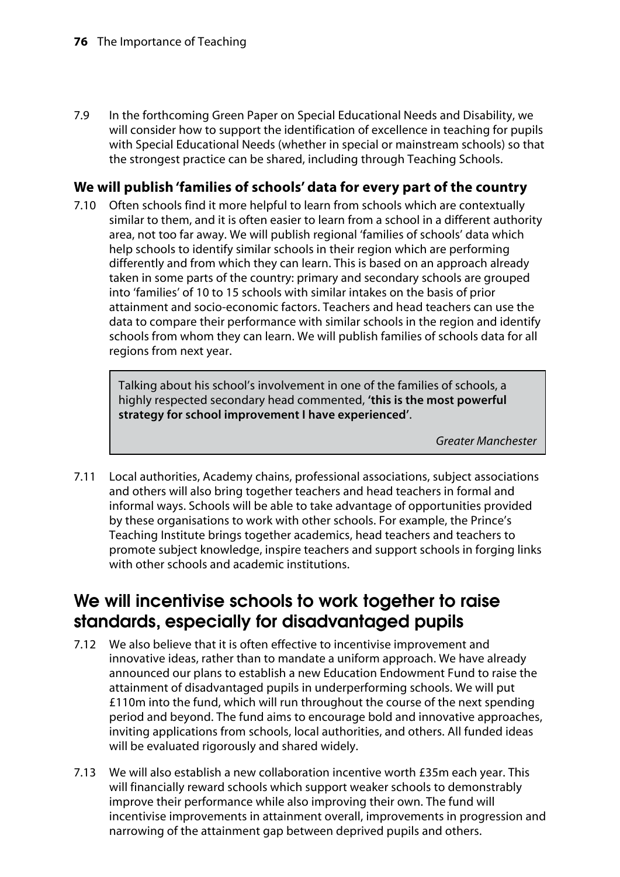7.9 In the forthcoming Green Paper on Special Educational Needs and Disability, we will consider how to support the identification of excellence in teaching for pupils with Special Educational Needs (whether in special or mainstream schools) so that the strongest practice can be shared, including through Teaching Schools.

### We will publish 'families of schools' data for every part of the country

7.10 Often schools find it more helpful to learn from schools which are contextually similar to them, and it is often easier to learn from a school in a different authority area, not too far away. We will publish regional 'families of schools' data which help schools to identify similar schools in their region which are performing differently and from which they can learn. This is based on an approach already taken in some parts of the country: primary and secondary schools are grouped into 'families' of 10 to 15 schools with similar intakes on the basis of prior attainment and socio-economic factors. Teachers and head teachers can use the data to compare their performance with similar schools in the region and identify schools from whom they can learn. We will publish families of schools data for all regions from next year.

> Talking about his school's involvement in one of the families of schools, a highly respected secondary head commented, **'this is the most powerful strategy for school improvement I have experienced'**.
>
> *Greater Manchester*

7.11 Local authorities, Academy chains, professional associations, subject associations and others will also bring together teachers and head teachers in formal and informal ways. Schools will be able to take advantage of opportunities provided by these organisations to work with other schools. For example, the Prince's Teaching Institute brings together academics, head teachers and teachers to promote subject knowledge, inspire teachers and support schools in forging links with other schools and academic institutions.

## We will incentivise schools to work together to raise standards, especially for disadvantaged pupils

7.12 We also believe that it is often effective to incentivise improvement and innovative ideas, rather than to mandate a uniform approach. We have already announced our plans to establish a new Education Endowment Fund to raise the attainment of disadvantaged pupils in underperforming schools. We will put £110m into the fund, which will run throughout the course of the next spending period and beyond. The fund aims to encourage bold and innovative approaches, inviting applications from schools, local authorities, and others. All funded ideas will be evaluated rigorously and shared widely.

7.13 We will also establish a new collaboration incentive worth £35m each year. This will financially reward schools which support weaker schools to demonstrably improve their performance while also improving their own. The fund will incentivise improvements in attainment overall, improvements in progression and narrowing of the attainment gap between deprived pupils and others.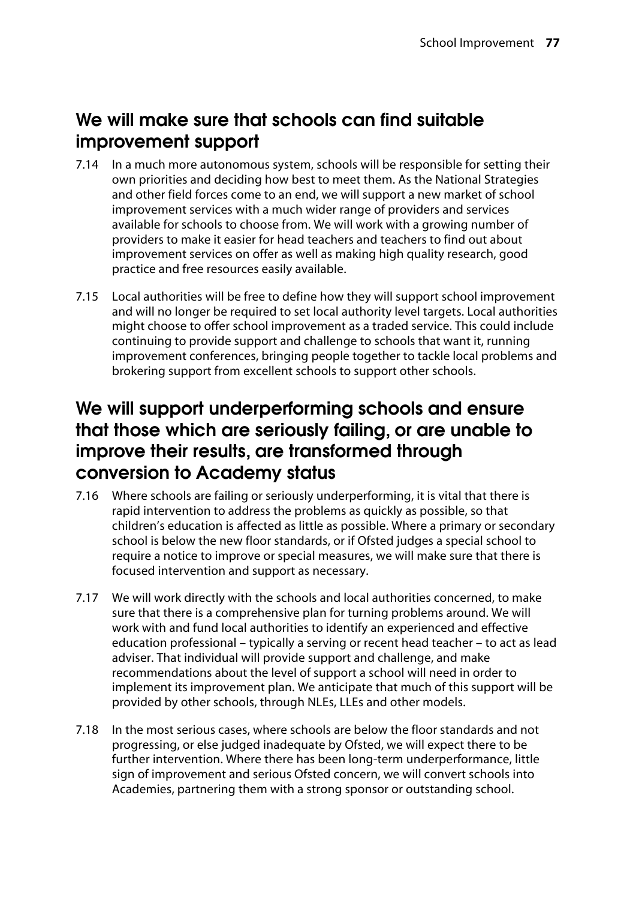## We will make sure that schools can find suitable improvement support

7.14 In a much more autonomous system, schools will be responsible for setting their own priorities and deciding how best to meet them. As the National Strategies and other field forces come to an end, we will support a new market of school improvement services with a much wider range of providers and services available for schools to choose from. We will work with a growing number of providers to make it easier for head teachers and teachers to find out about improvement services on offer as well as making high quality research, good practice and free resources easily available.

7.15 Local authorities will be free to define how they will support school improvement and will no longer be required to set local authority level targets. Local authorities might choose to offer school improvement as a traded service. This could include continuing to provide support and challenge to schools that want it, running improvement conferences, bringing people together to tackle local problems and brokering support from excellent schools to support other schools.

## We will support underperforming schools and ensure that those which are seriously failing, or are unable to improve their results, are transformed through conversion to Academy status

7.16 Where schools are failing or seriously underperforming, it is vital that there is rapid intervention to address the problems as quickly as possible, so that children's education is affected as little as possible. Where a primary or secondary school is below the new floor standards, or if Ofsted judges a special school to require a notice to improve or special measures, we will make sure that there is focused intervention and support as necessary.

7.17 We will work directly with the schools and local authorities concerned, to make sure that there is a comprehensive plan for turning problems around. We will work with and fund local authorities to identify an experienced and effective education professional – typically a serving or recent head teacher – to act as lead adviser. That individual will provide support and challenge, and make recommendations about the level of support a school will need in order to implement its improvement plan. We anticipate that much of this support will be provided by other schools, through NLEs, LLEs and other models.

7.18 In the most serious cases, where schools are below the floor standards and not progressing, or else judged inadequate by Ofsted, we will expect there to be further intervention. Where there has been long-term underperformance, little sign of improvement and serious Ofsted concern, we will convert schools into Academies, partnering them with a strong sponsor or outstanding school.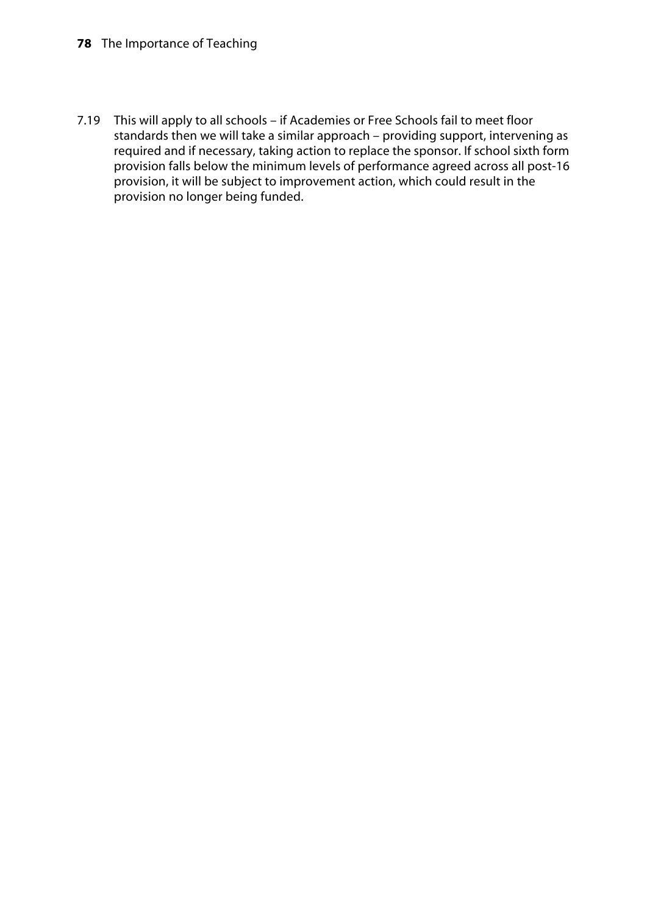7.19 This will apply to all schools – if Academies or Free Schools fail to meet floor standards then we will take a similar approach – providing support, intervening as required and if necessary, taking action to replace the sponsor. If school sixth form provision falls below the minimum levels of performance agreed across all post-16 provision, it will be subject to improvement action, which could result in the provision no longer being funded.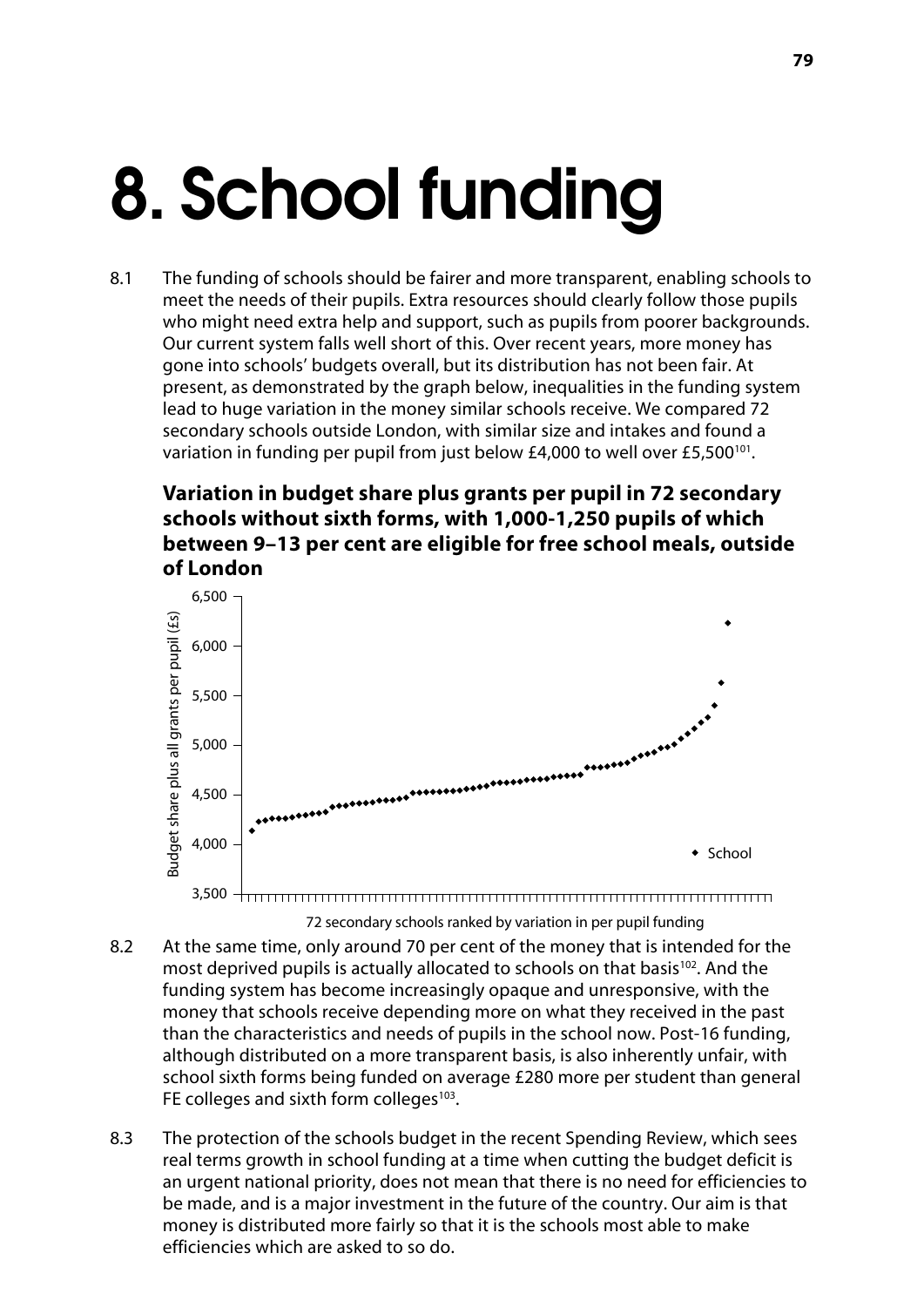# 8. School funding

8.1 The funding of schools should be fairer and more transparent, enabling schools to meet the needs of their pupils. Extra resources should clearly follow those pupils who might need extra help and support, such as pupils from poorer backgrounds. Our current system falls well short of this. Over recent years, more money has gone into schools' budgets overall, but its distribution has not been fair. At present, as demonstrated by the graph below, inequalities in the funding system lead to huge variation in the money similar schools receive. We compared 72 secondary schools outside London, with similar size and intakes and found a variation in funding per pupil from just below £4,000 to well over £5,500[101].

**Variation in budget share plus grants per pupil in 72 secondary schools without sixth forms, with 1,000-1,250 pupils of which between 9–13 per cent are eligible for free school meals, outside of London**

72 secondary schools ranked by variation in per pupil funding

8.2 At the same time, only around 70 per cent of the money that is intended for the most deprived pupils is actually allocated to schools on that basis[102]. And the funding system has become increasingly opaque and unresponsive, with the money that schools receive depending more on what they received in the past than the characteristics and needs of pupils in the school now. Post-16 funding, although distributed on a more transparent basis, is also inherently unfair, with school sixth forms being funded on average £280 more per student than general FE colleges and sixth form colleges[103].

8.3 The protection of the schools budget in the recent Spending Review, which sees real terms growth in school funding at a time when cutting the budget deficit is an urgent national priority, does not mean that there is no need for efficiencies to be made, and is a major investment in the future of the country. Our aim is that money is distributed more fairly so that it is the schools most able to make efficiencies which are asked to so do.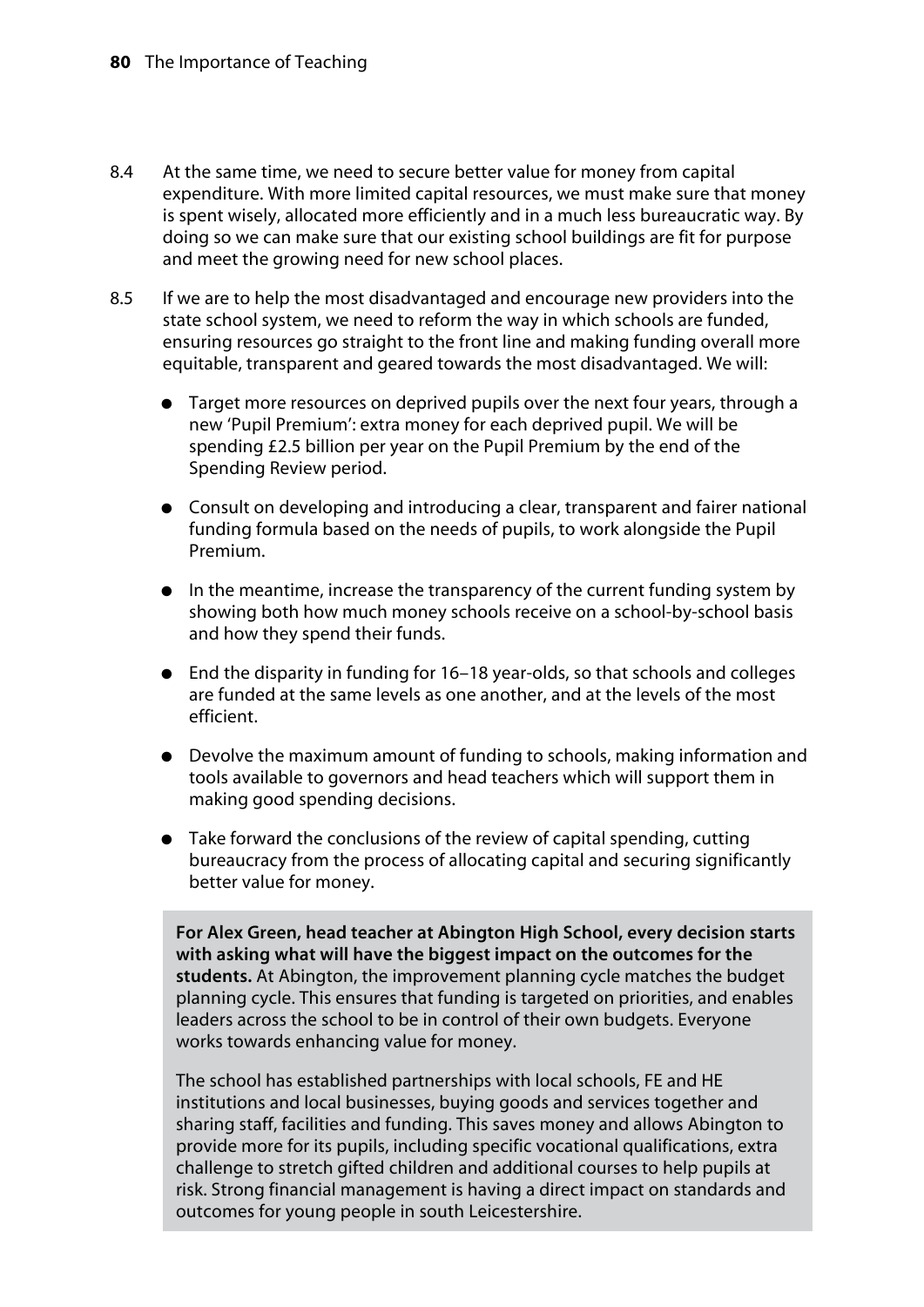8.4 At the same time, we need to secure better value for money from capital expenditure. With more limited capital resources, we must make sure that money is spent wisely, allocated more efficiently and in a much less bureaucratic way. By doing so we can make sure that our existing school buildings are fit for purpose and meet the growing need for new school places.

8.5 If we are to help the most disadvantaged and encourage new providers into the state school system, we need to reform the way in which schools are funded, ensuring resources go straight to the front line and making funding overall more equitable, transparent and geared towards the most disadvantaged. We will:

- Target more resources on deprived pupils over the next four years, through a new 'Pupil Premium': extra money for each deprived pupil. We will be spending £2.5 billion per year on the Pupil Premium by the end of the Spending Review period.
- Consult on developing and introducing a clear, transparent and fairer national funding formula based on the needs of pupils, to work alongside the Pupil Premium.
- In the meantime, increase the transparency of the current funding system by showing both how much money schools receive on a school-by-school basis and how they spend their funds.
- End the disparity in funding for 16–18 year-olds, so that schools and colleges are funded at the same levels as one another, and at the levels of the most efficient.
- Devolve the maximum amount of funding to schools, making information and tools available to governors and head teachers which will support them in making good spending decisions.
- Take forward the conclusions of the review of capital spending, cutting bureaucracy from the process of allocating capital and securing significantly better value for money.

> **For Alex Green, head teacher at Abington High School, every decision starts with asking what will have the biggest impact on the outcomes for the students.** At Abington, the improvement planning cycle matches the budget planning cycle. This ensures that funding is targeted on priorities, and enables leaders across the school to be in control of their own budgets. Everyone works towards enhancing value for money.
>
> The school has established partnerships with local schools, FE and HE institutions and local businesses, buying goods and services together and sharing staff, facilities and funding. This saves money and allows Abington to provide more for its pupils, including specific vocational qualifications, extra challenge to stretch gifted children and additional courses to help pupils at risk. Strong financial management is having a direct impact on standards and outcomes for young people in south Leicestershire.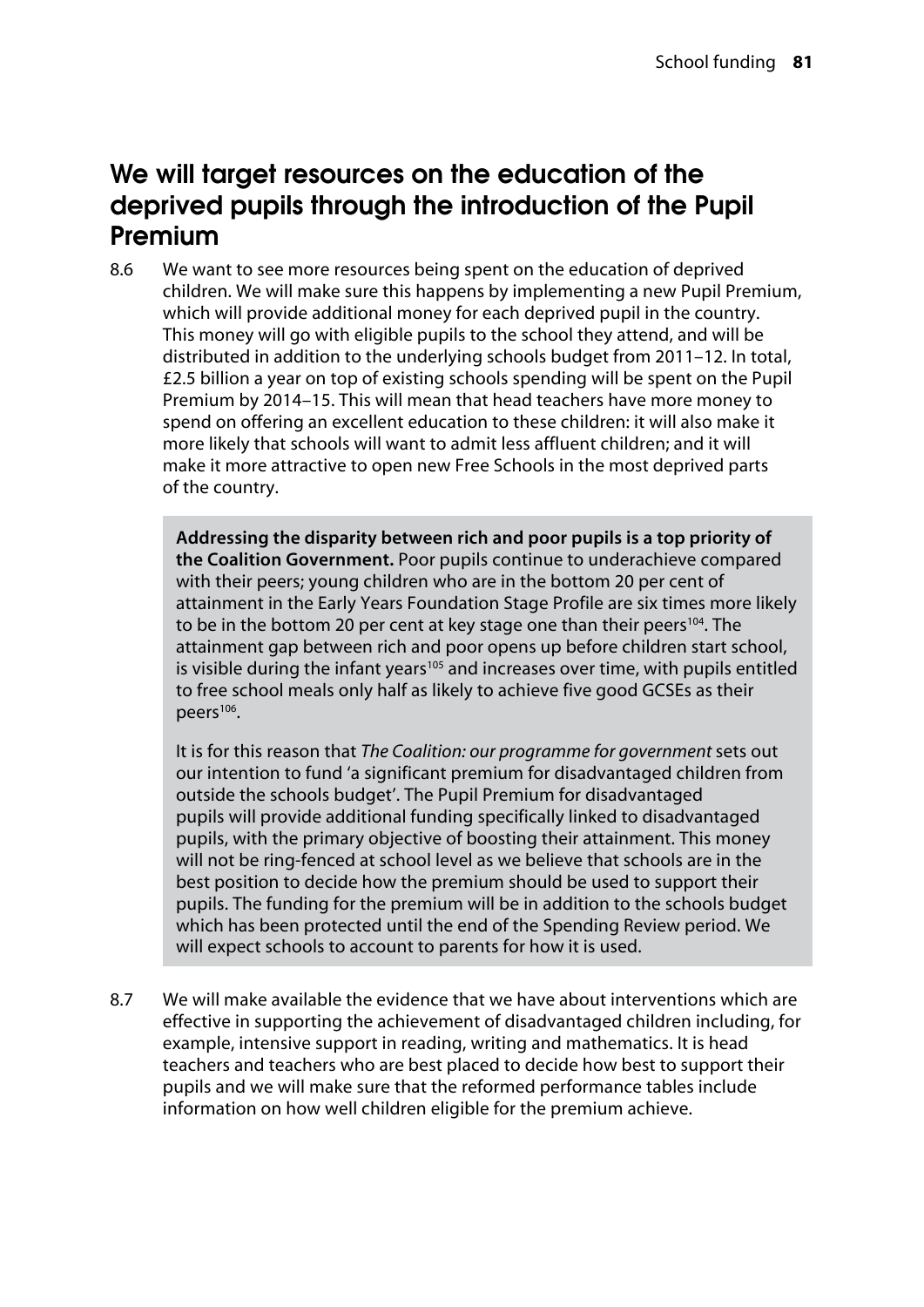## We will target resources on the education of the deprived pupils through the introduction of the Pupil Premium

8.6 We want to see more resources being spent on the education of deprived children. We will make sure this happens by implementing a new Pupil Premium, which will provide additional money for each deprived pupil in the country. This money will go with eligible pupils to the school they attend, and will be distributed in addition to the underlying schools budget from 2011–12. In total, £2.5 billion a year on top of existing schools spending will be spent on the Pupil Premium by 2014–15. This will mean that head teachers have more money to spend on offering an excellent education to these children: it will also make it more likely that schools will want to admit less affluent children; and it will make it more attractive to open new Free Schools in the most deprived parts of the country.

> **Addressing the disparity between rich and poor pupils is a top priority of the Coalition Government.** Poor pupils continue to underachieve compared with their peers; young children who are in the bottom 20 per cent of attainment in the Early Years Foundation Stage Profile are six times more likely to be in the bottom 20 per cent at key stage one than their peers[104]. The attainment gap between rich and poor opens up before children start school, is visible during the infant years[105] and increases over time, with pupils entitled to free school meals only half as likely to achieve five good GCSEs as their peers[106].
>
> It is for this reason that *The Coalition: our programme for government* sets out our intention to fund 'a significant premium for disadvantaged children from outside the schools budget'. The Pupil Premium for disadvantaged pupils will provide additional funding specifically linked to disadvantaged pupils, with the primary objective of boosting their attainment. This money will not be ring-fenced at school level as we believe that schools are in the best position to decide how the premium should be used to support their pupils. The funding for the premium will be in addition to the schools budget which has been protected until the end of the Spending Review period. We will expect schools to account to parents for how it is used.

8.7 We will make available the evidence that we have about interventions which are effective in supporting the achievement of disadvantaged children including, for example, intensive support in reading, writing and mathematics. It is head teachers and teachers who are best placed to decide how best to support their pupils and we will make sure that the reformed performance tables include information on how well children eligible for the premium achieve.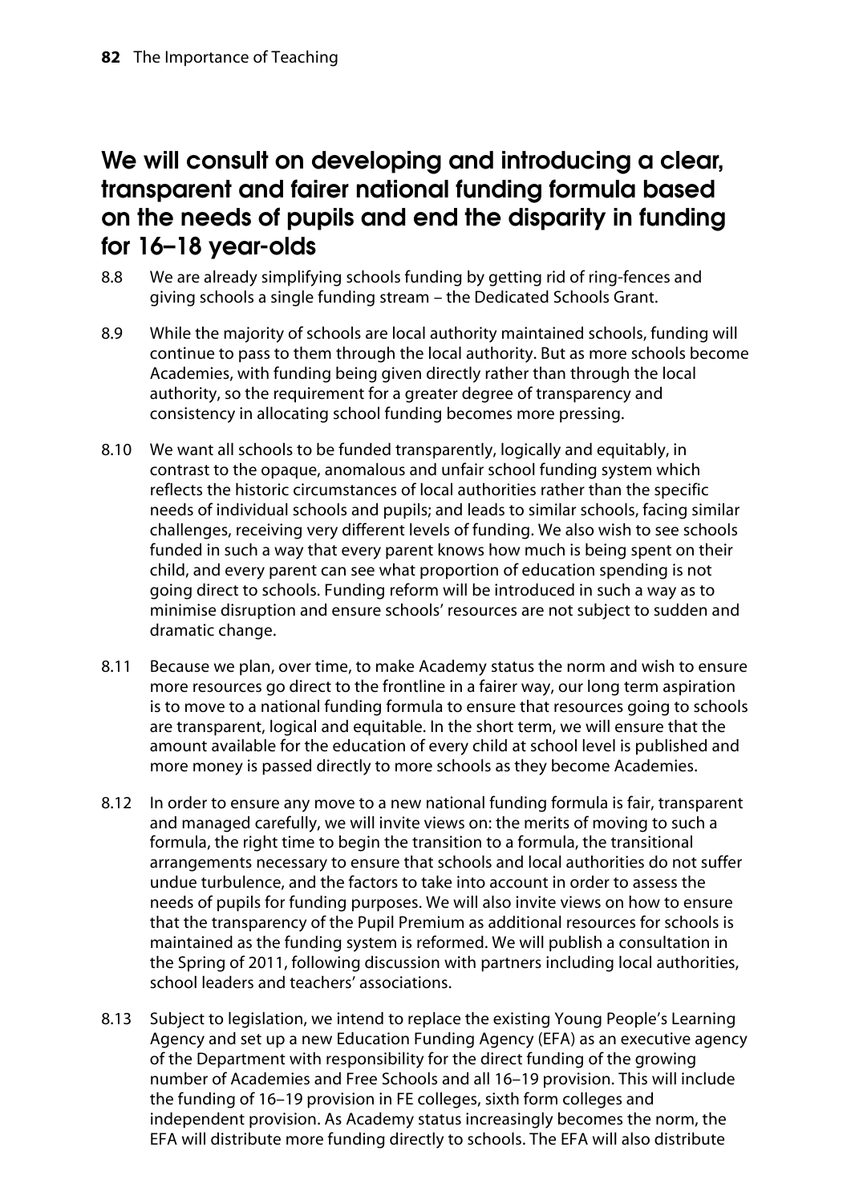## We will consult on developing and introducing a clear, transparent and fairer national funding formula based on the needs of pupils and end the disparity in funding for 16–18 year-olds

8.8 We are already simplifying schools funding by getting rid of ring-fences and giving schools a single funding stream – the Dedicated Schools Grant.

8.9 While the majority of schools are local authority maintained schools, funding will continue to pass to them through the local authority. But as more schools become Academies, with funding being given directly rather than through the local authority, so the requirement for a greater degree of transparency and consistency in allocating school funding becomes more pressing.

8.10 We want all schools to be funded transparently, logically and equitably, in contrast to the opaque, anomalous and unfair school funding system which reflects the historic circumstances of local authorities rather than the specific needs of individual schools and pupils; and leads to similar schools, facing similar challenges, receiving very different levels of funding. We also wish to see schools funded in such a way that every parent knows how much is being spent on their child, and every parent can see what proportion of education spending is not going direct to schools. Funding reform will be introduced in such a way as to minimise disruption and ensure schools' resources are not subject to sudden and dramatic change.

8.11 Because we plan, over time, to make Academy status the norm and wish to ensure more resources go direct to the frontline in a fairer way, our long term aspiration is to move to a national funding formula to ensure that resources going to schools are transparent, logical and equitable. In the short term, we will ensure that the amount available for the education of every child at school level is published and more money is passed directly to more schools as they become Academies.

8.12 In order to ensure any move to a new national funding formula is fair, transparent and managed carefully, we will invite views on: the merits of moving to such a formula, the right time to begin the transition to a formula, the transitional arrangements necessary to ensure that schools and local authorities do not suffer undue turbulence, and the factors to take into account in order to assess the needs of pupils for funding purposes. We will also invite views on how to ensure that the transparency of the Pupil Premium as additional resources for schools is maintained as the funding system is reformed. We will publish a consultation in the Spring of 2011, following discussion with partners including local authorities, school leaders and teachers' associations.

8.13 Subject to legislation, we intend to replace the existing Young People's Learning Agency and set up a new Education Funding Agency (EFA) as an executive agency of the Department with responsibility for the direct funding of the growing number of Academies and Free Schools and all 16–19 provision. This will include the funding of 16–19 provision in FE colleges, sixth form colleges and independent provision. As Academy status increasingly becomes the norm, the EFA will distribute more funding directly to schools. The EFA will also distribute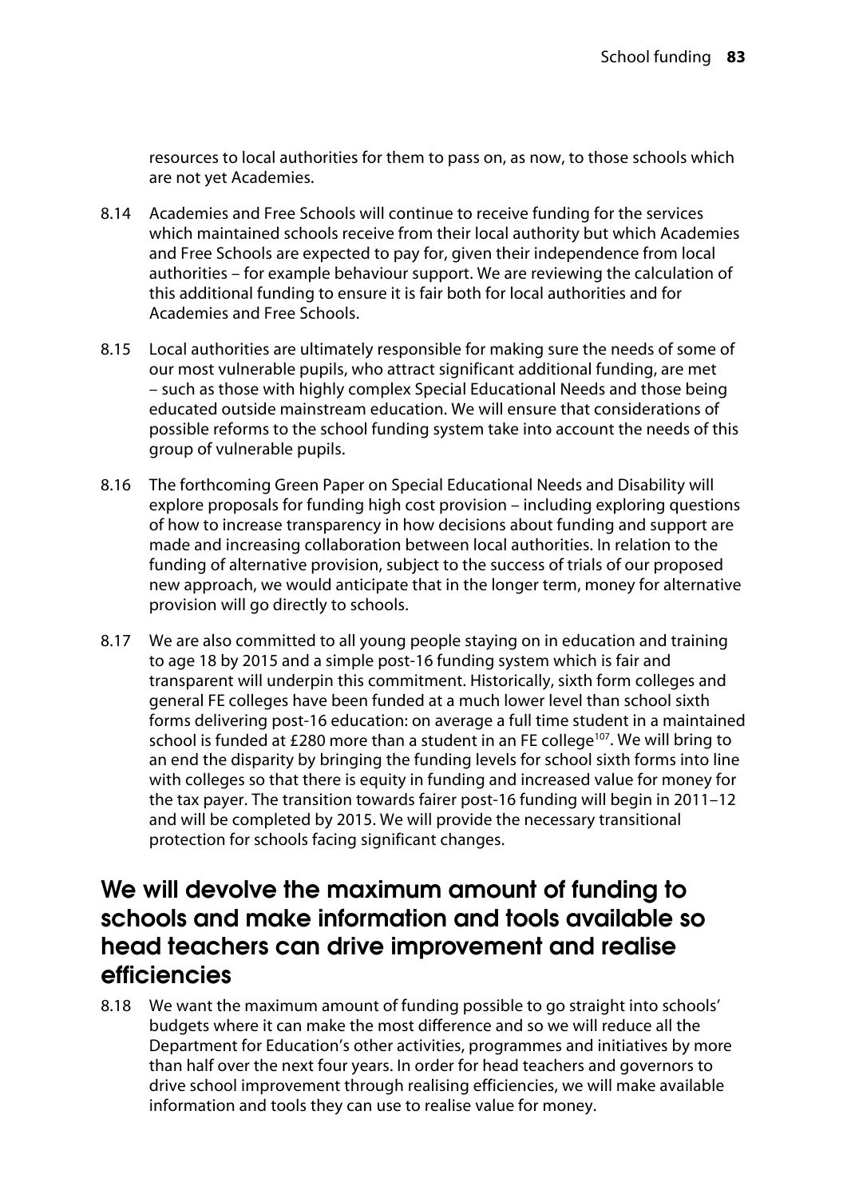resources to local authorities for them to pass on, as now, to those schools which are not yet Academies.

8.14 Academies and Free Schools will continue to receive funding for the services which maintained schools receive from their local authority but which Academies and Free Schools are expected to pay for, given their independence from local authorities – for example behaviour support. We are reviewing the calculation of this additional funding to ensure it is fair both for local authorities and for Academies and Free Schools.

8.15 Local authorities are ultimately responsible for making sure the needs of some of our most vulnerable pupils, who attract significant additional funding, are met – such as those with highly complex Special Educational Needs and those being educated outside mainstream education. We will ensure that considerations of possible reforms to the school funding system take into account the needs of this group of vulnerable pupils.

8.16 The forthcoming Green Paper on Special Educational Needs and Disability will explore proposals for funding high cost provision – including exploring questions of how to increase transparency in how decisions about funding and support are made and increasing collaboration between local authorities. In relation to the funding of alternative provision, subject to the success of trials of our proposed new approach, we would anticipate that in the longer term, money for alternative provision will go directly to schools.

8.17 We are also committed to all young people staying on in education and training to age 18 by 2015 and a simple post-16 funding system which is fair and transparent will underpin this commitment. Historically, sixth form colleges and general FE colleges have been funded at a much lower level than school sixth forms delivering post-16 education: on average a full time student in a maintained school is funded at £280 more than a student in an FE college[107]. We will bring to an end the disparity by bringing the funding levels for school sixth forms into line with colleges so that there is equity in funding and increased value for money for the tax payer. The transition towards fairer post-16 funding will begin in 2011–12 and will be completed by 2015. We will provide the necessary transitional protection for schools facing significant changes.

## We will devolve the maximum amount of funding to schools and make information and tools available so head teachers can drive improvement and realise efficiencies

8.18 We want the maximum amount of funding possible to go straight into schools' budgets where it can make the most difference and so we will reduce all the Department for Education's other activities, programmes and initiatives by more than half over the next four years. In order for head teachers and governors to drive school improvement through realising efficiencies, we will make available information and tools they can use to realise value for money.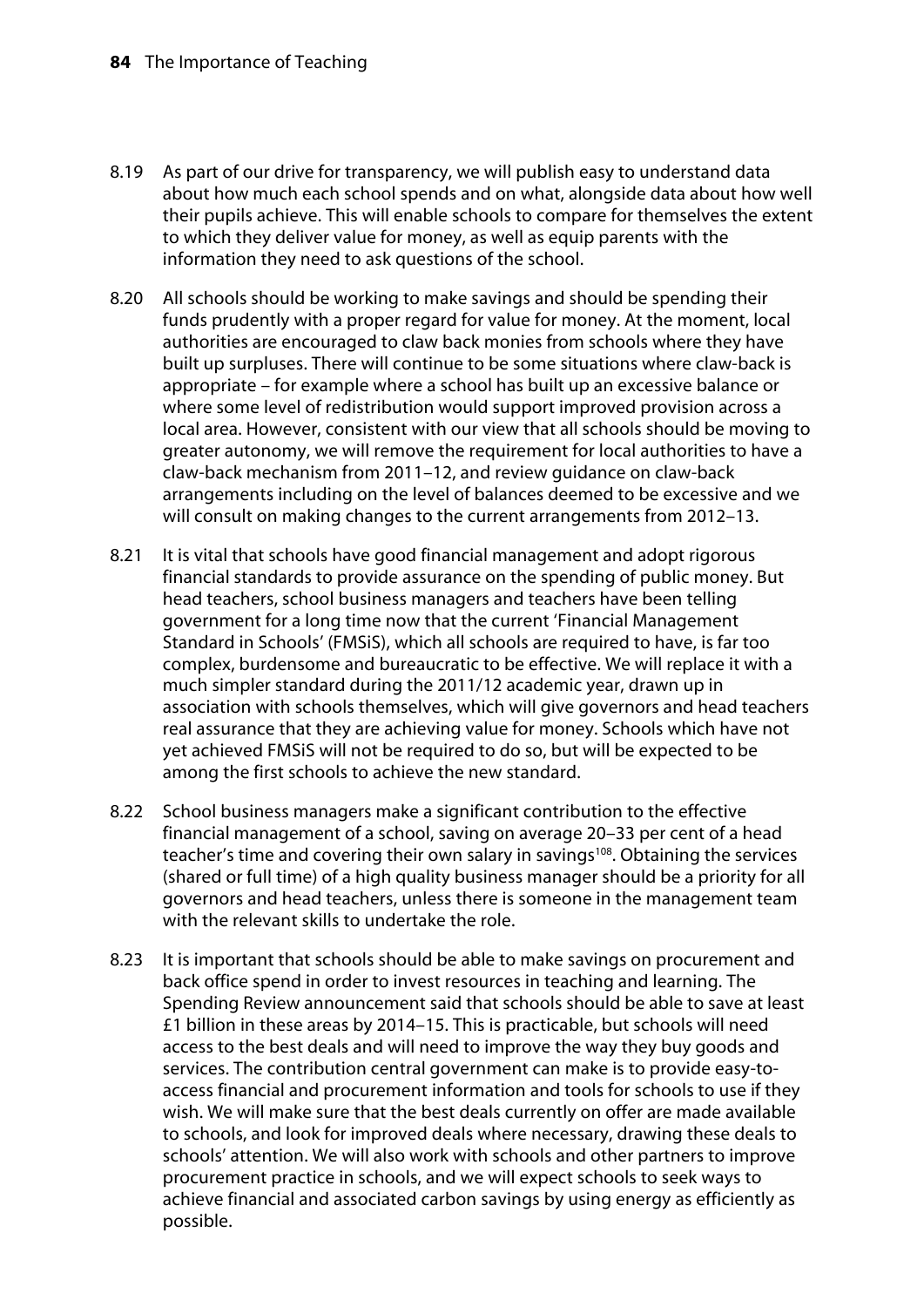8.19 As part of our drive for transparency, we will publish easy to understand data about how much each school spends and on what, alongside data about how well their pupils achieve. This will enable schools to compare for themselves the extent to which they deliver value for money, as well as equip parents with the information they need to ask questions of the school.

8.20 All schools should be working to make savings and should be spending their funds prudently with a proper regard for value for money. At the moment, local authorities are encouraged to claw back monies from schools where they have built up surpluses. There will continue to be some situations where claw-back is appropriate – for example where a school has built up an excessive balance or where some level of redistribution would support improved provision across a local area. However, consistent with our view that all schools should be moving to greater autonomy, we will remove the requirement for local authorities to have a claw-back mechanism from 2011–12, and review guidance on claw-back arrangements including on the level of balances deemed to be excessive and we will consult on making changes to the current arrangements from 2012–13.

8.21 It is vital that schools have good financial management and adopt rigorous financial standards to provide assurance on the spending of public money. But head teachers, school business managers and teachers have been telling government for a long time now that the current 'Financial Management Standard in Schools' (FMSiS), which all schools are required to have, is far too complex, burdensome and bureaucratic to be effective. We will replace it with a much simpler standard during the 2011/12 academic year, drawn up in association with schools themselves, which will give governors and head teachers real assurance that they are achieving value for money. Schools which have not yet achieved FMSiS will not be required to do so, but will be expected to be among the first schools to achieve the new standard.

8.22 School business managers make a significant contribution to the effective financial management of a school, saving on average 20–33 per cent of a head teacher's time and covering their own salary in savings[108]. Obtaining the services (shared or full time) of a high quality business manager should be a priority for all governors and head teachers, unless there is someone in the management team with the relevant skills to undertake the role.

8.23 It is important that schools should be able to make savings on procurement and back office spend in order to invest resources in teaching and learning. The Spending Review announcement said that schools should be able to save at least £1 billion in these areas by 2014–15. This is practicable, but schools will need access to the best deals and will need to improve the way they buy goods and services. The contribution central government can make is to provide easy-to-access financial and procurement information and tools for schools to use if they wish. We will make sure that the best deals currently on offer are made available to schools, and look for improved deals where necessary, drawing these deals to schools' attention. We will also work with schools and other partners to improve procurement practice in schools, and we will expect schools to seek ways to achieve financial and associated carbon savings by using energy as efficiently as possible.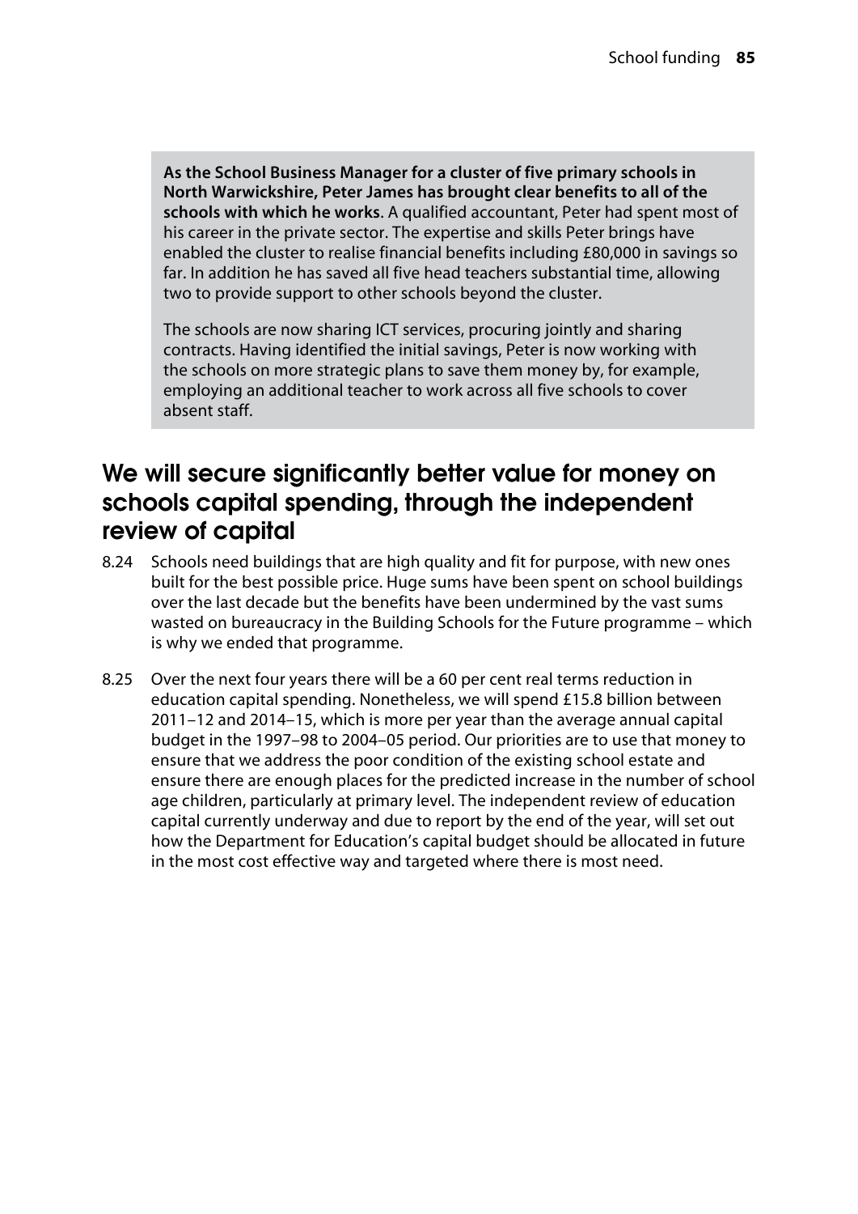**As the School Business Manager for a cluster of five primary schools in North Warwickshire, Peter James has brought clear benefits to all of the schools with which he works**. A qualified accountant, Peter had spent most of his career in the private sector. The expertise and skills Peter brings have enabled the cluster to realise financial benefits including £80,000 in savings so far. In addition he has saved all five head teachers substantial time, allowing two to provide support to other schools beyond the cluster.

The schools are now sharing ICT services, procuring jointly and sharing contracts. Having identified the initial savings, Peter is now working with the schools on more strategic plans to save them money by, for example, employing an additional teacher to work across all five schools to cover absent staff.

## We will secure significantly better value for money on schools capital spending, through the independent review of capital

8.24 Schools need buildings that are high quality and fit for purpose, with new ones built for the best possible price. Huge sums have been spent on school buildings over the last decade but the benefits have been undermined by the vast sums wasted on bureaucracy in the Building Schools for the Future programme – which is why we ended that programme.

8.25 Over the next four years there will be a 60 per cent real terms reduction in education capital spending. Nonetheless, we will spend £15.8 billion between 2011–12 and 2014–15, which is more per year than the average annual capital budget in the 1997–98 to 2004–05 period. Our priorities are to use that money to ensure that we address the poor condition of the existing school estate and ensure there are enough places for the predicted increase in the number of school age children, particularly at primary level. The independent review of education capital currently underway and due to report by the end of the year, will set out how the Department for Education's capital budget should be allocated in future in the most cost effective way and targeted where there is most need.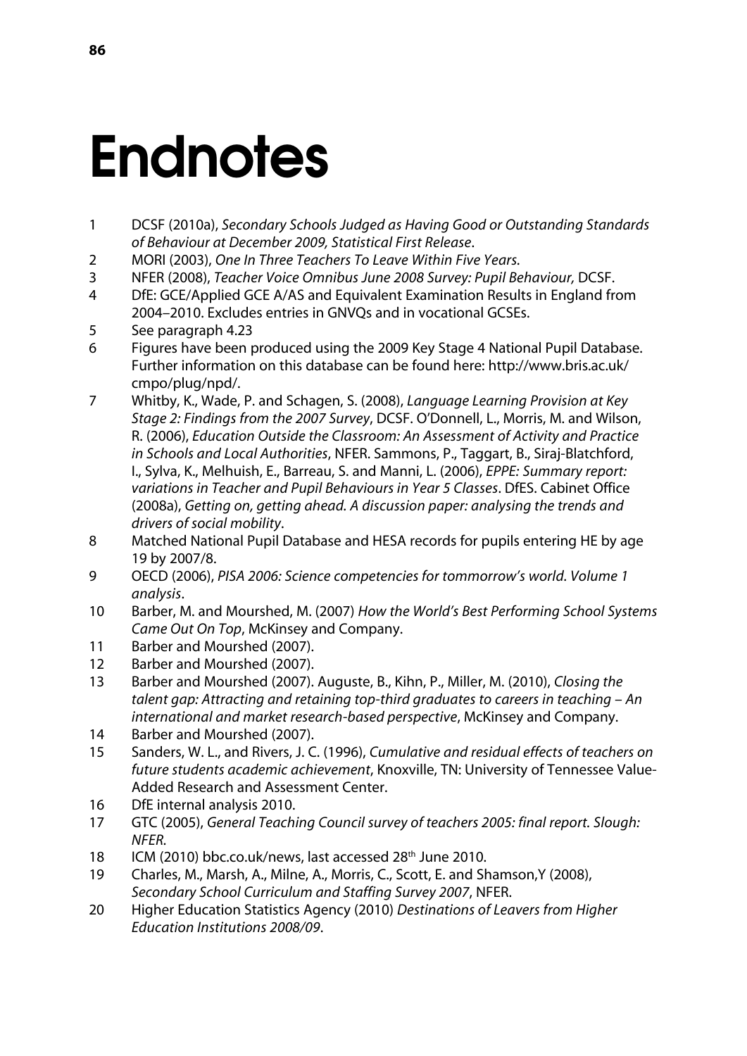# Endnotes

1. DCSF (2010a), *Secondary Schools Judged as Having Good or Outstanding Standards of Behaviour at December 2009, Statistical First Release*.
2. MORI (2003), *One In Three Teachers To Leave Within Five Years.*
3. NFER (2008), *Teacher Voice Omnibus June 2008 Survey: Pupil Behaviour,* DCSF.
4. DfE: GCE/Applied GCE A/AS and Equivalent Examination Results in England from 2004–2010. Excludes entries in GNVQs and in vocational GCSEs.
5. See paragraph 4.23
6. Figures have been produced using the 2009 Key Stage 4 National Pupil Database. Further information on this database can be found here: http://www.bris.ac.uk/cmpo/plug/npd/.
7. Whitby, K., Wade, P. and Schagen, S. (2008), *Language Learning Provision at Key Stage 2: Findings from the 2007 Survey*, DCSF. O'Donnell, L., Morris, M. and Wilson, R. (2006), *Education Outside the Classroom: An Assessment of Activity and Practice in Schools and Local Authorities*, NFER. Sammons, P., Taggart, B., Siraj-Blatchford, I., Sylva, K., Melhuish, E., Barreau, S. and Manni, L. (2006), *EPPE: Summary report: variations in Teacher and Pupil Behaviours in Year 5 Classes*. DfES. Cabinet Office (2008a), *Getting on, getting ahead. A discussion paper: analysing the trends and drivers of social mobility*.
8. Matched National Pupil Database and HESA records for pupils entering HE by age 19 by 2007/8.
9. OECD (2006), *PISA 2006: Science competencies for tommorrow's world. Volume 1 analysis*.
10. Barber, M. and Mourshed, M. (2007) *How the World's Best Performing School Systems Came Out On Top*, McKinsey and Company.
11. Barber and Mourshed (2007).
12. Barber and Mourshed (2007).
13. Barber and Mourshed (2007). Auguste, B., Kihn, P., Miller, M. (2010), *Closing the talent gap: Attracting and retaining top-third graduates to careers in teaching – An international and market research-based perspective*, McKinsey and Company.
14. Barber and Mourshed (2007).
15. Sanders, W. L., and Rivers, J. C. (1996), *Cumulative and residual effects of teachers on future students academic achievement*, Knoxville, TN: University of Tennessee Value-Added Research and Assessment Center.
16. DfE internal analysis 2010.
17. GTC (2005), *General Teaching Council survey of teachers 2005: final report. Slough: NFER.*
18. ICM (2010) bbc.co.uk/news, last accessed 28th June 2010.
19. Charles, M., Marsh, A., Milne, A., Morris, C., Scott, E. and Shamson,Y (2008), *Secondary School Curriculum and Staffing Survey 2007*, NFER.
20. Higher Education Statistics Agency (2010) *Destinations of Leavers from Higher Education Institutions 2008/09*.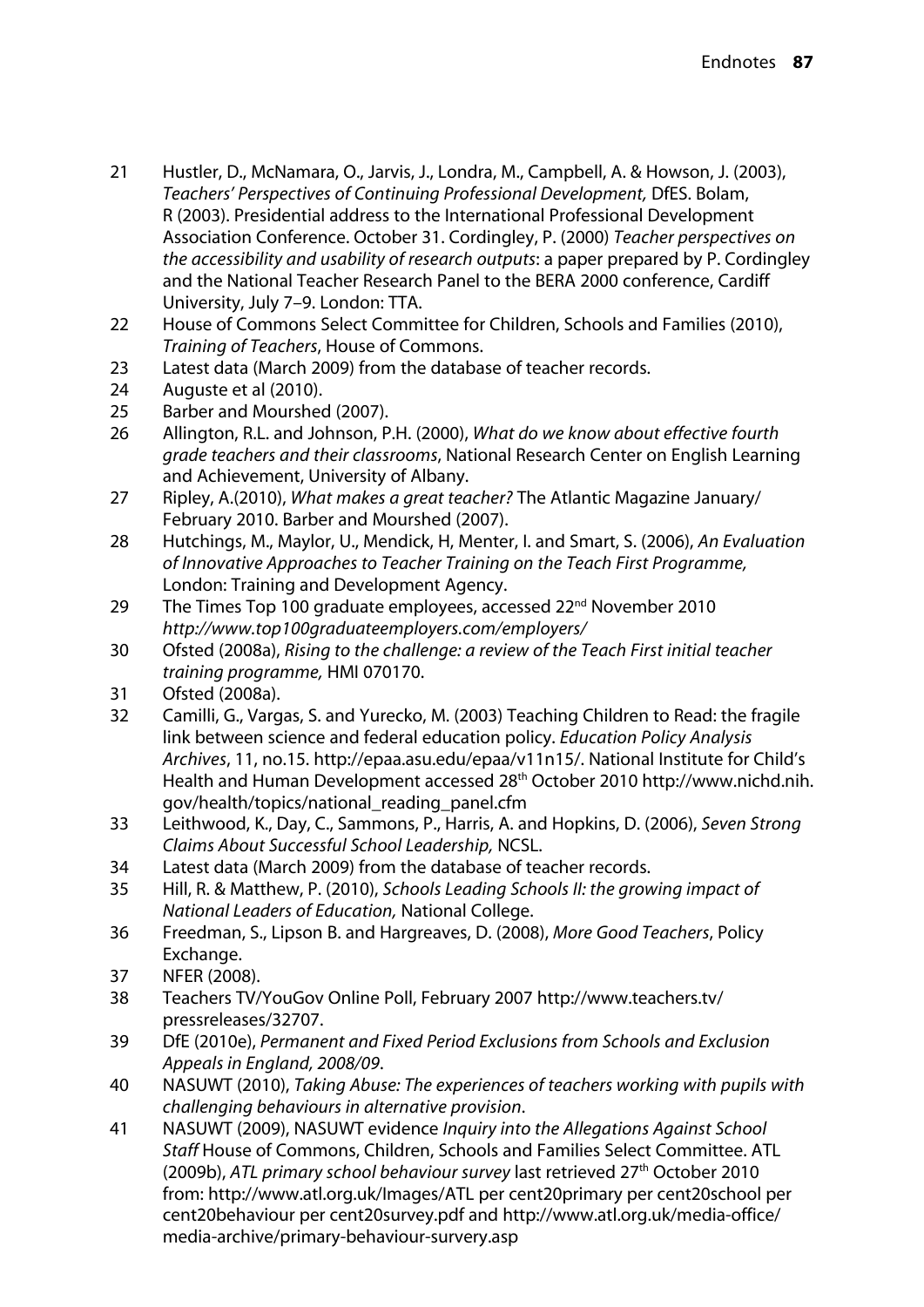21 Hustler, D., McNamara, O., Jarvis, J., Londra, M., Campbell, A. & Howson, J. (2003), *Teachers' Perspectives of Continuing Professional Development,* DfES. Bolam, R (2003). Presidential address to the International Professional Development Association Conference. October 31. Cordingley, P. (2000) *Teacher perspectives on the accessibility and usability of research outputs*: a paper prepared by P. Cordingley and the National Teacher Research Panel to the BERA 2000 conference, Cardiff University, July 7–9. London: TTA.

22 House of Commons Select Committee for Children, Schools and Families (2010), *Training of Teachers*, House of Commons.

23 Latest data (March 2009) from the database of teacher records.

24 Auguste et al (2010).

25 Barber and Mourshed (2007).

26 Allington, R.L. and Johnson, P.H. (2000), *What do we know about effective fourth grade teachers and their classrooms*, National Research Center on English Learning and Achievement, University of Albany.

27 Ripley, A.(2010), *What makes a great teacher?* The Atlantic Magazine January/ February 2010. Barber and Mourshed (2007).

28 Hutchings, M., Maylor, U., Mendick, H, Menter, I. and Smart, S. (2006), *An Evaluation of Innovative Approaches to Teacher Training on the Teach First Programme,* London: Training and Development Agency.

29 The Times Top 100 graduate employees, accessed 22nd November 2010 *http://www.top100graduateemployers.com/employers/*

30 Ofsted (2008a), *Rising to the challenge: a review of the Teach First initial teacher training programme,* HMI 070170.

31 Ofsted (2008a).

32 Camilli, G., Vargas, S. and Yurecko, M. (2003) Teaching Children to Read: the fragile link between science and federal education policy. *Education Policy Analysis Archives*, 11, no.15. http://epaa.asu.edu/epaa/v11n15/. National Institute for Child's Health and Human Development accessed 28th October 2010 http://www.nichd.nih.gov/health/topics/national_reading_panel.cfm

33 Leithwood, K., Day, C., Sammons, P., Harris, A. and Hopkins, D. (2006), *Seven Strong Claims About Successful School Leadership,* NCSL.

34 Latest data (March 2009) from the database of teacher records.

35 Hill, R. & Matthew, P. (2010), *Schools Leading Schools II: the growing impact of National Leaders of Education,* National College.

36 Freedman, S., Lipson B. and Hargreaves, D. (2008), *More Good Teachers*, Policy Exchange.

37 NFER (2008).

38 Teachers TV/YouGov Online Poll, February 2007 http://www.teachers.tv/pressreleases/32707.

39 DfE (2010e), *Permanent and Fixed Period Exclusions from Schools and Exclusion Appeals in England, 2008/09*.

40 NASUWT (2010), *Taking Abuse: The experiences of teachers working with pupils with challenging behaviours in alternative provision*.

41 NASUWT (2009), NASUWT evidence *Inquiry into the Allegations Against School Staff* House of Commons, Children, Schools and Families Select Committee. ATL (2009b), *ATL primary school behaviour survey* last retrieved 27th October 2010 from: http://www.atl.org.uk/Images/ATL per cent20primary per cent20school per cent20behaviour per cent20survey.pdf and http://www.atl.org.uk/media-office/media-archive/primary-behaviour-survery.asp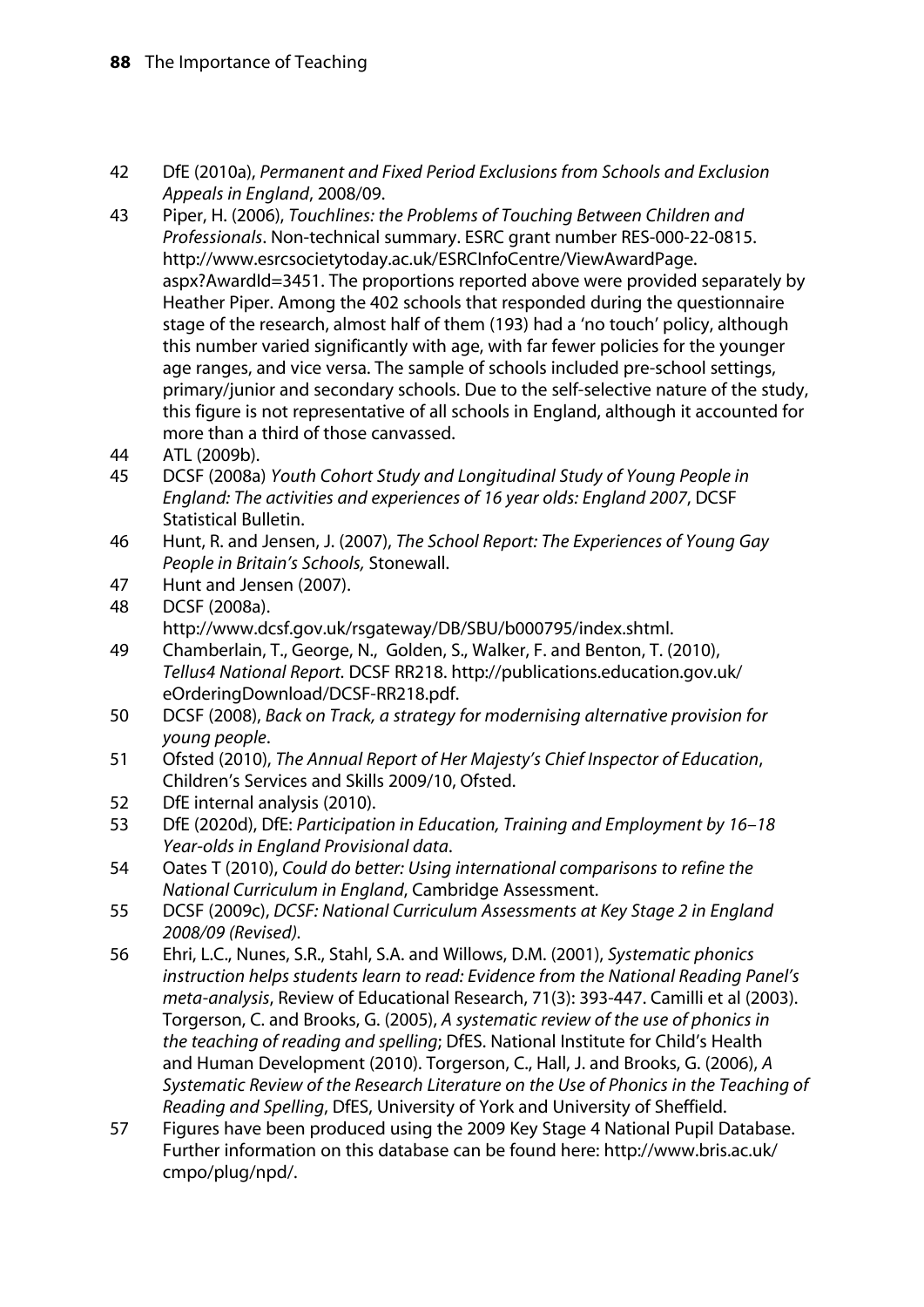42 DfE (2010a), *Permanent and Fixed Period Exclusions from Schools and Exclusion Appeals in England*, 2008/09.

43 Piper, H. (2006), *Touchlines: the Problems of Touching Between Children and Professionals*. Non-technical summary. ESRC grant number RES-000-22-0815. http://www.esrcsocietytoday.ac.uk/ESRCInfoCentre/ViewAwardPage.aspx?AwardId=3451. The proportions reported above were provided separately by Heather Piper. Among the 402 schools that responded during the questionnaire stage of the research, almost half of them (193) had a 'no touch' policy, although this number varied significantly with age, with far fewer policies for the younger age ranges, and vice versa. The sample of schools included pre-school settings, primary/junior and secondary schools. Due to the self-selective nature of the study, this figure is not representative of all schools in England, although it accounted for more than a third of those canvassed.

44 ATL (2009b).

45 DCSF (2008a) *Youth Cohort Study and Longitudinal Study of Young People in England: The activities and experiences of 16 year olds: England 2007*, DCSF Statistical Bulletin.

46 Hunt, R. and Jensen, J. (2007), *The School Report: The Experiences of Young Gay People in Britain's Schools,* Stonewall.

47 Hunt and Jensen (2007).

48 DCSF (2008a). http://www.dcsf.gov.uk/rsgateway/DB/SBU/b000795/index.shtml.

49 Chamberlain, T., George, N., Golden, S., Walker, F. and Benton, T. (2010), *Tellus4 National Report*. DCSF RR218. http://publications.education.gov.uk/eOrderingDownload/DCSF-RR218.pdf.

50 DCSF (2008), *Back on Track, a strategy for modernising alternative provision for young people*.

51 Ofsted (2010), *The Annual Report of Her Majesty's Chief Inspector of Education*, Children's Services and Skills 2009/10, Ofsted.

52 DfE internal analysis (2010).

53 DfE (2020d), DfE: *Participation in Education, Training and Employment by 16–18 Year-olds in England Provisional data*.

54 Oates T (2010), *Could do better: Using international comparisons to refine the National Curriculum in England*, Cambridge Assessment.

55 DCSF (2009c), *DCSF: National Curriculum Assessments at Key Stage 2 in England 2008/09 (Revised)*.

56 Ehri, L.C., Nunes, S.R., Stahl, S.A. and Willows, D.M. (2001), *Systematic phonics instruction helps students learn to read: Evidence from the National Reading Panel's meta-analysis*, Review of Educational Research, 71(3): 393-447. Camilli et al (2003). Torgerson, C. and Brooks, G. (2005), *A systematic review of the use of phonics in the teaching of reading and spelling*; DfES. National Institute for Child's Health and Human Development (2010). Torgerson, C., Hall, J. and Brooks, G. (2006), *A Systematic Review of the Research Literature on the Use of Phonics in the Teaching of Reading and Spelling*, DfES, University of York and University of Sheffield.

57 Figures have been produced using the 2009 Key Stage 4 National Pupil Database. Further information on this database can be found here: http://www.bris.ac.uk/cmpo/plug/npd/.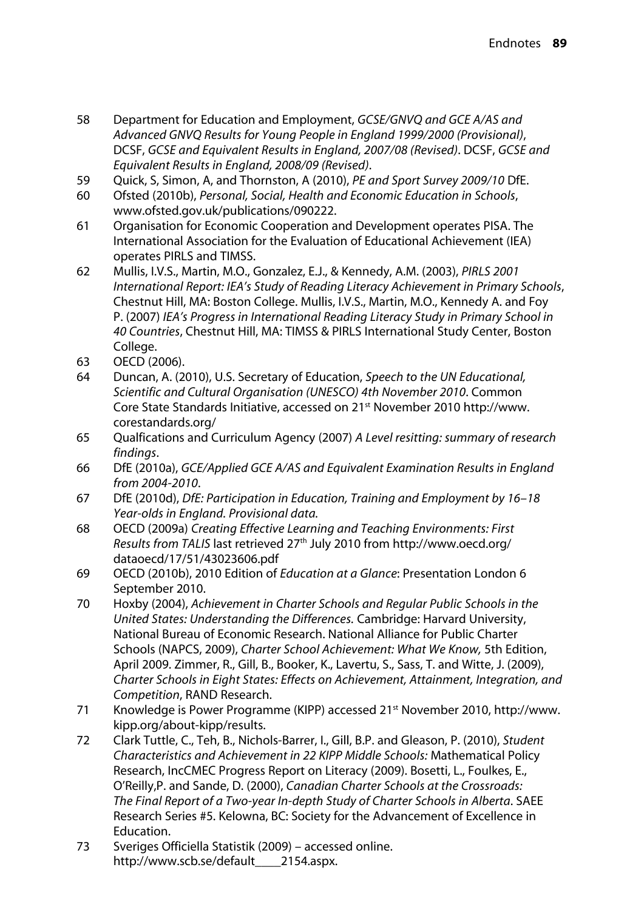58 Department for Education and Employment, *GCSE/GNVQ and GCE A/AS and Advanced GNVQ Results for Young People in England 1999/2000 (Provisional)*, DCSF, *GCSE and Equivalent Results in England, 2007/08 (Revised)*. DCSF, *GCSE and Equivalent Results in England, 2008/09 (Revised)*.

59 Quick, S, Simon, A, and Thornston, A (2010), *PE and Sport Survey 2009/10* DfE.

60 Ofsted (2010b), *Personal, Social, Health and Economic Education in Schools*, www.ofsted.gov.uk/publications/090222.

61 Organisation for Economic Cooperation and Development operates PISA. The International Association for the Evaluation of Educational Achievement (IEA) operates PIRLS and TIMSS.

62 Mullis, I.V.S., Martin, M.O., Gonzalez, E.J., & Kennedy, A.M. (2003), *PIRLS 2001 International Report: IEA's Study of Reading Literacy Achievement in Primary Schools*, Chestnut Hill, MA: Boston College. Mullis, I.V.S., Martin, M.O., Kennedy A. and Foy P. (2007) *IEA's Progress in International Reading Literacy Study in Primary School in 40 Countries*, Chestnut Hill, MA: TIMSS & PIRLS International Study Center, Boston College.

63 OECD (2006).

64 Duncan, A. (2010), U.S. Secretary of Education, *Speech to the UN Educational, Scientific and Cultural Organisation (UNESCO) 4th November 2010*. Common Core State Standards Initiative, accessed on 21st November 2010 http://www.corestandards.org/

65 Qualfications and Curriculum Agency (2007) *A Level resitting: summary of research findings*.

66 DfE (2010a), *GCE/Applied GCE A/AS and Equivalent Examination Results in England from 2004-2010*.

67 DfE (2010d), *DfE: Participation in Education, Training and Employment by 16–18 Year-olds in England. Provisional data.*

68 OECD (2009a) *Creating Effective Learning and Teaching Environments: First Results from TALIS* last retrieved 27th July 2010 from http://www.oecd.org/dataoecd/17/51/43023606.pdf

69 OECD (2010b), 2010 Edition of *Education at a Glance*: Presentation London 6 September 2010.

70 Hoxby (2004), *Achievement in Charter Schools and Regular Public Schools in the United States: Understanding the Differences.* Cambridge: Harvard University, National Bureau of Economic Research. National Alliance for Public Charter Schools (NAPCS, 2009), *Charter School Achievement: What We Know,* 5th Edition, April 2009. Zimmer, R., Gill, B., Booker, K., Lavertu, S., Sass, T. and Witte, J. (2009), *Charter Schools in Eight States: Effects on Achievement, Attainment, Integration, and Competition*, RAND Research.

71 Knowledge is Power Programme (KIPP) accessed 21st November 2010, http://www.kipp.org/about-kipp/results.

72 Clark Tuttle, C., Teh, B., Nichols-Barrer, I., Gill, B.P. and Gleason, P. (2010), *Student Characteristics and Achievement in 22 KIPP Middle Schools:* Mathematical Policy Research, IncCMEC Progress Report on Literacy (2009). Bosetti, L., Foulkes, E., O'Reilly,P. and Sande, D. (2000), *Canadian Charter Schools at the Crossroads: The Final Report of a Two-year In-depth Study of Charter Schools in Alberta*. SAEE Research Series #5. Kelowna, BC: Society for the Advancement of Excellence in Education.

73 Sveriges Officiella Statistik (2009) – accessed online. http://www.scb.se/default____2154.aspx.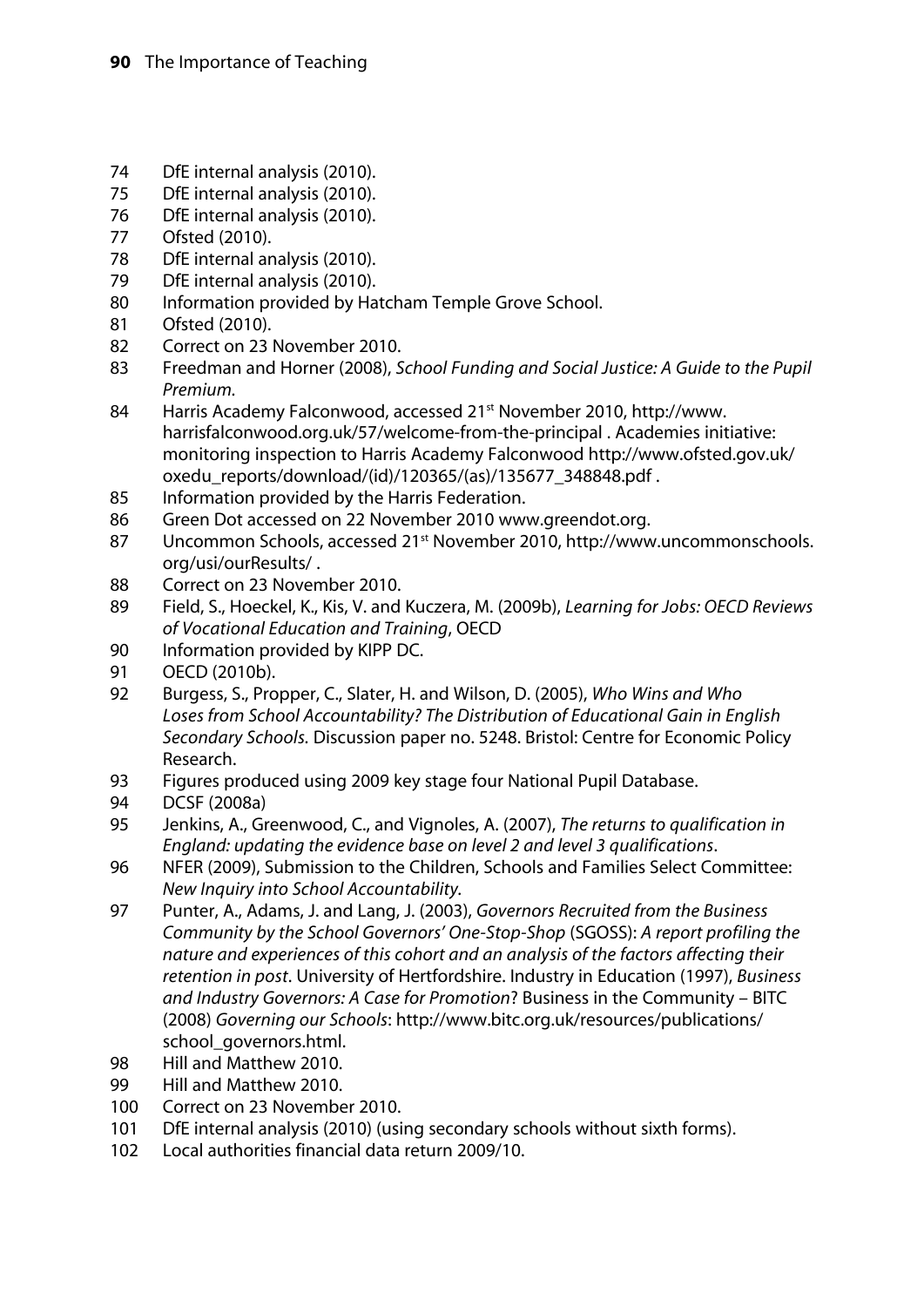74 DfE internal analysis (2010).
75 DfE internal analysis (2010).
76 DfE internal analysis (2010).
77 Ofsted (2010).
78 DfE internal analysis (2010).
79 DfE internal analysis (2010).
80 Information provided by Hatcham Temple Grove School.
81 Ofsted (2010).
82 Correct on 23 November 2010.
83 Freedman and Horner (2008), *School Funding and Social Justice: A Guide to the Pupil Premium.*
84 Harris Academy Falconwood, accessed 21st November 2010, http://www.harrisfalconwood.org.uk/57/welcome-from-the-principal . Academies initiative: monitoring inspection to Harris Academy Falconwood http://www.ofsted.gov.uk/oxedu_reports/download/(id)/120365/(as)/135677_348848.pdf .
85 Information provided by the Harris Federation.
86 Green Dot accessed on 22 November 2010 www.greendot.org.
87 Uncommon Schools, accessed 21st November 2010, http://www.uncommonschools.org/usi/ourResults/ .
88 Correct on 23 November 2010.
89 Field, S., Hoeckel, K., Kis, V. and Kuczera, M. (2009b), *Learning for Jobs: OECD Reviews of Vocational Education and Training*, OECD
90 Information provided by KIPP DC.
91 OECD (2010b).
92 Burgess, S., Propper, C., Slater, H. and Wilson, D. (2005), *Who Wins and Who Loses from School Accountability? The Distribution of Educational Gain in English Secondary Schools.* Discussion paper no. 5248. Bristol: Centre for Economic Policy Research.
93 Figures produced using 2009 key stage four National Pupil Database.
94 DCSF (2008a)
95 Jenkins, A., Greenwood, C., and Vignoles, A. (2007), *The returns to qualification in England: updating the evidence base on level 2 and level 3 qualifications*.
96 NFER (2009), Submission to the Children, Schools and Families Select Committee: *New Inquiry into School Accountability.*
97 Punter, A., Adams, J. and Lang, J. (2003), *Governors Recruited from the Business Community by the School Governors' One-Stop-Shop* (SGOSS): *A report profiling the nature and experiences of this cohort and an analysis of the factors affecting their retention in post*. University of Hertfordshire. Industry in Education (1997), *Business and Industry Governors: A Case for Promotion*? Business in the Community – BITC (2008) *Governing our Schools*: http://www.bitc.org.uk/resources/publications/school_governors.html.
98 Hill and Matthew 2010.
99 Hill and Matthew 2010.
100 Correct on 23 November 2010.
101 DfE internal analysis (2010) (using secondary schools without sixth forms).
102 Local authorities financial data return 2009/10.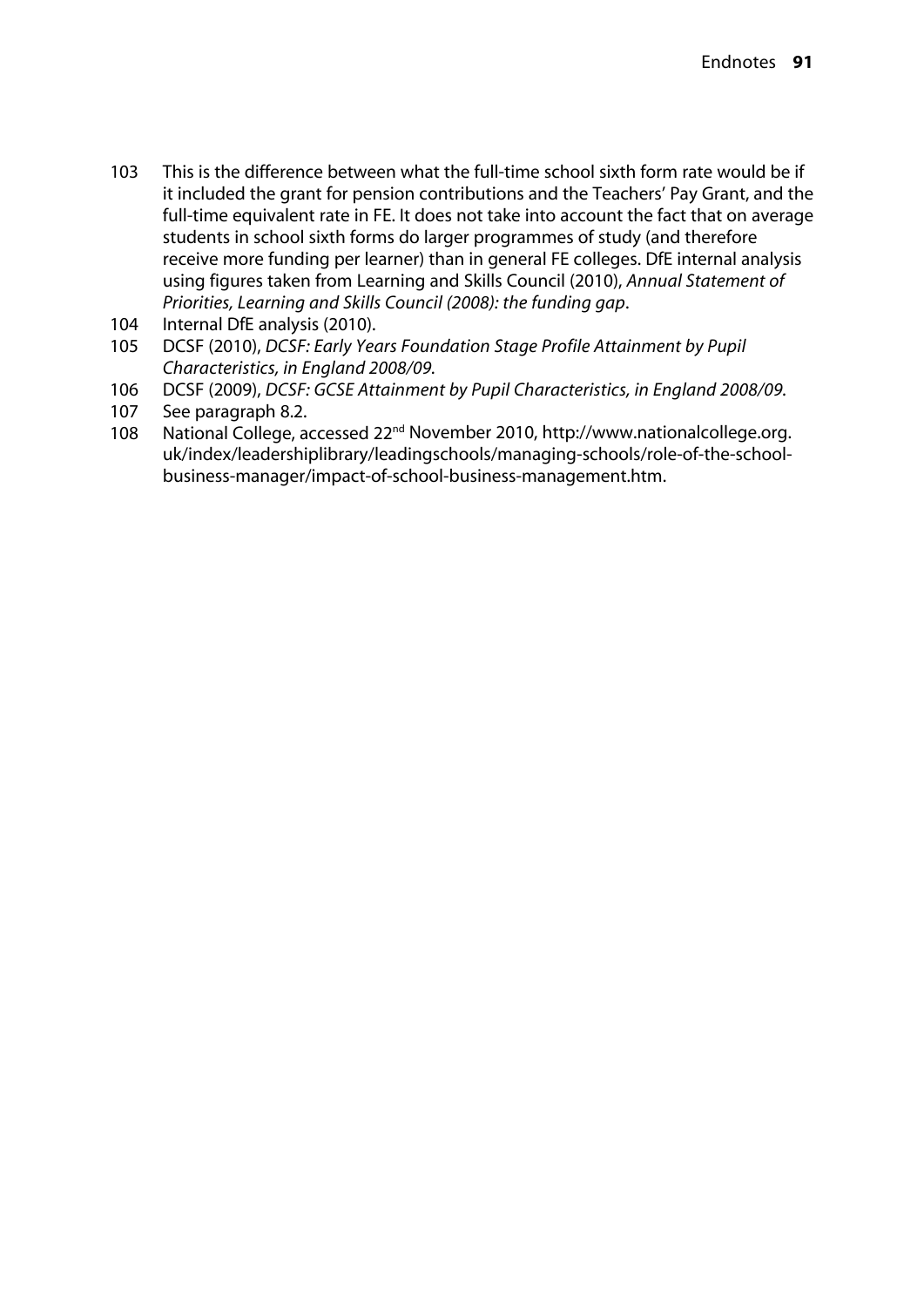103 This is the difference between what the full-time school sixth form rate would be if it included the grant for pension contributions and the Teachers' Pay Grant, and the full-time equivalent rate in FE. It does not take into account the fact that on average students in school sixth forms do larger programmes of study (and therefore receive more funding per learner) than in general FE colleges. DfE internal analysis using figures taken from Learning and Skills Council (2010), *Annual Statement of Priorities, Learning and Skills Council (2008): the funding gap*.

104 Internal DfE analysis (2010).

105 DCSF (2010), *DCSF: Early Years Foundation Stage Profile Attainment by Pupil Characteristics, in England 2008/09*.

106 DCSF (2009), *DCSF: GCSE Attainment by Pupil Characteristics, in England 2008/09*.

107 See paragraph 8.2.

108 National College, accessed 22nd November 2010, http://www.nationalcollege.org.uk/index/leadershiplibrary/leadingschools/managing-schools/role-of-the-school-business-manager/impact-of-school-business-management.htm.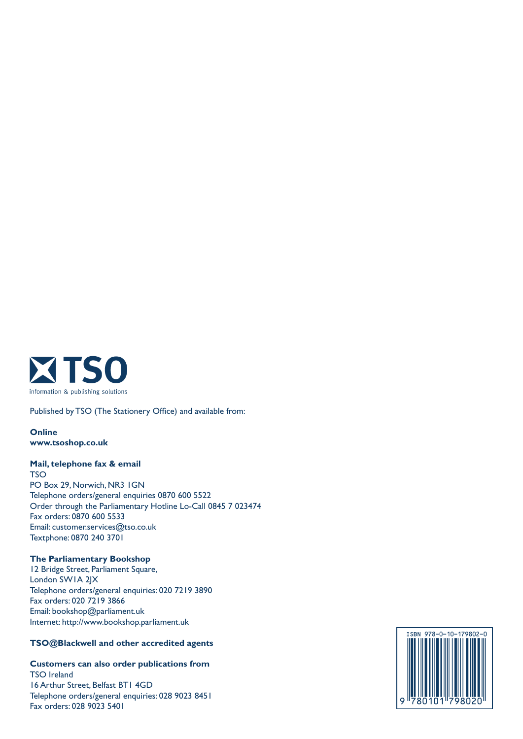TSO

information & publishing solutions

Published by TSO (The Stationery Office) and available from:

**Online**
**www.tsoshop.co.uk**

**Mail, telephone fax & email**
TSO
PO Box 29, Norwich, NR3 1GN
Telephone orders/general enquiries 0870 600 5522
Order through the Parliamentary Hotline Lo-Call 0845 7 023474
Fax orders: 0870 600 5533
Email: customer.services@tso.co.uk
Textphone: 0870 240 3701

**The Parliamentary Bookshop**
12 Bridge Street, Parliament Square,
London SW1A 2JX
Telephone orders/general enquiries: 020 7219 3890
Fax orders: 020 7219 3866
Email: bookshop@parliament.uk
Internet: http://www.bookshop.parliament.uk

**TSO@Blackwell and other accredited agents**

**Customers can also order publications from**
TSO Ireland
16 Arthur Street, Belfast BT1 4GD
Telephone orders/general enquiries: 028 9023 8451
Fax orders: 028 9023 5401

ISBN 978-0-10-179802-0

9 780101 798020